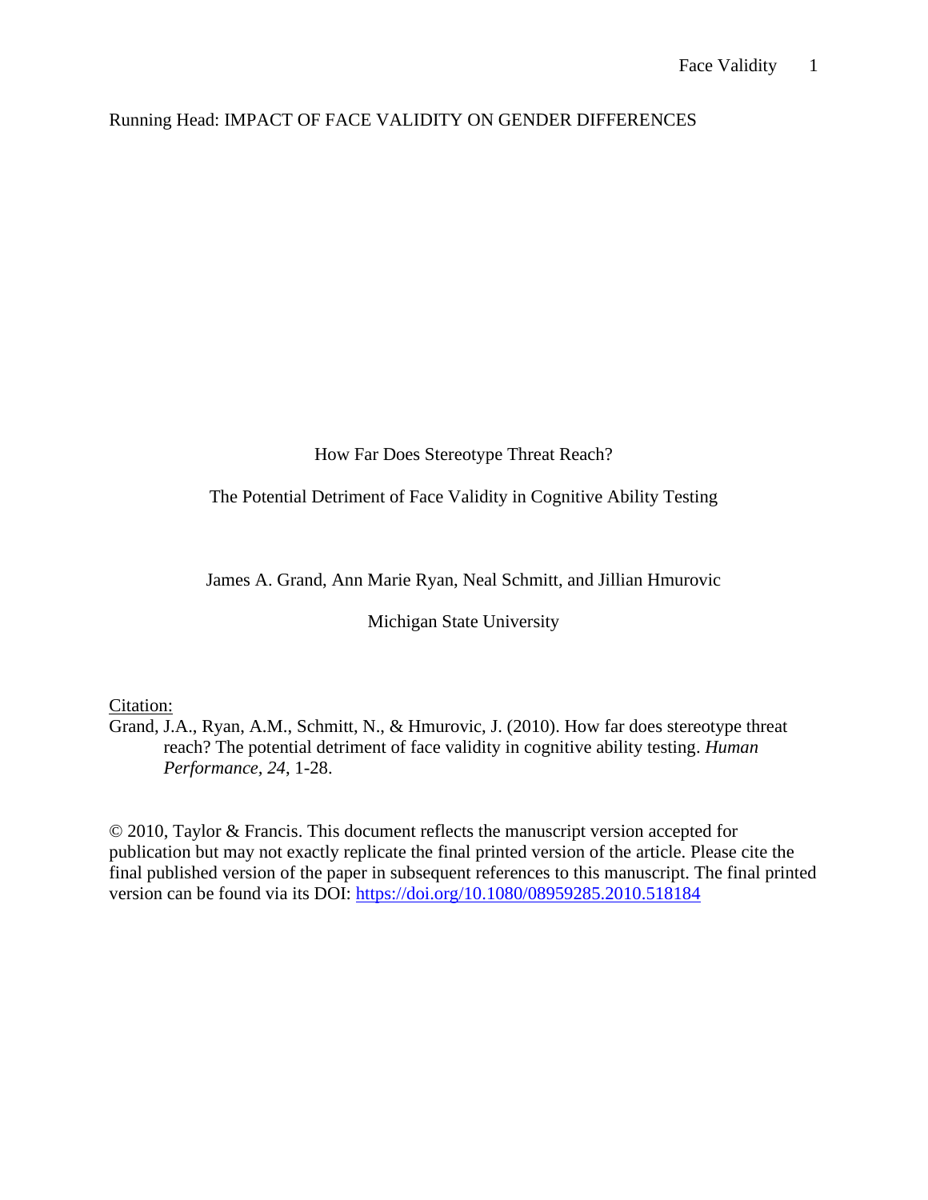Running Head: IMPACT OF FACE VALIDITY ON GENDER DIFFERENCES

# How Far Does Stereotype Threat Reach?

## The Potential Detriment of Face Validity in Cognitive Ability Testing

James A. Grand, Ann Marie Ryan, Neal Schmitt, and Jillian Hmurovic

Michigan State University

Citation:

Grand, J.A., Ryan, A.M., Schmitt, N., & Hmurovic, J. (2010). How far does stereotype threat reach? The potential detriment of face validity in cognitive ability testing. *Human Performance, 24*, 1-28.

© 2010, Taylor & Francis. This document reflects the manuscript version accepted for publication but may not exactly replicate the final printed version of the article. Please cite the final published version of the paper in subsequent references to this manuscript. The final printed version can be found via its DOI: https://doi.org/10.1080/08959285.2010.518184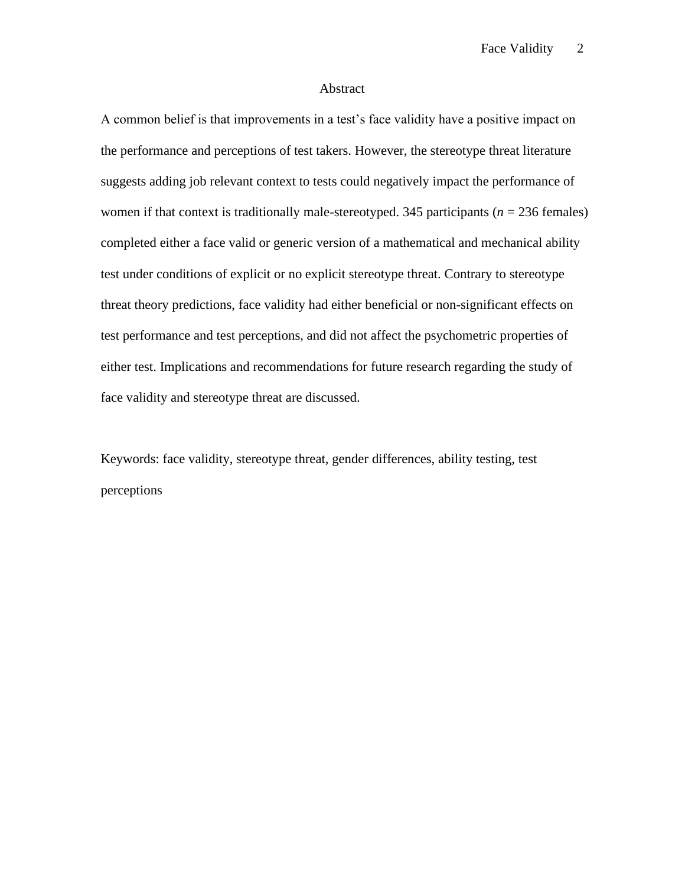# Abstract

A common belief is that improvements in a test's face validity have a positive impact on the performance and perceptions of test takers. However, the stereotype threat literature suggests adding job relevant context to tests could negatively impact the performance of women if that context is traditionally male-stereotyped. 345 participants ($n$ = 236 females) completed either a face valid or generic version of a mathematical and mechanical ability test under conditions of explicit or no explicit stereotype threat. Contrary to stereotype threat theory predictions, face validity had either beneficial or non-significant effects on test performance and test perceptions, and did not affect the psychometric properties of either test. Implications and recommendations for future research regarding the study of face validity and stereotype threat are discussed.

Keywords: face validity, stereotype threat, gender differences, ability testing, test perceptions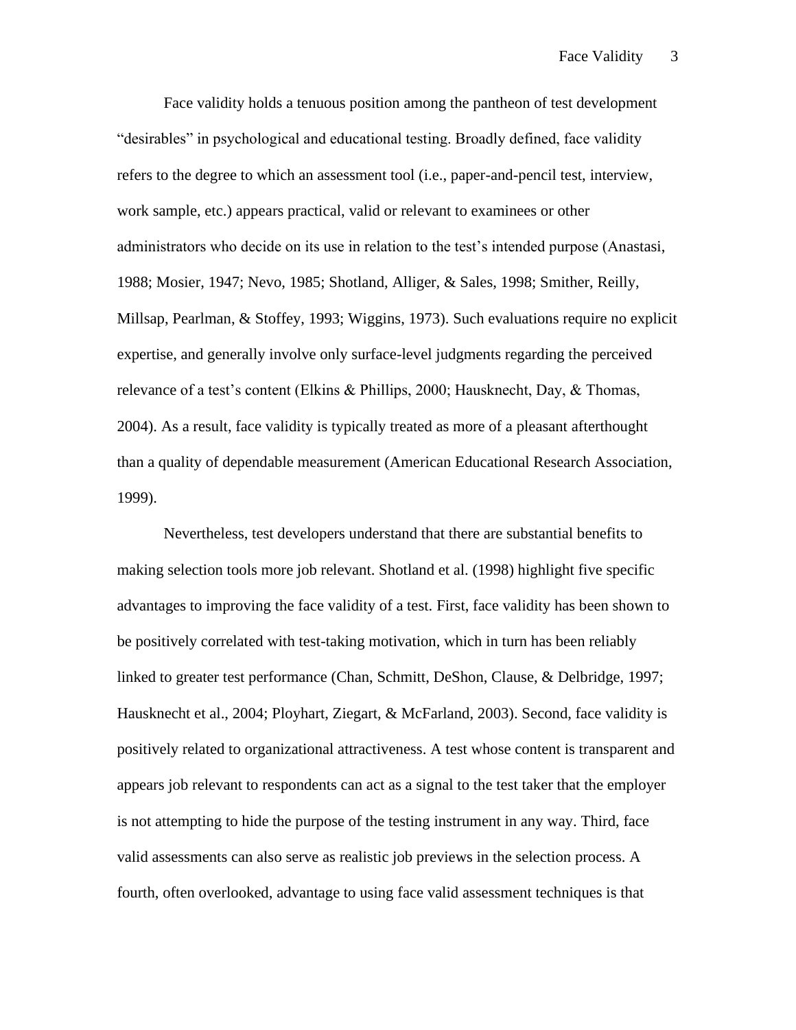Face validity holds a tenuous position among the pantheon of test development "desirables" in psychological and educational testing. Broadly defined, face validity refers to the degree to which an assessment tool (i.e., paper-and-pencil test, interview, work sample, etc.) appears practical, valid or relevant to examinees or other administrators who decide on its use in relation to the test's intended purpose (Anastasi, 1988; Mosier, 1947; Nevo, 1985; Shotland, Alliger, & Sales, 1998; Smither, Reilly, Millsap, Pearlman, & Stoffey, 1993; Wiggins, 1973). Such evaluations require no explicit expertise, and generally involve only surface-level judgments regarding the perceived relevance of a test's content (Elkins & Phillips, 2000; Hausknecht, Day, & Thomas, 2004). As a result, face validity is typically treated as more of a pleasant afterthought than a quality of dependable measurement (American Educational Research Association, 1999).

Nevertheless, test developers understand that there are substantial benefits to making selection tools more job relevant. Shotland et al. (1998) highlight five specific advantages to improving the face validity of a test. First, face validity has been shown to be positively correlated with test-taking motivation, which in turn has been reliably linked to greater test performance (Chan, Schmitt, DeShon, Clause, & Delbridge, 1997; Hausknecht et al., 2004; Ployhart, Ziegart, & McFarland, 2003). Second, face validity is positively related to organizational attractiveness. A test whose content is transparent and appears job relevant to respondents can act as a signal to the test taker that the employer is not attempting to hide the purpose of the testing instrument in any way. Third, face valid assessments can also serve as realistic job previews in the selection process. A fourth, often overlooked, advantage to using face valid assessment techniques is that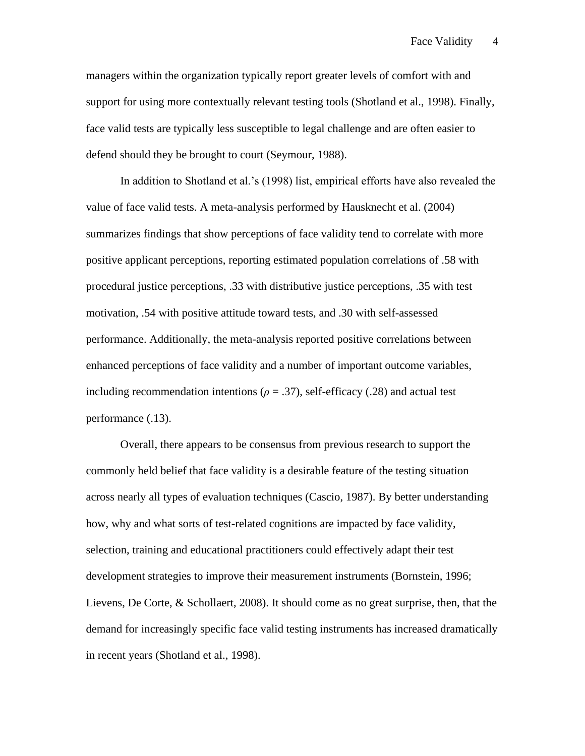managers within the organization typically report greater levels of comfort with and support for using more contextually relevant testing tools (Shotland et al., 1998). Finally, face valid tests are typically less susceptible to legal challenge and are often easier to defend should they be brought to court (Seymour, 1988).

In addition to Shotland et al.'s (1998) list, empirical efforts have also revealed the value of face valid tests. A meta-analysis performed by Hausknecht et al. (2004) summarizes findings that show perceptions of face validity tend to correlate with more positive applicant perceptions, reporting estimated population correlations of .58 with procedural justice perceptions, .33 with distributive justice perceptions, .35 with test motivation, .54 with positive attitude toward tests, and .30 with self-assessed performance. Additionally, the meta-analysis reported positive correlations between enhanced perceptions of face validity and a number of important outcome variables, including recommendation intentions ($\rho = .37$), self-efficacy (.28) and actual test performance (.13).

Overall, there appears to be consensus from previous research to support the commonly held belief that face validity is a desirable feature of the testing situation across nearly all types of evaluation techniques (Cascio, 1987). By better understanding how, why and what sorts of test-related cognitions are impacted by face validity, selection, training and educational practitioners could effectively adapt their test development strategies to improve their measurement instruments (Bornstein, 1996; Lievens, De Corte, & Schollaert, 2008). It should come as no great surprise, then, that the demand for increasingly specific face valid testing instruments has increased dramatically in recent years (Shotland et al., 1998).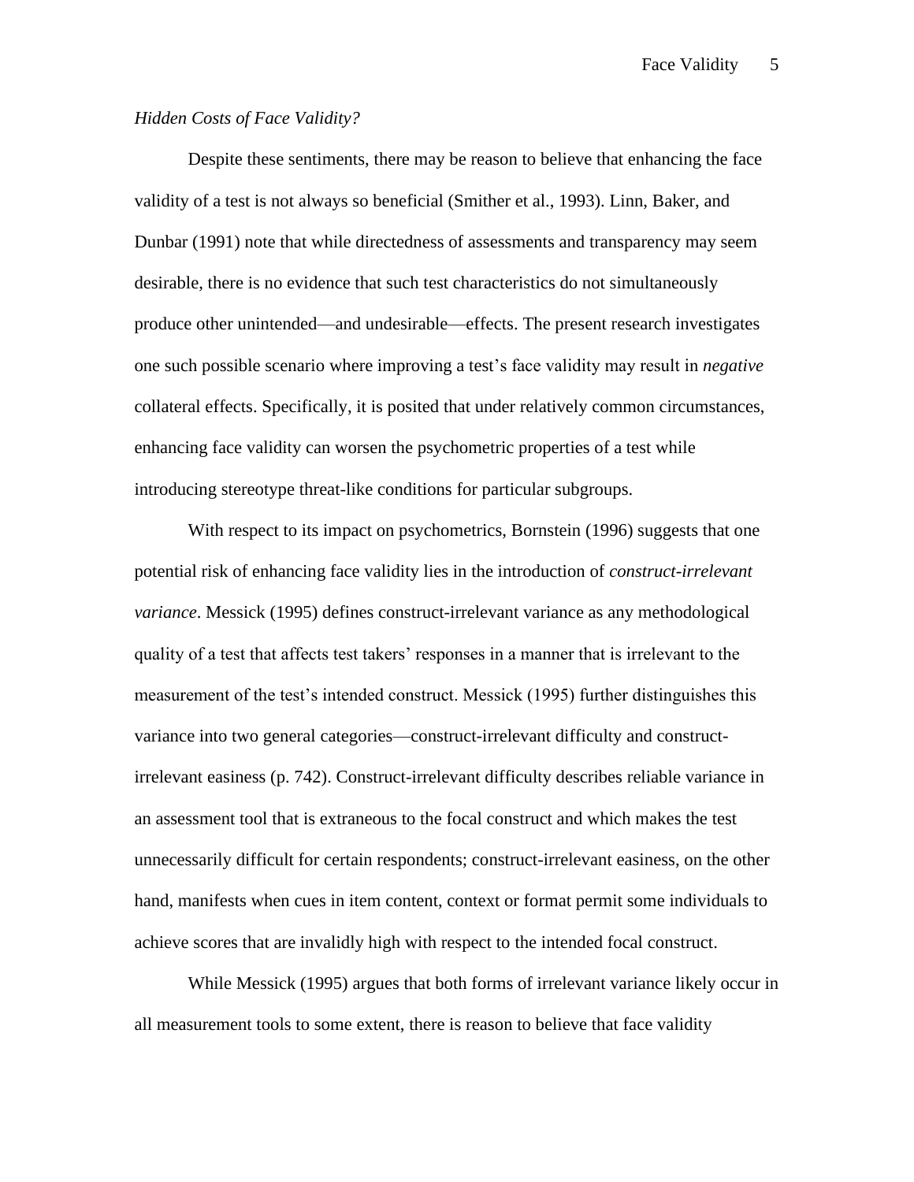*Hidden Costs of Face Validity?*

Despite these sentiments, there may be reason to believe that enhancing the face validity of a test is not always so beneficial (Smither et al., 1993). Linn, Baker, and Dunbar (1991) note that while directedness of assessments and transparency may seem desirable, there is no evidence that such test characteristics do not simultaneously produce other unintended—and undesirable—effects. The present research investigates one such possible scenario where improving a test's face validity may result in *negative* collateral effects. Specifically, it is posited that under relatively common circumstances, enhancing face validity can worsen the psychometric properties of a test while introducing stereotype threat-like conditions for particular subgroups.

With respect to its impact on psychometrics, Bornstein (1996) suggests that one potential risk of enhancing face validity lies in the introduction of *construct-irrelevant variance*. Messick (1995) defines construct-irrelevant variance as any methodological quality of a test that affects test takers' responses in a manner that is irrelevant to the measurement of the test's intended construct. Messick (1995) further distinguishes this variance into two general categories—construct-irrelevant difficulty and construct-irrelevant easiness (p. 742). Construct-irrelevant difficulty describes reliable variance in an assessment tool that is extraneous to the focal construct and which makes the test unnecessarily difficult for certain respondents; construct-irrelevant easiness, on the other hand, manifests when cues in item content, context or format permit some individuals to achieve scores that are invalidly high with respect to the intended focal construct.

While Messick (1995) argues that both forms of irrelevant variance likely occur in all measurement tools to some extent, there is reason to believe that face validity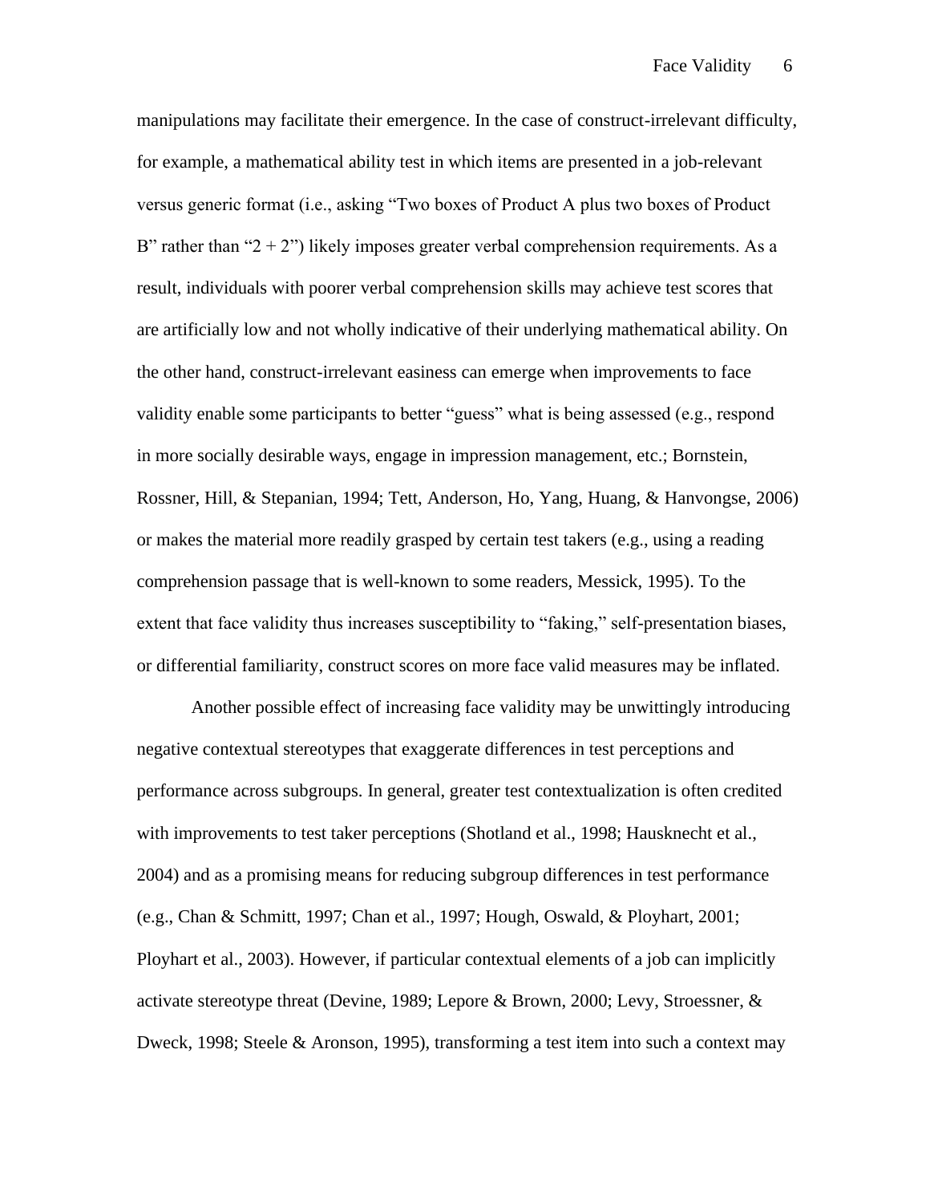manipulations may facilitate their emergence. In the case of construct-irrelevant difficulty, for example, a mathematical ability test in which items are presented in a job-relevant versus generic format (i.e., asking "Two boxes of Product A plus two boxes of Product B" rather than "2 + 2") likely imposes greater verbal comprehension requirements. As a result, individuals with poorer verbal comprehension skills may achieve test scores that are artificially low and not wholly indicative of their underlying mathematical ability. On the other hand, construct-irrelevant easiness can emerge when improvements to face validity enable some participants to better "guess" what is being assessed (e.g., respond in more socially desirable ways, engage in impression management, etc.; Bornstein, Rossner, Hill, & Stepanian, 1994; Tett, Anderson, Ho, Yang, Huang, & Hanvongse, 2006) or makes the material more readily grasped by certain test takers (e.g., using a reading comprehension passage that is well-known to some readers, Messick, 1995). To the extent that face validity thus increases susceptibility to "faking," self-presentation biases, or differential familiarity, construct scores on more face valid measures may be inflated.

Another possible effect of increasing face validity may be unwittingly introducing negative contextual stereotypes that exaggerate differences in test perceptions and performance across subgroups. In general, greater test contextualization is often credited with improvements to test taker perceptions (Shotland et al., 1998; Hausknecht et al., 2004) and as a promising means for reducing subgroup differences in test performance (e.g., Chan & Schmitt, 1997; Chan et al., 1997; Hough, Oswald, & Ployhart, 2001; Ployhart et al., 2003). However, if particular contextual elements of a job can implicitly activate stereotype threat (Devine, 1989; Lepore & Brown, 2000; Levy, Stroessner, & Dweck, 1998; Steele & Aronson, 1995), transforming a test item into such a context may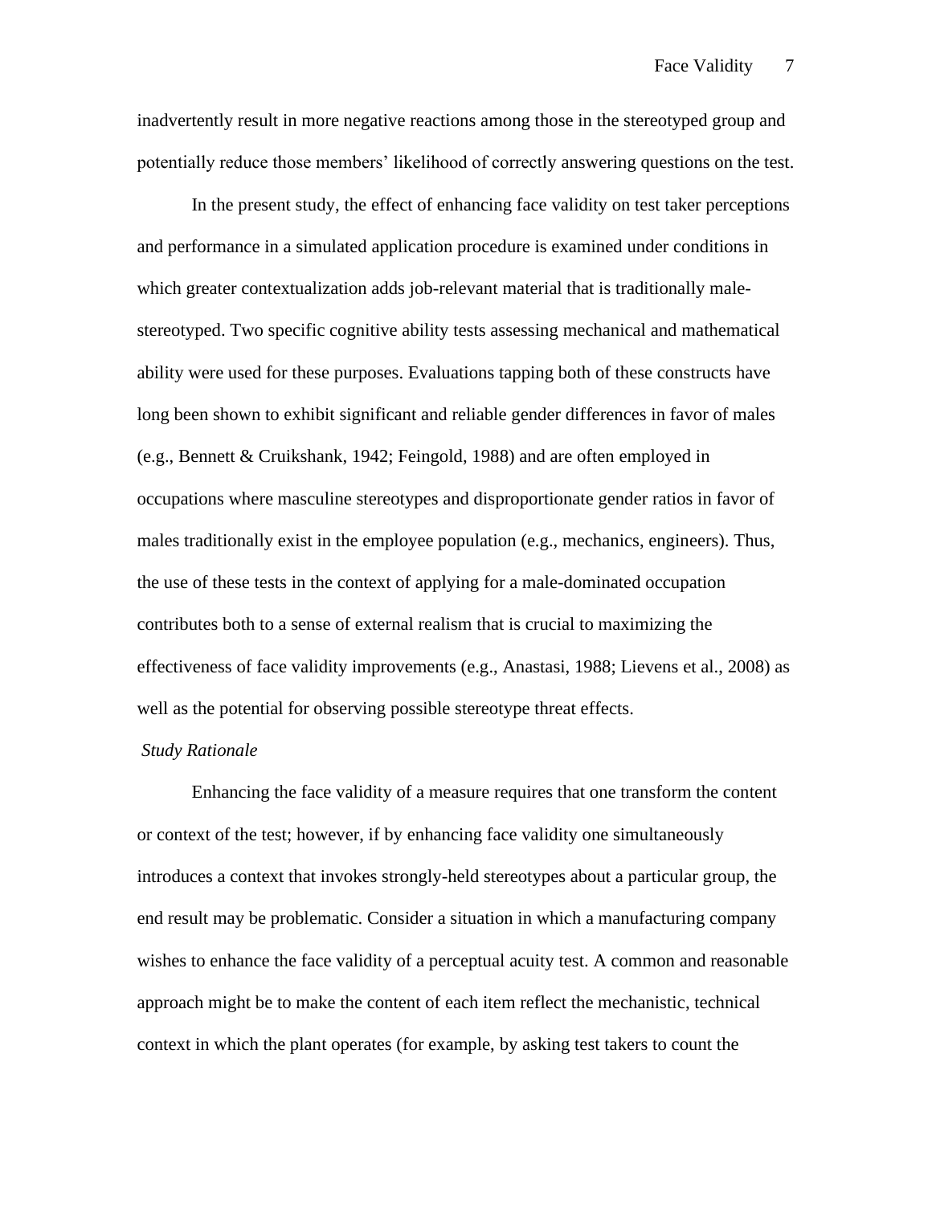inadvertently result in more negative reactions among those in the stereotyped group and potentially reduce those members' likelihood of correctly answering questions on the test.

In the present study, the effect of enhancing face validity on test taker perceptions and performance in a simulated application procedure is examined under conditions in which greater contextualization adds job-relevant material that is traditionally male-stereotyped. Two specific cognitive ability tests assessing mechanical and mathematical ability were used for these purposes. Evaluations tapping both of these constructs have long been shown to exhibit significant and reliable gender differences in favor of males (e.g., Bennett & Cruikshank, 1942; Feingold, 1988) and are often employed in occupations where masculine stereotypes and disproportionate gender ratios in favor of males traditionally exist in the employee population (e.g., mechanics, engineers). Thus, the use of these tests in the context of applying for a male-dominated occupation contributes both to a sense of external realism that is crucial to maximizing the effectiveness of face validity improvements (e.g., Anastasi, 1988; Lievens et al., 2008) as well as the potential for observing possible stereotype threat effects.

### *Study Rationale*

Enhancing the face validity of a measure requires that one transform the content or context of the test; however, if by enhancing face validity one simultaneously introduces a context that invokes strongly-held stereotypes about a particular group, the end result may be problematic. Consider a situation in which a manufacturing company wishes to enhance the face validity of a perceptual acuity test. A common and reasonable approach might be to make the content of each item reflect the mechanistic, technical context in which the plant operates (for example, by asking test takers to count the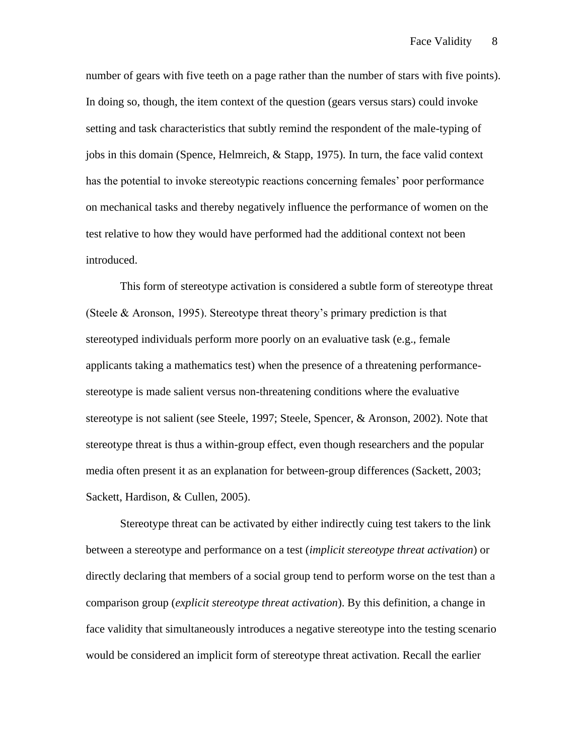number of gears with five teeth on a page rather than the number of stars with five points). In doing so, though, the item context of the question (gears versus stars) could invoke setting and task characteristics that subtly remind the respondent of the male-typing of jobs in this domain (Spence, Helmreich, & Stapp, 1975). In turn, the face valid context has the potential to invoke stereotypic reactions concerning females' poor performance on mechanical tasks and thereby negatively influence the performance of women on the test relative to how they would have performed had the additional context not been introduced.

This form of stereotype activation is considered a subtle form of stereotype threat (Steele & Aronson, 1995). Stereotype threat theory's primary prediction is that stereotyped individuals perform more poorly on an evaluative task (e.g., female applicants taking a mathematics test) when the presence of a threatening performance-stereotype is made salient versus non-threatening conditions where the evaluative stereotype is not salient (see Steele, 1997; Steele, Spencer, & Aronson, 2002). Note that stereotype threat is thus a within-group effect, even though researchers and the popular media often present it as an explanation for between-group differences (Sackett, 2003; Sackett, Hardison, & Cullen, 2005).

Stereotype threat can be activated by either indirectly cuing test takers to the link between a stereotype and performance on a test (*implicit stereotype threat activation*) or directly declaring that members of a social group tend to perform worse on the test than a comparison group (*explicit stereotype threat activation*). By this definition, a change in face validity that simultaneously introduces a negative stereotype into the testing scenario would be considered an implicit form of stereotype threat activation. Recall the earlier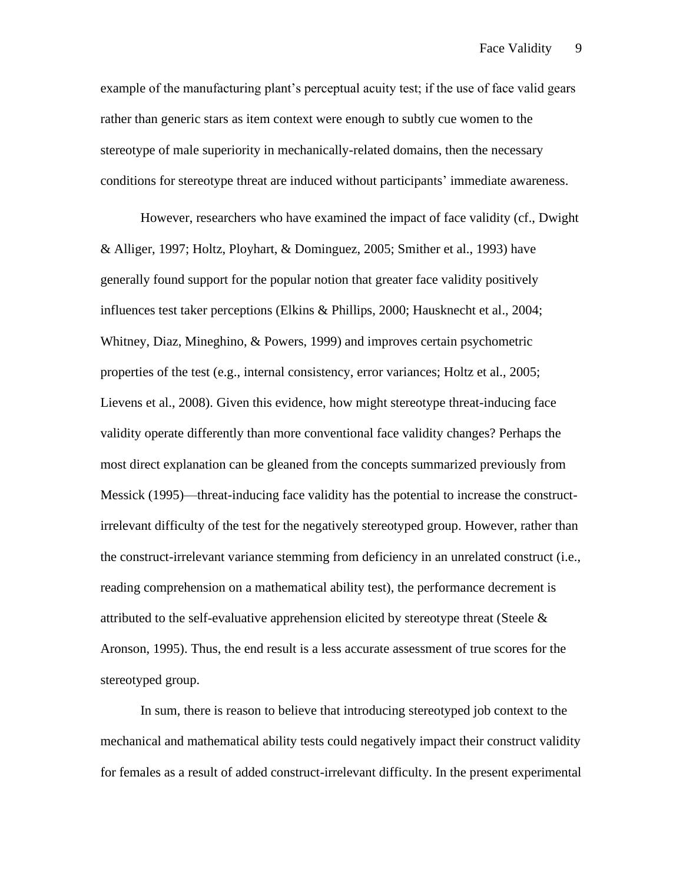example of the manufacturing plant's perceptual acuity test; if the use of face valid gears rather than generic stars as item context were enough to subtly cue women to the stereotype of male superiority in mechanically-related domains, then the necessary conditions for stereotype threat are induced without participants' immediate awareness.

However, researchers who have examined the impact of face validity (cf., Dwight & Alliger, 1997; Holtz, Ployhart, & Dominguez, 2005; Smither et al., 1993) have generally found support for the popular notion that greater face validity positively influences test taker perceptions (Elkins & Phillips, 2000; Hausknecht et al., 2004; Whitney, Diaz, Mineghino, & Powers, 1999) and improves certain psychometric properties of the test (e.g., internal consistency, error variances; Holtz et al., 2005; Lievens et al., 2008). Given this evidence, how might stereotype threat-inducing face validity operate differently than more conventional face validity changes? Perhaps the most direct explanation can be gleaned from the concepts summarized previously from Messick (1995)—threat-inducing face validity has the potential to increase the construct-irrelevant difficulty of the test for the negatively stereotyped group. However, rather than the construct-irrelevant variance stemming from deficiency in an unrelated construct (i.e., reading comprehension on a mathematical ability test), the performance decrement is attributed to the self-evaluative apprehension elicited by stereotype threat (Steele & Aronson, 1995). Thus, the end result is a less accurate assessment of true scores for the stereotyped group.

In sum, there is reason to believe that introducing stereotyped job context to the mechanical and mathematical ability tests could negatively impact their construct validity for females as a result of added construct-irrelevant difficulty. In the present experimental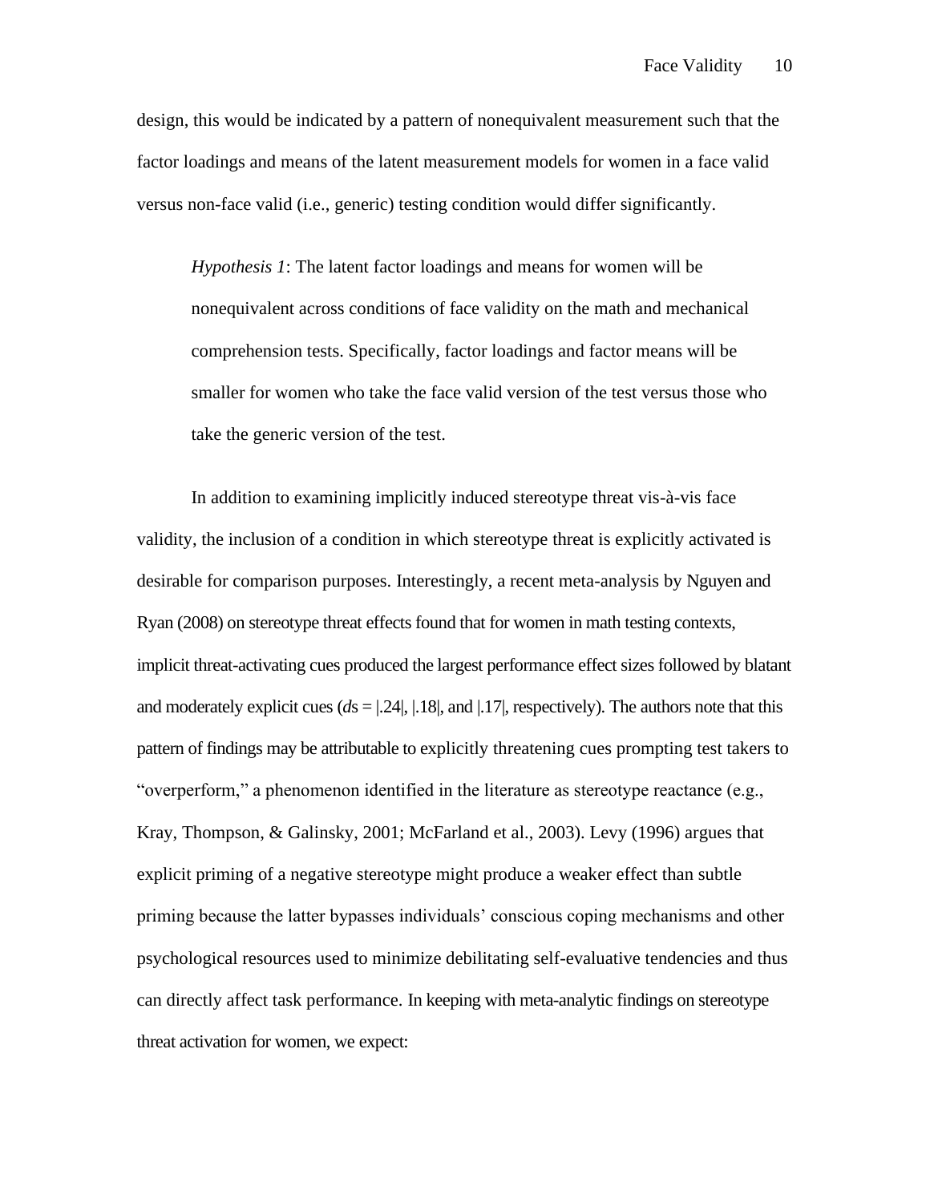design, this would be indicated by a pattern of nonequivalent measurement such that the factor loadings and means of the latent measurement models for women in a face valid versus non-face valid (i.e., generic) testing condition would differ significantly.

> *Hypothesis 1*: The latent factor loadings and means for women will be nonequivalent across conditions of face validity on the math and mechanical comprehension tests. Specifically, factor loadings and factor means will be smaller for women who take the face valid version of the test versus those who take the generic version of the test.

In addition to examining implicitly induced stereotype threat vis-à-vis face validity, the inclusion of a condition in which stereotype threat is explicitly activated is desirable for comparison purposes. Interestingly, a recent meta-analysis by Nguyen and Ryan (2008) on stereotype threat effects found that for women in math testing contexts, implicit threat-activating cues produced the largest performance effect sizes followed by blatant and moderately explicit cues (*d*s = |.24|, |.18|, and |.17|, respectively). The authors note that this pattern of findings may be attributable to explicitly threatening cues prompting test takers to "overperform," a phenomenon identified in the literature as stereotype reactance (e.g., Kray, Thompson, & Galinsky, 2001; McFarland et al., 2003). Levy (1996) argues that explicit priming of a negative stereotype might produce a weaker effect than subtle priming because the latter bypasses individuals' conscious coping mechanisms and other psychological resources used to minimize debilitating self-evaluative tendencies and thus can directly affect task performance. In keeping with meta-analytic findings on stereotype threat activation for women, we expect: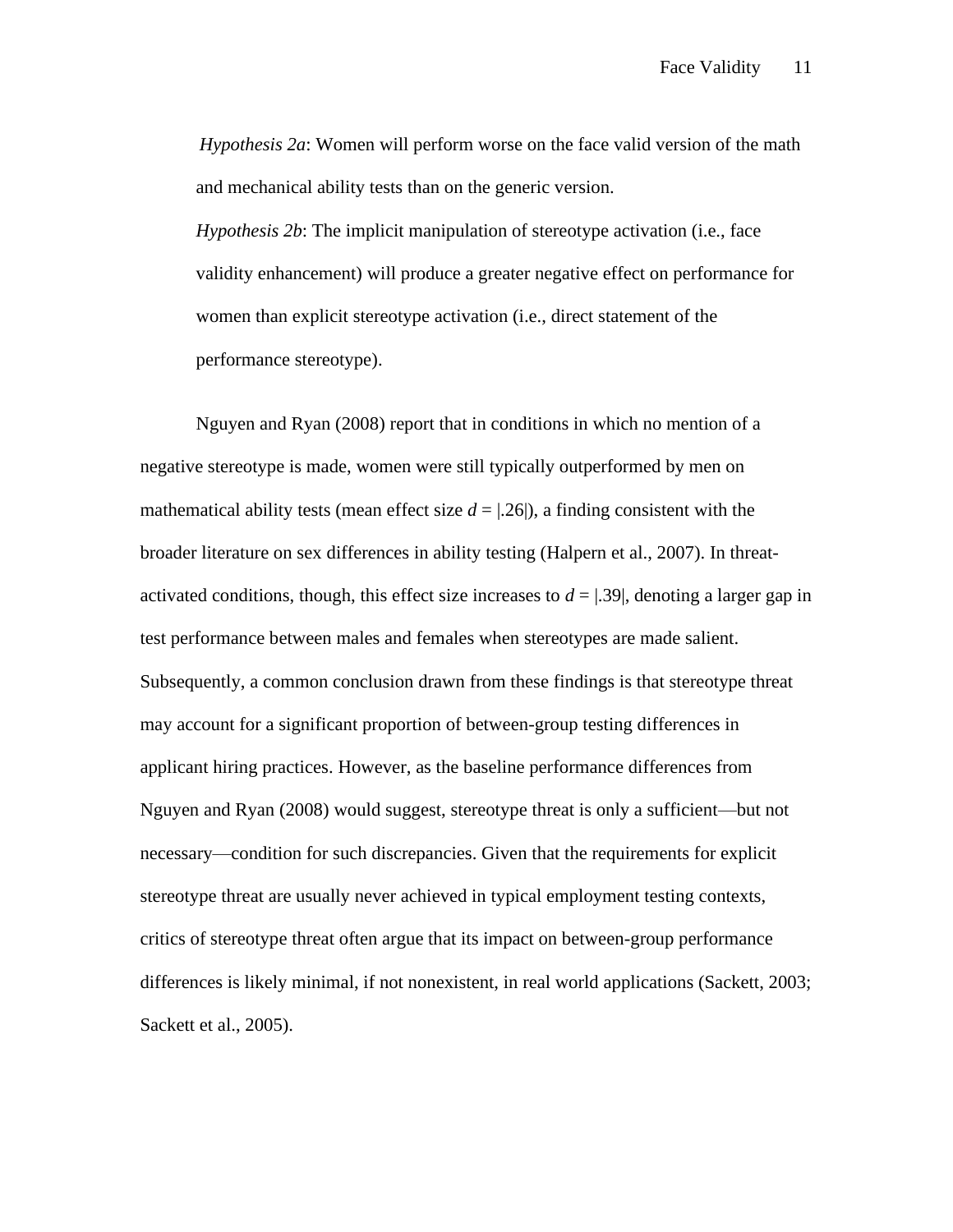*Hypothesis 2a*: Women will perform worse on the face valid version of the math and mechanical ability tests than on the generic version.

*Hypothesis 2b*: The implicit manipulation of stereotype activation (i.e., face validity enhancement) will produce a greater negative effect on performance for women than explicit stereotype activation (i.e., direct statement of the performance stereotype).

Nguyen and Ryan (2008) report that in conditions in which no mention of a negative stereotype is made, women were still typically outperformed by men on mathematical ability tests (mean effect size $d = |.26|$), a finding consistent with the broader literature on sex differences in ability testing (Halpern et al., 2007). In threat-activated conditions, though, this effect size increases to $d = |.39|$, denoting a larger gap in test performance between males and females when stereotypes are made salient. Subsequently, a common conclusion drawn from these findings is that stereotype threat may account for a significant proportion of between-group testing differences in applicant hiring practices. However, as the baseline performance differences from Nguyen and Ryan (2008) would suggest, stereotype threat is only a sufficient—but not necessary—condition for such discrepancies. Given that the requirements for explicit stereotype threat are usually never achieved in typical employment testing contexts, critics of stereotype threat often argue that its impact on between-group performance differences is likely minimal, if not nonexistent, in real world applications (Sackett, 2003; Sackett et al., 2005).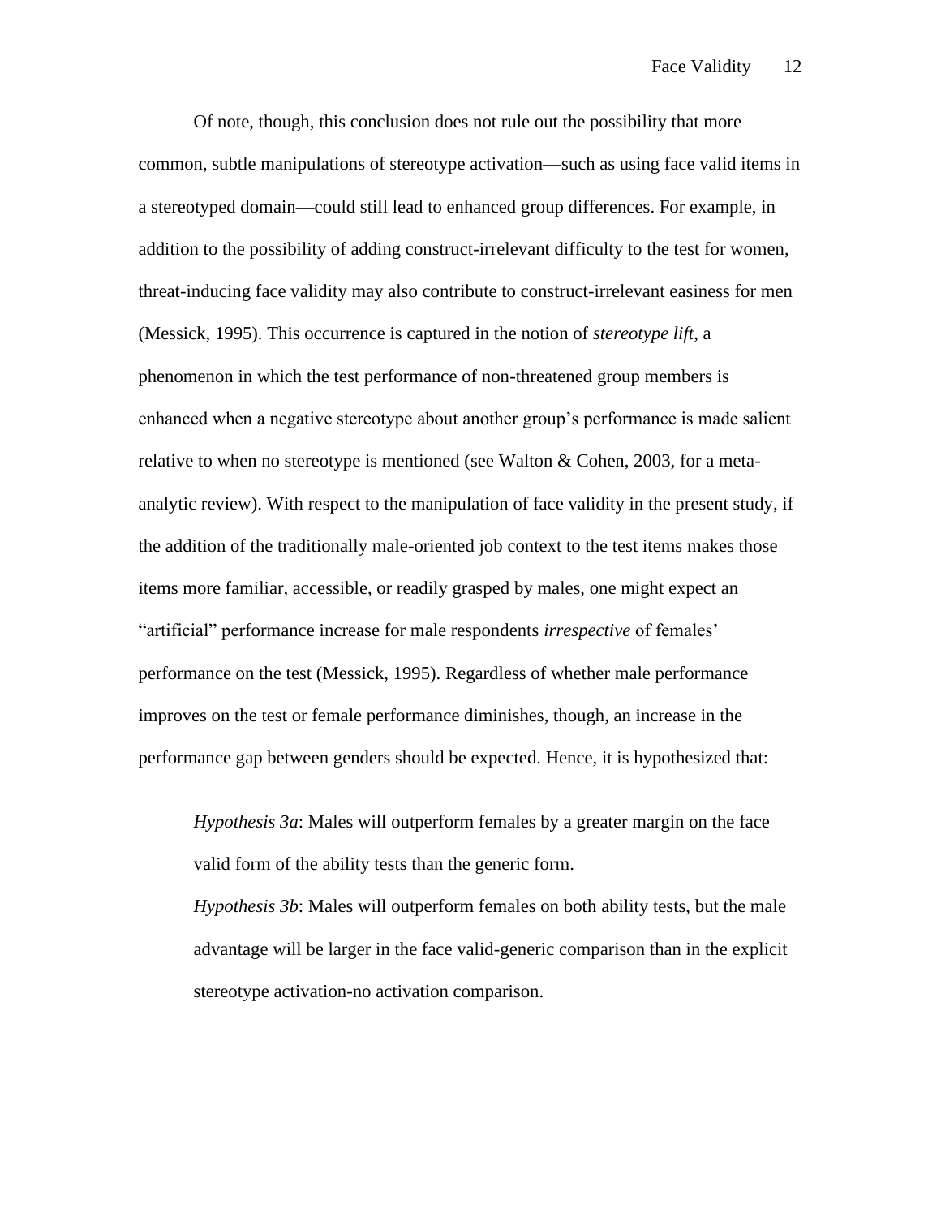Of note, though, this conclusion does not rule out the possibility that more common, subtle manipulations of stereotype activation—such as using face valid items in a stereotyped domain—could still lead to enhanced group differences. For example, in addition to the possibility of adding construct-irrelevant difficulty to the test for women, threat-inducing face validity may also contribute to construct-irrelevant easiness for men (Messick, 1995). This occurrence is captured in the notion of *stereotype lift*, a phenomenon in which the test performance of non-threatened group members is enhanced when a negative stereotype about another group's performance is made salient relative to when no stereotype is mentioned (see Walton & Cohen, 2003, for a meta-analytic review). With respect to the manipulation of face validity in the present study, if the addition of the traditionally male-oriented job context to the test items makes those items more familiar, accessible, or readily grasped by males, one might expect an "artificial" performance increase for male respondents *irrespective* of females' performance on the test (Messick, 1995). Regardless of whether male performance improves on the test or female performance diminishes, though, an increase in the performance gap between genders should be expected. Hence, it is hypothesized that:

> *Hypothesis 3a*: Males will outperform females by a greater margin on the face valid form of the ability tests than the generic form.
>
> *Hypothesis 3b*: Males will outperform females on both ability tests, but the male advantage will be larger in the face valid-generic comparison than in the explicit stereotype activation-no activation comparison.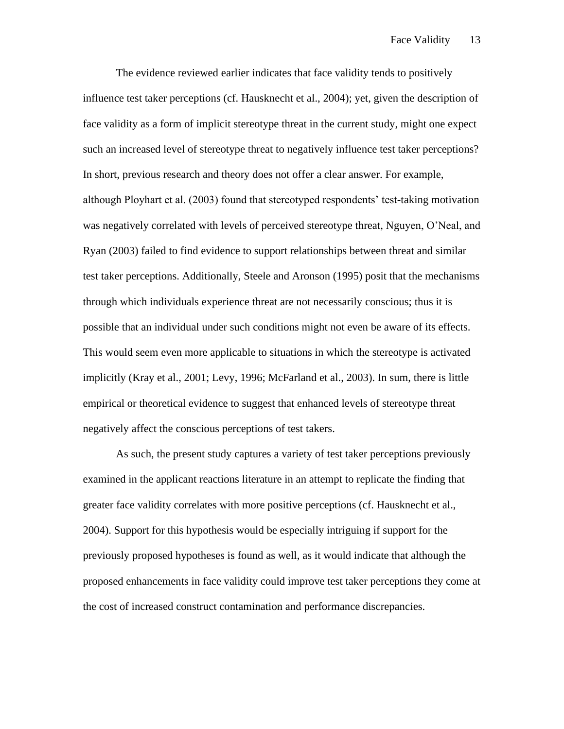The evidence reviewed earlier indicates that face validity tends to positively influence test taker perceptions (cf. Hausknecht et al., 2004); yet, given the description of face validity as a form of implicit stereotype threat in the current study, might one expect such an increased level of stereotype threat to negatively influence test taker perceptions? In short, previous research and theory does not offer a clear answer. For example, although Ployhart et al. (2003) found that stereotyped respondents' test-taking motivation was negatively correlated with levels of perceived stereotype threat, Nguyen, O'Neal, and Ryan (2003) failed to find evidence to support relationships between threat and similar test taker perceptions. Additionally, Steele and Aronson (1995) posit that the mechanisms through which individuals experience threat are not necessarily conscious; thus it is possible that an individual under such conditions might not even be aware of its effects. This would seem even more applicable to situations in which the stereotype is activated implicitly (Kray et al., 2001; Levy, 1996; McFarland et al., 2003). In sum, there is little empirical or theoretical evidence to suggest that enhanced levels of stereotype threat negatively affect the conscious perceptions of test takers.

As such, the present study captures a variety of test taker perceptions previously examined in the applicant reactions literature in an attempt to replicate the finding that greater face validity correlates with more positive perceptions (cf. Hausknecht et al., 2004). Support for this hypothesis would be especially intriguing if support for the previously proposed hypotheses is found as well, as it would indicate that although the proposed enhancements in face validity could improve test taker perceptions they come at the cost of increased construct contamination and performance discrepancies.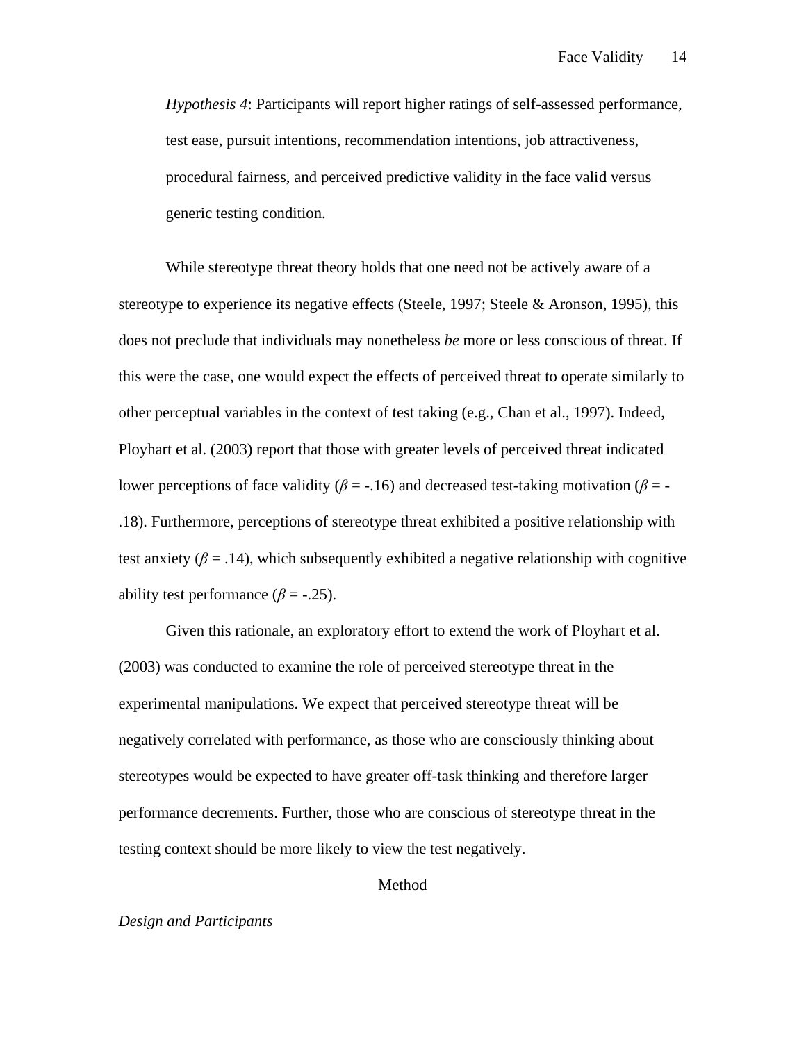*Hypothesis 4*: Participants will report higher ratings of self-assessed performance, test ease, pursuit intentions, recommendation intentions, job attractiveness, procedural fairness, and perceived predictive validity in the face valid versus generic testing condition.

While stereotype threat theory holds that one need not be actively aware of a stereotype to experience its negative effects (Steele, 1997; Steele & Aronson, 1995), this does not preclude that individuals may nonetheless *be* more or less conscious of threat. If this were the case, one would expect the effects of perceived threat to operate similarly to other perceptual variables in the context of test taking (e.g., Chan et al., 1997). Indeed, Ployhart et al. (2003) report that those with greater levels of perceived threat indicated lower perceptions of face validity ($\beta = -.16$) and decreased test-taking motivation ($\beta = -.18$). Furthermore, perceptions of stereotype threat exhibited a positive relationship with test anxiety ($\beta = .14$), which subsequently exhibited a negative relationship with cognitive ability test performance ($\beta = -.25$).

Given this rationale, an exploratory effort to extend the work of Ployhart et al. (2003) was conducted to examine the role of perceived stereotype threat in the experimental manipulations. We expect that perceived stereotype threat will be negatively correlated with performance, as those who are consciously thinking about stereotypes would be expected to have greater off-task thinking and therefore larger performance decrements. Further, those who are conscious of stereotype threat in the testing context should be more likely to view the test negatively.

# Method

## *Design and Participants*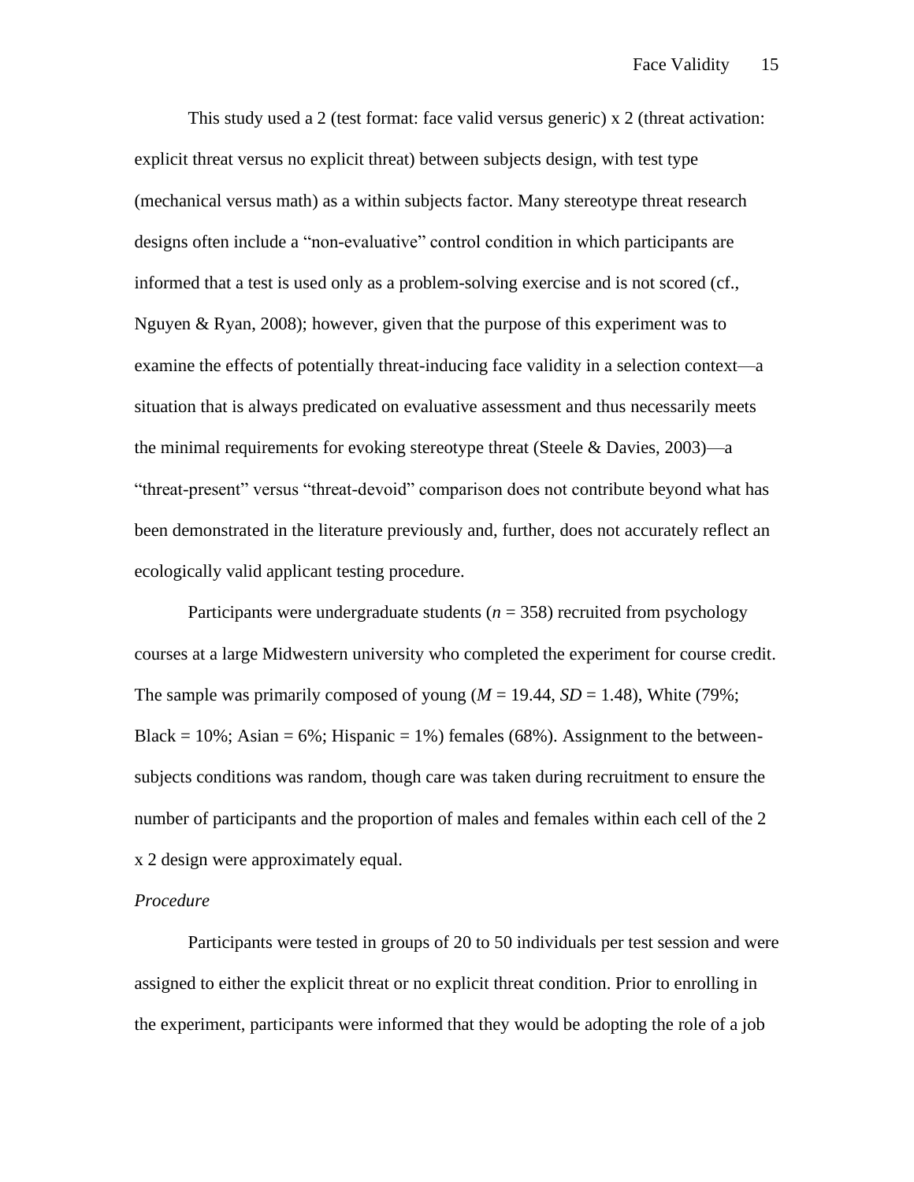This study used a 2 (test format: face valid versus generic) x 2 (threat activation: explicit threat versus no explicit threat) between subjects design, with test type (mechanical versus math) as a within subjects factor. Many stereotype threat research designs often include a "non-evaluative" control condition in which participants are informed that a test is used only as a problem-solving exercise and is not scored (cf., Nguyen & Ryan, 2008); however, given that the purpose of this experiment was to examine the effects of potentially threat-inducing face validity in a selection context—a situation that is always predicated on evaluative assessment and thus necessarily meets the minimal requirements for evoking stereotype threat (Steele & Davies, 2003)—a "threat-present" versus "threat-devoid" comparison does not contribute beyond what has been demonstrated in the literature previously and, further, does not accurately reflect an ecologically valid applicant testing procedure.

Participants were undergraduate students ($n$ = 358) recruited from psychology courses at a large Midwestern university who completed the experiment for course credit. The sample was primarily composed of young ($M$ = 19.44, $SD$ = 1.48), White (79%; Black = 10%; Asian = 6%; Hispanic = 1%) females (68%). Assignment to the between-subjects conditions was random, though care was taken during recruitment to ensure the number of participants and the proportion of males and females within each cell of the 2 x 2 design were approximately equal.

*Procedure*

Participants were tested in groups of 20 to 50 individuals per test session and were assigned to either the explicit threat or no explicit threat condition. Prior to enrolling in the experiment, participants were informed that they would be adopting the role of a job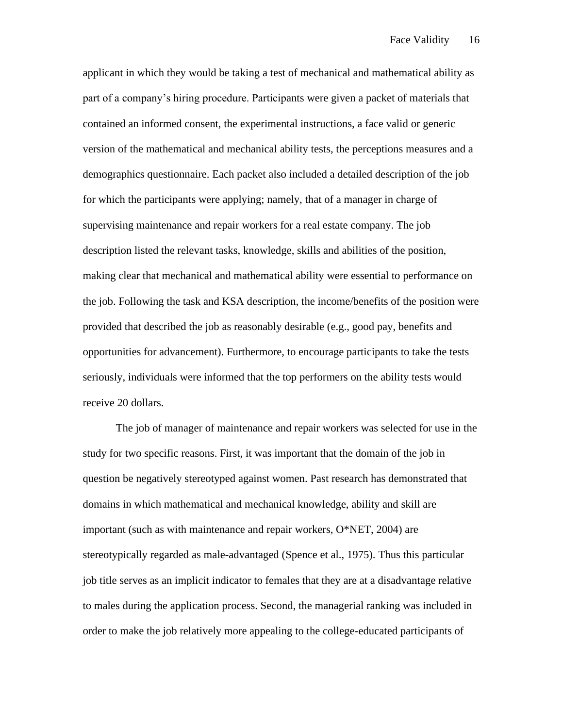applicant in which they would be taking a test of mechanical and mathematical ability as part of a company's hiring procedure. Participants were given a packet of materials that contained an informed consent, the experimental instructions, a face valid or generic version of the mathematical and mechanical ability tests, the perceptions measures and a demographics questionnaire. Each packet also included a detailed description of the job for which the participants were applying; namely, that of a manager in charge of supervising maintenance and repair workers for a real estate company. The job description listed the relevant tasks, knowledge, skills and abilities of the position, making clear that mechanical and mathematical ability were essential to performance on the job. Following the task and KSA description, the income/benefits of the position were provided that described the job as reasonably desirable (e.g., good pay, benefits and opportunities for advancement). Furthermore, to encourage participants to take the tests seriously, individuals were informed that the top performers on the ability tests would receive 20 dollars.

The job of manager of maintenance and repair workers was selected for use in the study for two specific reasons. First, it was important that the domain of the job in question be negatively stereotyped against women. Past research has demonstrated that domains in which mathematical and mechanical knowledge, ability and skill are important (such as with maintenance and repair workers, O*NET, 2004) are stereotypically regarded as male-advantaged (Spence et al., 1975). Thus this particular job title serves as an implicit indicator to females that they are at a disadvantage relative to males during the application process. Second, the managerial ranking was included in order to make the job relatively more appealing to the college-educated participants of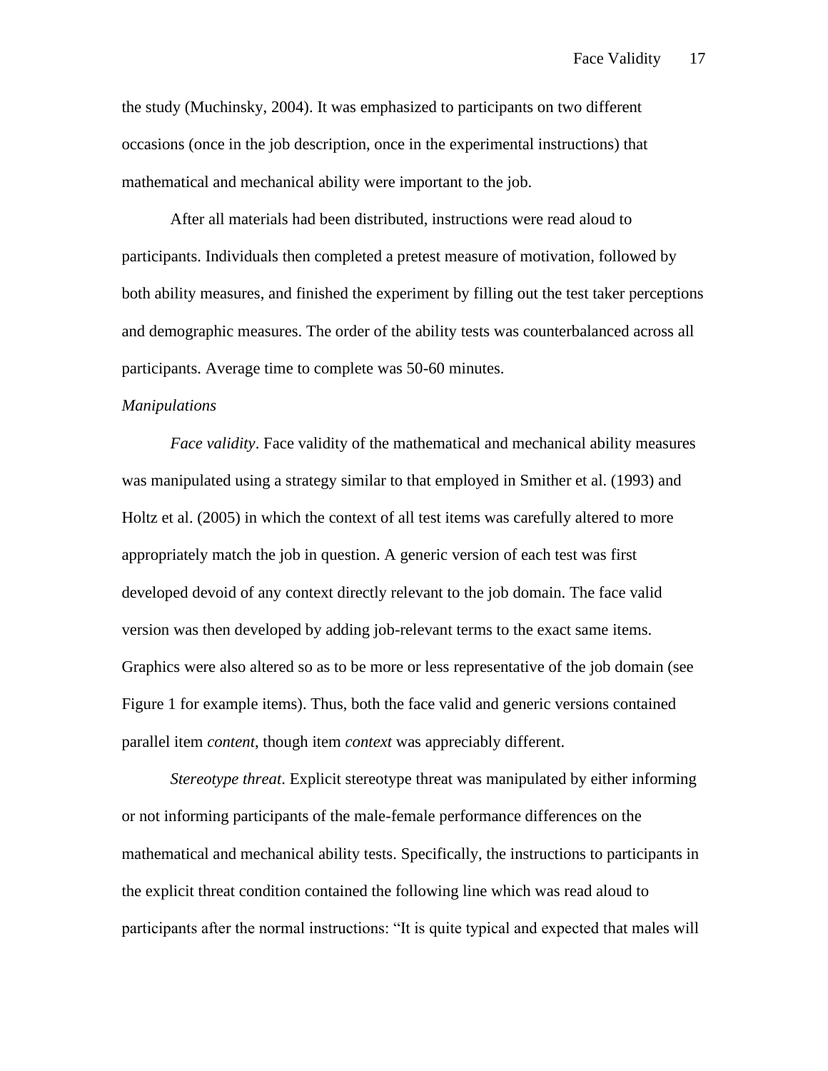the study (Muchinsky, 2004). It was emphasized to participants on two different occasions (once in the job description, once in the experimental instructions) that mathematical and mechanical ability were important to the job.

After all materials had been distributed, instructions were read aloud to participants. Individuals then completed a pretest measure of motivation, followed by both ability measures, and finished the experiment by filling out the test taker perceptions and demographic measures. The order of the ability tests was counterbalanced across all participants. Average time to complete was 50-60 minutes.

*Manipulations*

*Face validity*. Face validity of the mathematical and mechanical ability measures was manipulated using a strategy similar to that employed in Smither et al. (1993) and Holtz et al. (2005) in which the context of all test items was carefully altered to more appropriately match the job in question. A generic version of each test was first developed devoid of any context directly relevant to the job domain. The face valid version was then developed by adding job-relevant terms to the exact same items. Graphics were also altered so as to be more or less representative of the job domain (see Figure 1 for example items). Thus, both the face valid and generic versions contained parallel item *content*, though item *context* was appreciably different.

*Stereotype threat*. Explicit stereotype threat was manipulated by either informing or not informing participants of the male-female performance differences on the mathematical and mechanical ability tests. Specifically, the instructions to participants in the explicit threat condition contained the following line which was read aloud to participants after the normal instructions: "It is quite typical and expected that males will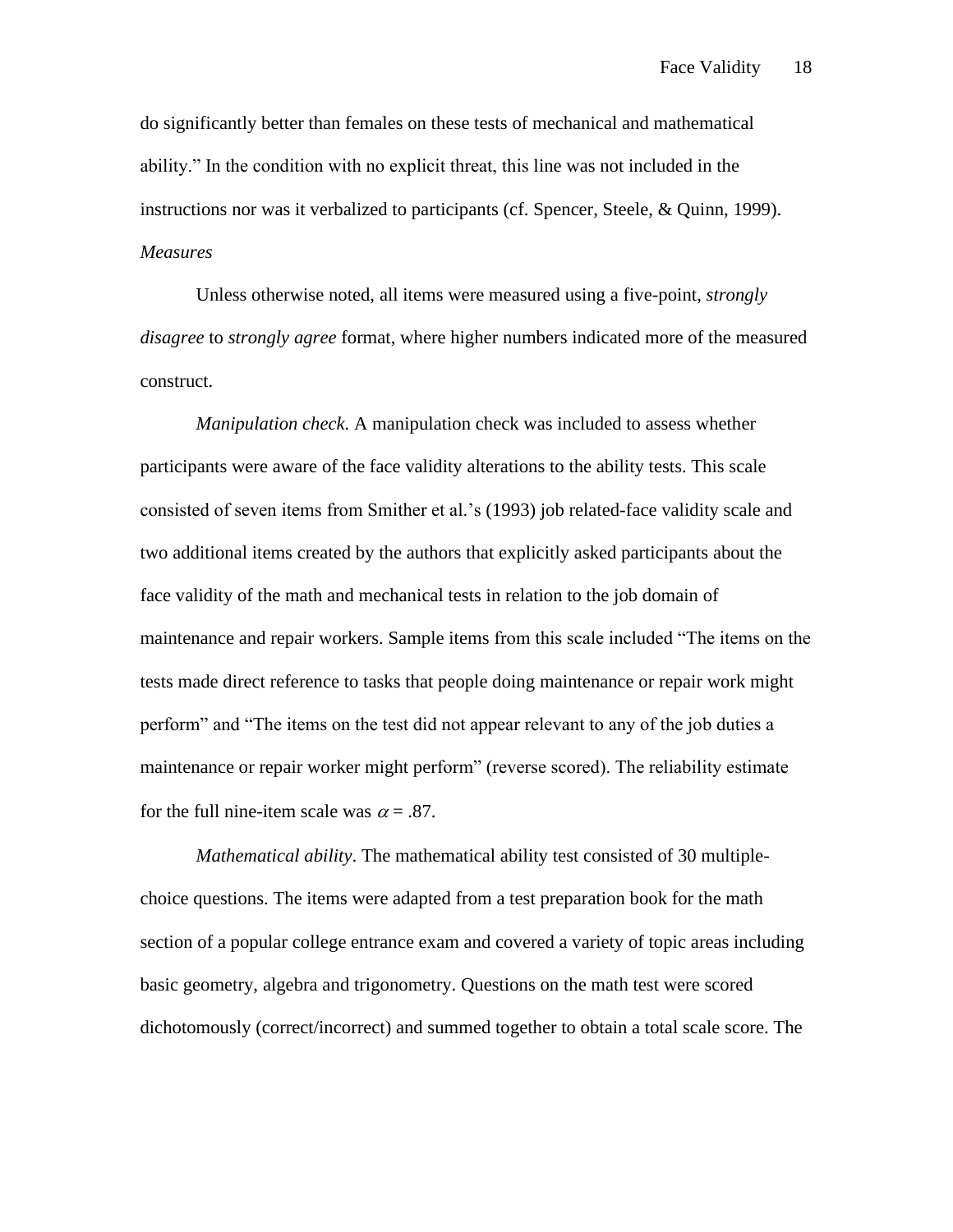do significantly better than females on these tests of mechanical and mathematical ability." In the condition with no explicit threat, this line was not included in the instructions nor was it verbalized to participants (cf. Spencer, Steele, & Quinn, 1999).

*Measures*

Unless otherwise noted, all items were measured using a five-point, *strongly disagree* to *strongly agree* format, where higher numbers indicated more of the measured construct.

*Manipulation check*. A manipulation check was included to assess whether participants were aware of the face validity alterations to the ability tests. This scale consisted of seven items from Smither et al.'s (1993) job related-face validity scale and two additional items created by the authors that explicitly asked participants about the face validity of the math and mechanical tests in relation to the job domain of maintenance and repair workers. Sample items from this scale included "The items on the tests made direct reference to tasks that people doing maintenance or repair work might perform" and "The items on the test did not appear relevant to any of the job duties a maintenance or repair worker might perform" (reverse scored). The reliability estimate for the full nine-item scale was $\alpha = .87$.

*Mathematical ability*. The mathematical ability test consisted of 30 multiple-choice questions. The items were adapted from a test preparation book for the math section of a popular college entrance exam and covered a variety of topic areas including basic geometry, algebra and trigonometry. Questions on the math test were scored dichotomously (correct/incorrect) and summed together to obtain a total scale score. The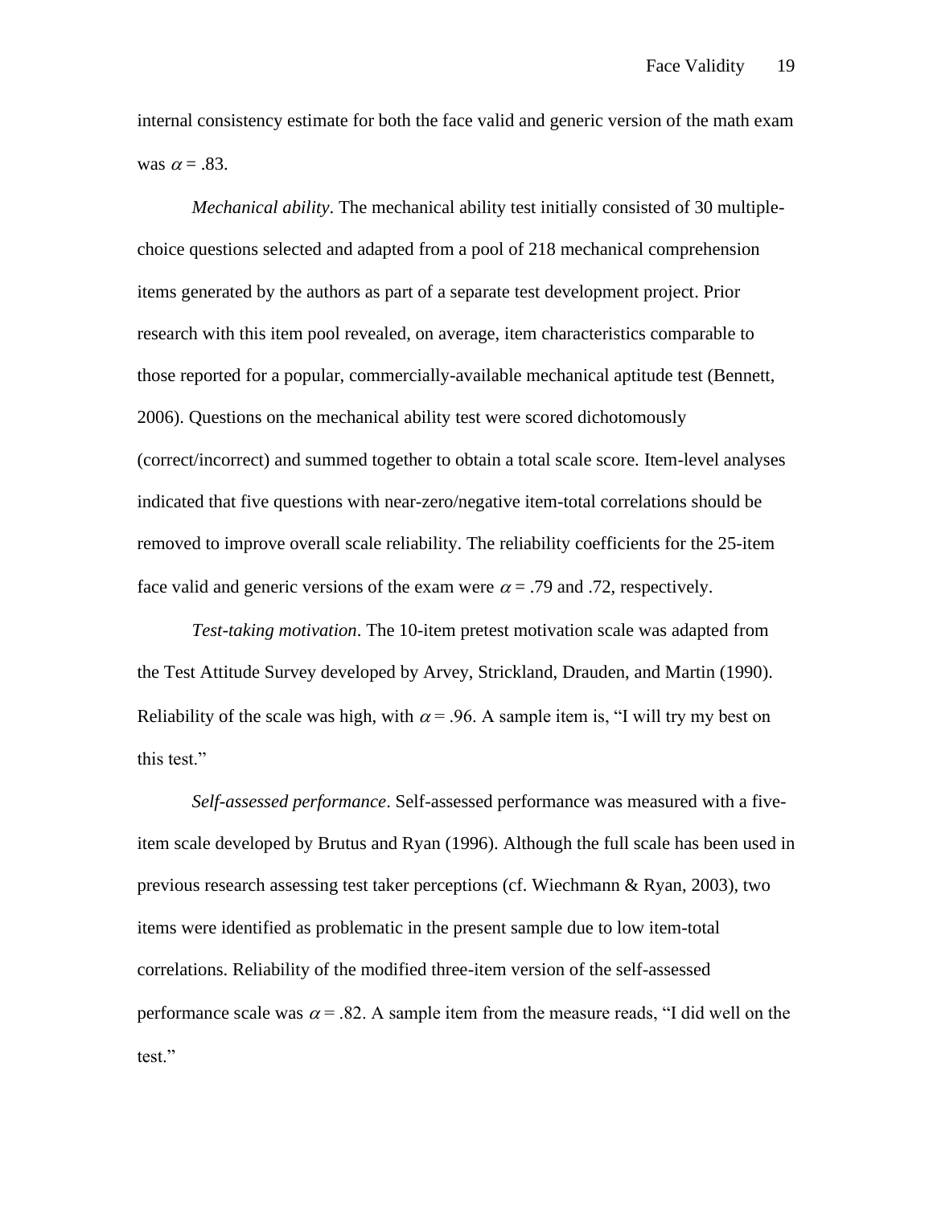internal consistency estimate for both the face valid and generic version of the math exam was $\alpha = .83$.

*Mechanical ability*. The mechanical ability test initially consisted of 30 multiple-choice questions selected and adapted from a pool of 218 mechanical comprehension items generated by the authors as part of a separate test development project. Prior research with this item pool revealed, on average, item characteristics comparable to those reported for a popular, commercially-available mechanical aptitude test (Bennett, 2006). Questions on the mechanical ability test were scored dichotomously (correct/incorrect) and summed together to obtain a total scale score. Item-level analyses indicated that five questions with near-zero/negative item-total correlations should be removed to improve overall scale reliability. The reliability coefficients for the 25-item face valid and generic versions of the exam were $\alpha = .79$ and .72, respectively.

*Test-taking motivation*. The 10-item pretest motivation scale was adapted from the Test Attitude Survey developed by Arvey, Strickland, Drauden, and Martin (1990). Reliability of the scale was high, with $\alpha = .96$. A sample item is, “I will try my best on this test.”

*Self-assessed performance*. Self-assessed performance was measured with a five-item scale developed by Brutus and Ryan (1996). Although the full scale has been used in previous research assessing test taker perceptions (cf. Wiechmann & Ryan, 2003), two items were identified as problematic in the present sample due to low item-total correlations. Reliability of the modified three-item version of the self-assessed performance scale was $\alpha = .82$. A sample item from the measure reads, “I did well on the test.”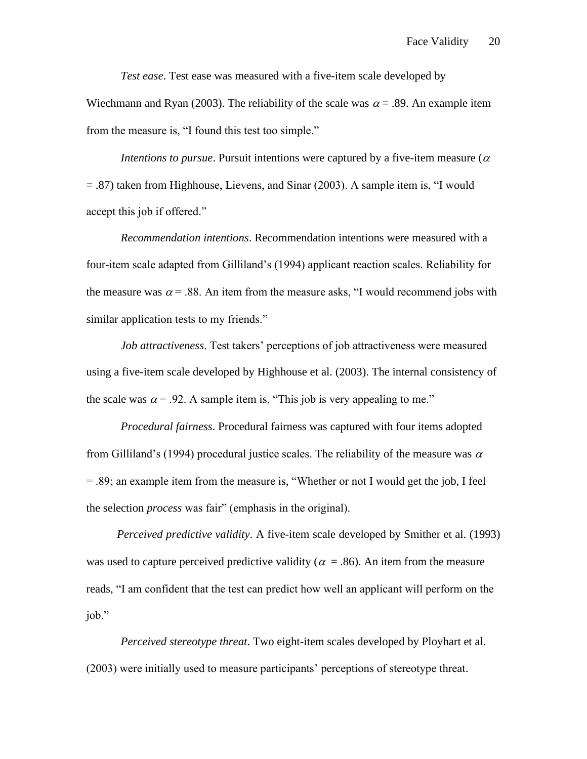*Test ease*. Test ease was measured with a five-item scale developed by Wiechmann and Ryan (2003). The reliability of the scale was $\alpha = .89$. An example item from the measure is, "I found this test too simple."

*Intentions to pursue*. Pursuit intentions were captured by a five-item measure ($\alpha = .87$) taken from Highhouse, Lievens, and Sinar (2003). A sample item is, "I would accept this job if offered."

*Recommendation intentions*. Recommendation intentions were measured with a four-item scale adapted from Gilliland's (1994) applicant reaction scales. Reliability for the measure was $\alpha = .88$. An item from the measure asks, "I would recommend jobs with similar application tests to my friends."

*Job attractiveness*. Test takers' perceptions of job attractiveness were measured using a five-item scale developed by Highhouse et al. (2003). The internal consistency of the scale was $\alpha = .92$. A sample item is, "This job is very appealing to me."

*Procedural fairness*. Procedural fairness was captured with four items adopted from Gilliland's (1994) procedural justice scales. The reliability of the measure was $\alpha = .89$; an example item from the measure is, "Whether or not I would get the job, I feel the selection *process* was fair" (emphasis in the original).

*Perceived predictive validity*. A five-item scale developed by Smither et al. (1993) was used to capture perceived predictive validity ($\alpha = .86$). An item from the measure reads, "I am confident that the test can predict how well an applicant will perform on the job."

*Perceived stereotype threat*. Two eight-item scales developed by Ployhart et al. (2003) were initially used to measure participants' perceptions of stereotype threat.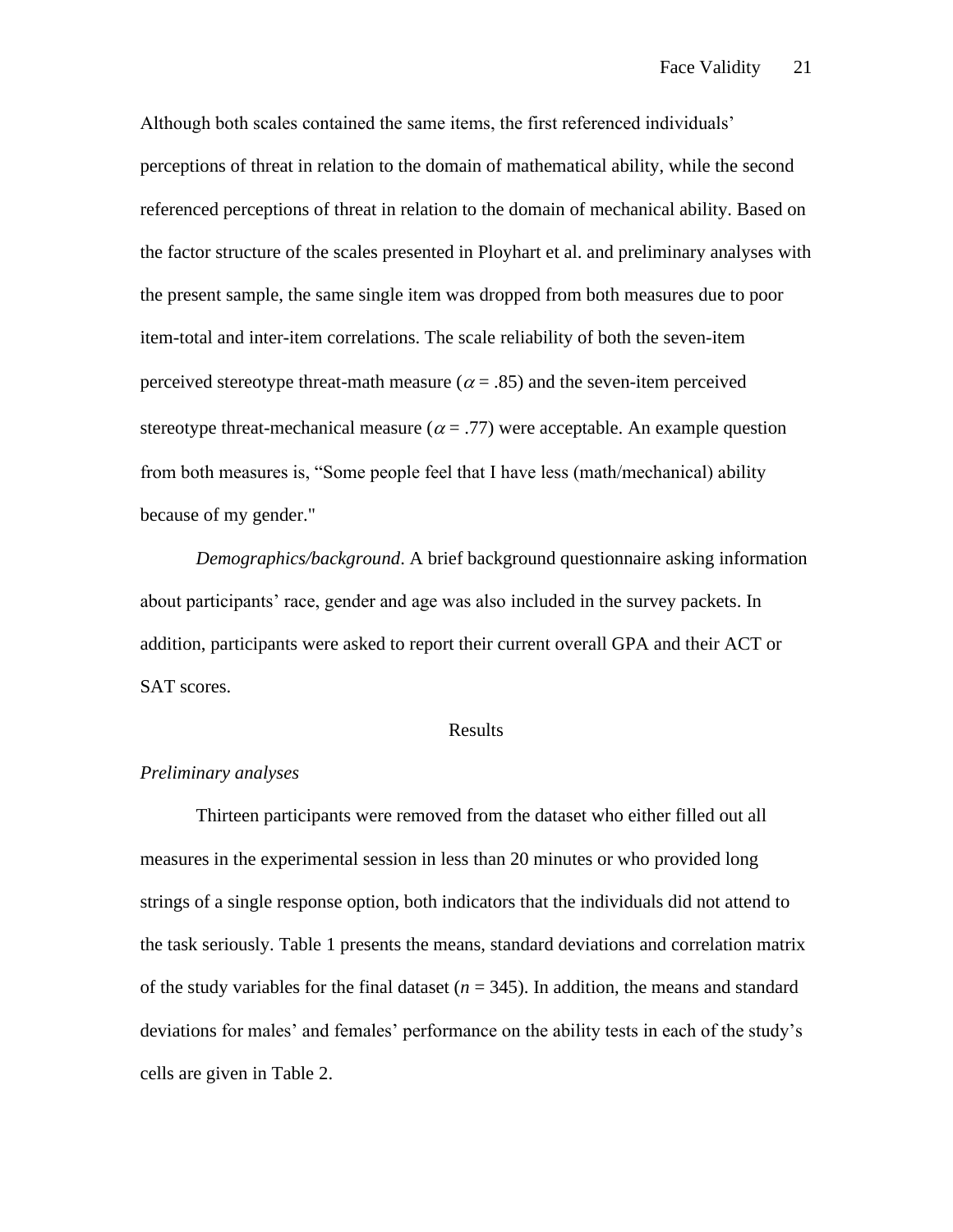Although both scales contained the same items, the first referenced individuals' perceptions of threat in relation to the domain of mathematical ability, while the second referenced perceptions of threat in relation to the domain of mechanical ability. Based on the factor structure of the scales presented in Ployhart et al. and preliminary analyses with the present sample, the same single item was dropped from both measures due to poor item-total and inter-item correlations. The scale reliability of both the seven-item perceived stereotype threat-math measure ($\alpha = .85$) and the seven-item perceived stereotype threat-mechanical measure ($\alpha = .77$) were acceptable. An example question from both measures is, "Some people feel that I have less (math/mechanical) ability because of my gender."

*Demographics/background*. A brief background questionnaire asking information about participants' race, gender and age was also included in the survey packets. In addition, participants were asked to report their current overall GPA and their ACT or SAT scores.

# Results

## *Preliminary analyses*

Thirteen participants were removed from the dataset who either filled out all measures in the experimental session in less than 20 minutes or who provided long strings of a single response option, both indicators that the individuals did not attend to the task seriously. Table 1 presents the means, standard deviations and correlation matrix of the study variables for the final dataset ($n$ = 345). In addition, the means and standard deviations for males' and females' performance on the ability tests in each of the study's cells are given in Table 2.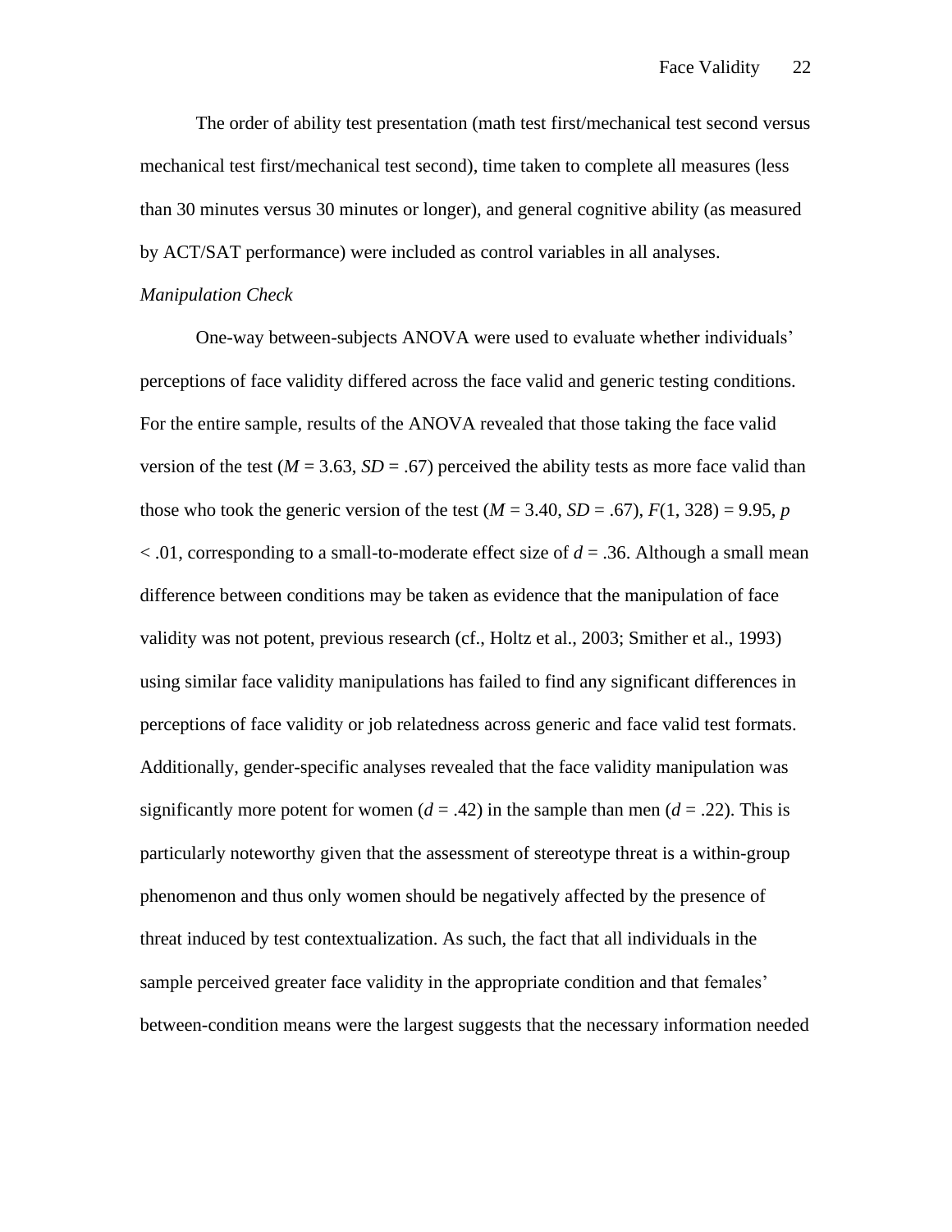The order of ability test presentation (math test first/mechanical test second versus mechanical test first/mechanical test second), time taken to complete all measures (less than 30 minutes versus 30 minutes or longer), and general cognitive ability (as measured by ACT/SAT performance) were included as control variables in all analyses.

*Manipulation Check*

One-way between-subjects ANOVA were used to evaluate whether individuals' perceptions of face validity differed across the face valid and generic testing conditions. For the entire sample, results of the ANOVA revealed that those taking the face valid version of the test ($M = 3.63$, $SD = .67$) perceived the ability tests as more face valid than those who took the generic version of the test ($M = 3.40$, $SD = .67$), $F(1, 328) = 9.95$, $p < .01$, corresponding to a small-to-moderate effect size of $d = .36$. Although a small mean difference between conditions may be taken as evidence that the manipulation of face validity was not potent, previous research (cf., Holtz et al., 2003; Smither et al., 1993) using similar face validity manipulations has failed to find any significant differences in perceptions of face validity or job relatedness across generic and face valid test formats. Additionally, gender-specific analyses revealed that the face validity manipulation was significantly more potent for women ($d = .42$) in the sample than men ($d = .22$). This is particularly noteworthy given that the assessment of stereotype threat is a within-group phenomenon and thus only women should be negatively affected by the presence of threat induced by test contextualization. As such, the fact that all individuals in the sample perceived greater face validity in the appropriate condition and that females' between-condition means were the largest suggests that the necessary information needed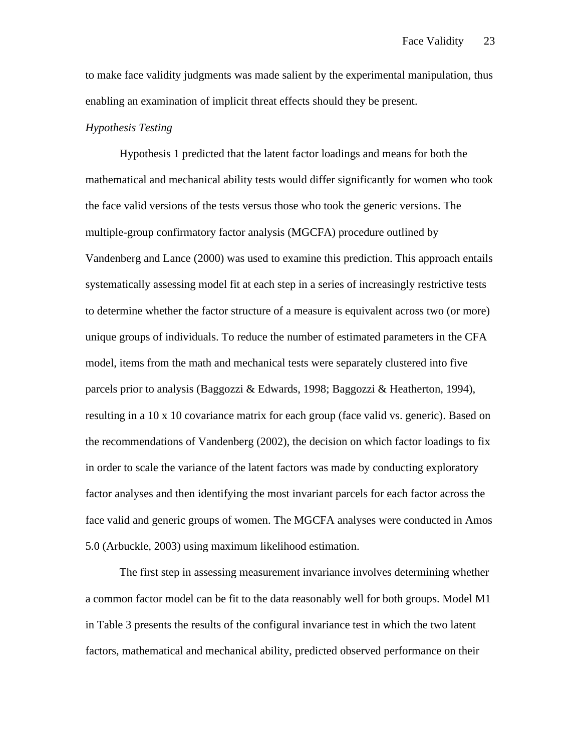to make face validity judgments was made salient by the experimental manipulation, thus enabling an examination of implicit threat effects should they be present.

*Hypothesis Testing*

Hypothesis 1 predicted that the latent factor loadings and means for both the mathematical and mechanical ability tests would differ significantly for women who took the face valid versions of the tests versus those who took the generic versions. The multiple-group confirmatory factor analysis (MGCFA) procedure outlined by Vandenberg and Lance (2000) was used to examine this prediction. This approach entails systematically assessing model fit at each step in a series of increasingly restrictive tests to determine whether the factor structure of a measure is equivalent across two (or more) unique groups of individuals. To reduce the number of estimated parameters in the CFA model, items from the math and mechanical tests were separately clustered into five parcels prior to analysis (Baggozzi & Edwards, 1998; Baggozzi & Heatherton, 1994), resulting in a 10 x 10 covariance matrix for each group (face valid vs. generic). Based on the recommendations of Vandenberg (2002), the decision on which factor loadings to fix in order to scale the variance of the latent factors was made by conducting exploratory factor analyses and then identifying the most invariant parcels for each factor across the face valid and generic groups of women. The MGCFA analyses were conducted in Amos 5.0 (Arbuckle, 2003) using maximum likelihood estimation.

The first step in assessing measurement invariance involves determining whether a common factor model can be fit to the data reasonably well for both groups. Model M1 in Table 3 presents the results of the configural invariance test in which the two latent factors, mathematical and mechanical ability, predicted observed performance on their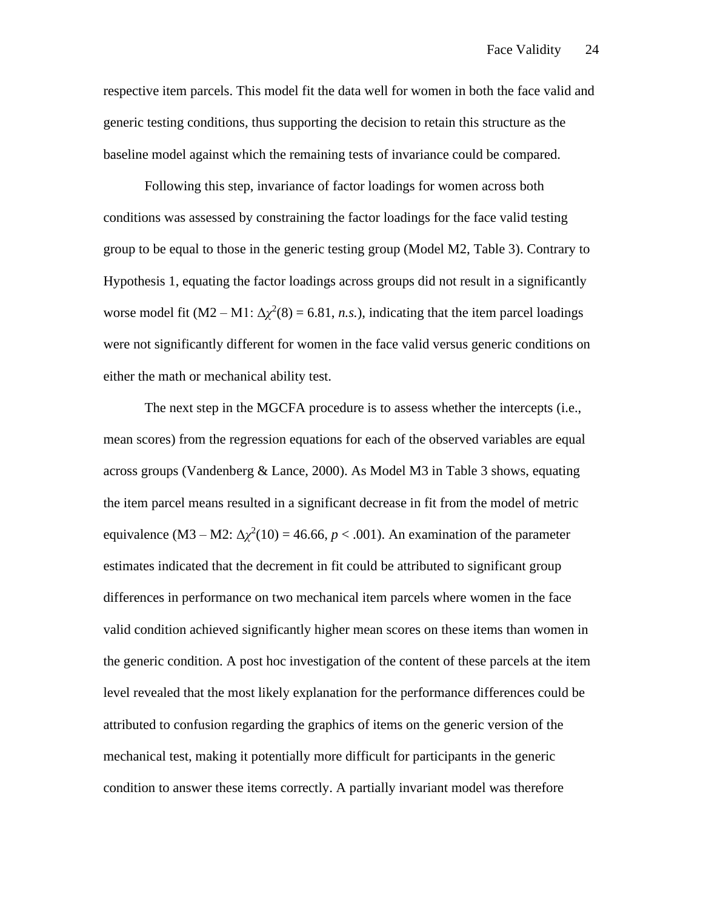respective item parcels. This model fit the data well for women in both the face valid and generic testing conditions, thus supporting the decision to retain this structure as the baseline model against which the remaining tests of invariance could be compared.

Following this step, invariance of factor loadings for women across both conditions was assessed by constraining the factor loadings for the face valid testing group to be equal to those in the generic testing group (Model M2, Table 3). Contrary to Hypothesis 1, equating the factor loadings across groups did not result in a significantly worse model fit (M2 – M1: $\Delta\chi^2(8) = 6.81$, *n.s.*), indicating that the item parcel loadings were not significantly different for women in the face valid versus generic conditions on either the math or mechanical ability test.

The next step in the MGCFA procedure is to assess whether the intercepts (i.e., mean scores) from the regression equations for each of the observed variables are equal across groups (Vandenberg & Lance, 2000). As Model M3 in Table 3 shows, equating the item parcel means resulted in a significant decrease in fit from the model of metric equivalence (M3 – M2: $\Delta\chi^2(10) = 46.66$, $p < .001$). An examination of the parameter estimates indicated that the decrement in fit could be attributed to significant group differences in performance on two mechanical item parcels where women in the face valid condition achieved significantly higher mean scores on these items than women in the generic condition. A post hoc investigation of the content of these parcels at the item level revealed that the most likely explanation for the performance differences could be attributed to confusion regarding the graphics of items on the generic version of the mechanical test, making it potentially more difficult for participants in the generic condition to answer these items correctly. A partially invariant model was therefore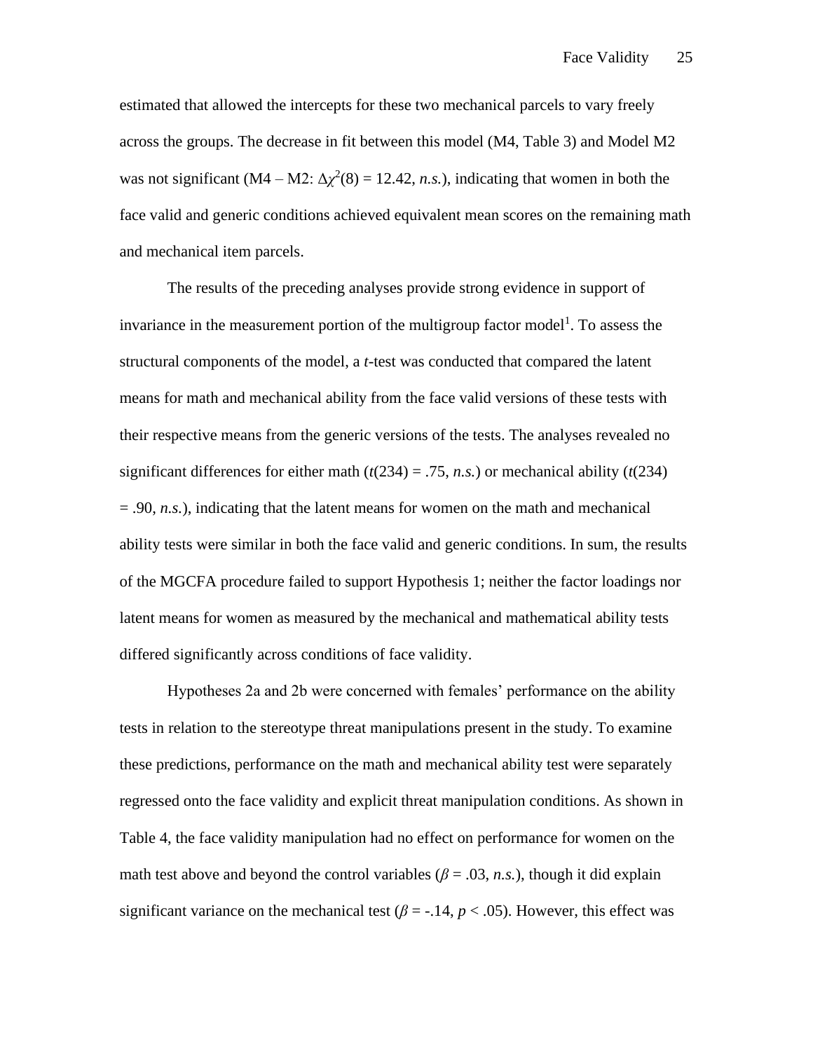estimated that allowed the intercepts for these two mechanical parcels to vary freely across the groups. The decrease in fit between this model (M4, Table 3) and Model M2 was not significant (M4 – M2: $\Delta\chi^2(8) = 12.42$, *n.s.*), indicating that women in both the face valid and generic conditions achieved equivalent mean scores on the remaining math and mechanical item parcels.

The results of the preceding analyses provide strong evidence in support of invariance in the measurement portion of the multigroup factor model[1]. To assess the structural components of the model, a *t*-test was conducted that compared the latent means for math and mechanical ability from the face valid versions of these tests with their respective means from the generic versions of the tests. The analyses revealed no significant differences for either math ($t(234) = .75$, *n.s.*) or mechanical ability ($t(234) = .90$, *n.s.*), indicating that the latent means for women on the math and mechanical ability tests were similar in both the face valid and generic conditions. In sum, the results of the MGCFA procedure failed to support Hypothesis 1; neither the factor loadings nor latent means for women as measured by the mechanical and mathematical ability tests differed significantly across conditions of face validity.

Hypotheses 2a and 2b were concerned with females' performance on the ability tests in relation to the stereotype threat manipulations present in the study. To examine these predictions, performance on the math and mechanical ability test were separately regressed onto the face validity and explicit threat manipulation conditions. As shown in Table 4, the face validity manipulation had no effect on performance for women on the math test above and beyond the control variables ($\beta = .03$, *n.s.*), though it did explain significant variance on the mechanical test ($\beta = -.14$, $p < .05$). However, this effect was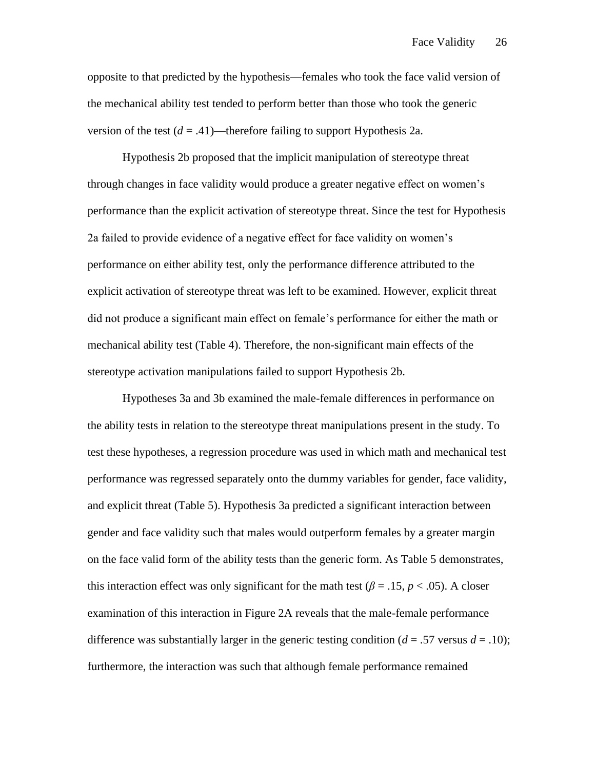opposite to that predicted by the hypothesis—females who took the face valid version of the mechanical ability test tended to perform better than those who took the generic version of the test ($d$ = .41)—therefore failing to support Hypothesis 2a.

Hypothesis 2b proposed that the implicit manipulation of stereotype threat through changes in face validity would produce a greater negative effect on women's performance than the explicit activation of stereotype threat. Since the test for Hypothesis 2a failed to provide evidence of a negative effect for face validity on women's performance on either ability test, only the performance difference attributed to the explicit activation of stereotype threat was left to be examined. However, explicit threat did not produce a significant main effect on female's performance for either the math or mechanical ability test (Table 4). Therefore, the non-significant main effects of the stereotype activation manipulations failed to support Hypothesis 2b.

Hypotheses 3a and 3b examined the male-female differences in performance on the ability tests in relation to the stereotype threat manipulations present in the study. To test these hypotheses, a regression procedure was used in which math and mechanical test performance was regressed separately onto the dummy variables for gender, face validity, and explicit threat (Table 5). Hypothesis 3a predicted a significant interaction between gender and face validity such that males would outperform females by a greater margin on the face valid form of the ability tests than the generic form. As Table 5 demonstrates, this interaction effect was only significant for the math test ($\beta$ = .15, $p$ < .05). A closer examination of this interaction in Figure 2A reveals that the male-female performance difference was substantially larger in the generic testing condition ($d$ = .57 versus $d$ = .10); furthermore, the interaction was such that although female performance remained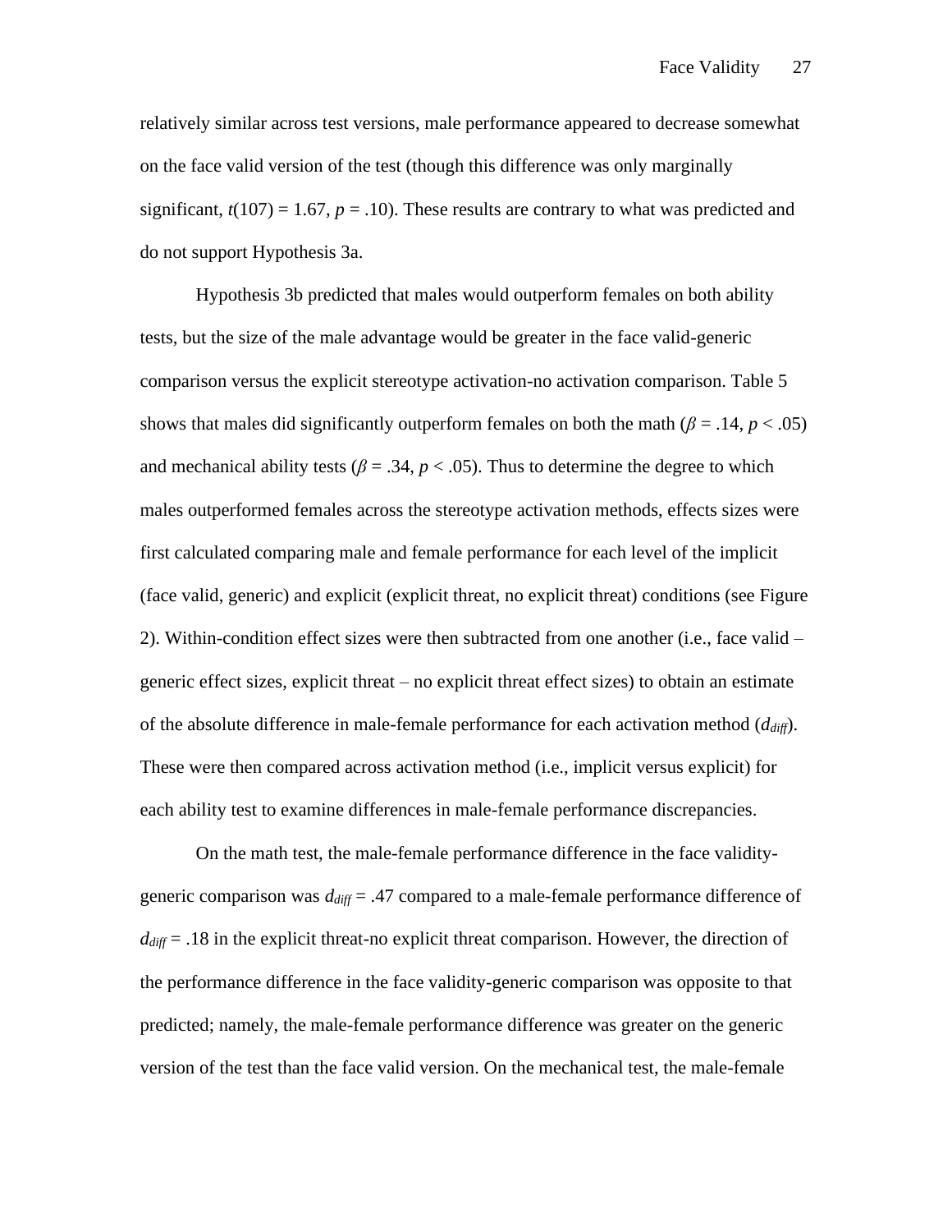relatively similar across test versions, male performance appeared to decrease somewhat on the face valid version of the test (though this difference was only marginally significant, $t(107) = 1.67$, $p = .10$). These results are contrary to what was predicted and do not support Hypothesis 3a.

Hypothesis 3b predicted that males would outperform females on both ability tests, but the size of the male advantage would be greater in the face valid-generic comparison versus the explicit stereotype activation-no activation comparison. Table 5 shows that males did significantly outperform females on both the math ($\beta = .14$, $p < .05$) and mechanical ability tests ($\beta = .34$, $p < .05$). Thus to determine the degree to which males outperformed females across the stereotype activation methods, effects sizes were first calculated comparing male and female performance for each level of the implicit (face valid, generic) and explicit (explicit threat, no explicit threat) conditions (see Figure 2). Within-condition effect sizes were then subtracted from one another (i.e., face valid – generic effect sizes, explicit threat – no explicit threat effect sizes) to obtain an estimate of the absolute difference in male-female performance for each activation method ($d_{diff}$). These were then compared across activation method (i.e., implicit versus explicit) for each ability test to examine differences in male-female performance discrepancies.

On the math test, the male-female performance difference in the face validity-generic comparison was $d_{diff} = .47$ compared to a male-female performance difference of $d_{diff} = .18$ in the explicit threat-no explicit threat comparison. However, the direction of the performance difference in the face validity-generic comparison was opposite to that predicted; namely, the male-female performance difference was greater on the generic version of the test than the face valid version. On the mechanical test, the male-female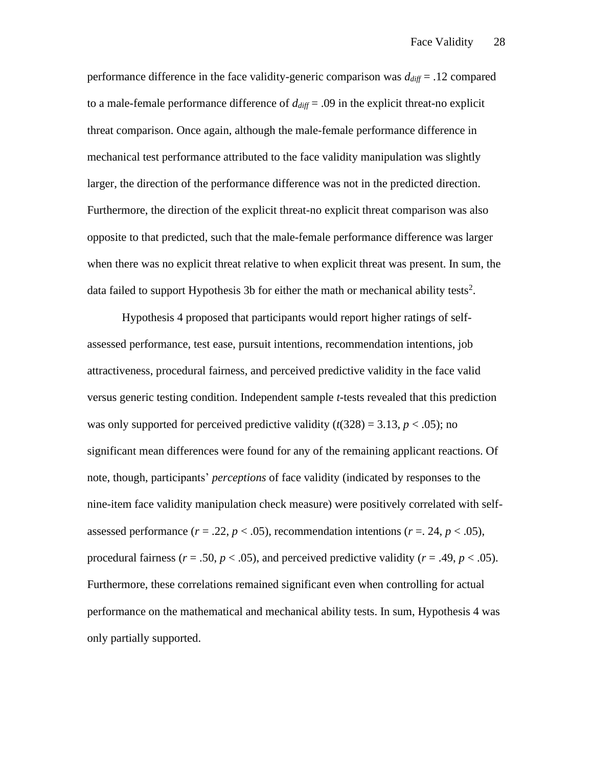performance difference in the face validity-generic comparison was $d_{diff}$ = .12 compared to a male-female performance difference of $d_{diff}$ = .09 in the explicit threat-no explicit threat comparison. Once again, although the male-female performance difference in mechanical test performance attributed to the face validity manipulation was slightly larger, the direction of the performance difference was not in the predicted direction. Furthermore, the direction of the explicit threat-no explicit threat comparison was also opposite to that predicted, such that the male-female performance difference was larger when there was no explicit threat relative to when explicit threat was present. In sum, the data failed to support Hypothesis 3b for either the math or mechanical ability tests[2].

Hypothesis 4 proposed that participants would report higher ratings of self-assessed performance, test ease, pursuit intentions, recommendation intentions, job attractiveness, procedural fairness, and perceived predictive validity in the face valid versus generic testing condition. Independent sample *t*-tests revealed that this prediction was only supported for perceived predictive validity ($t(328) = 3.13$, $p < .05$); no significant mean differences were found for any of the remaining applicant reactions. Of note, though, participants' *perceptions* of face validity (indicated by responses to the nine-item face validity manipulation check measure) were positively correlated with self-assessed performance ($r = .22$, $p < .05$), recommendation intentions ($r$ =. 24, $p < .05$), procedural fairness ($r = .50$, $p < .05$), and perceived predictive validity ($r = .49$, $p < .05$). Furthermore, these correlations remained significant even when controlling for actual performance on the mathematical and mechanical ability tests. In sum, Hypothesis 4 was only partially supported.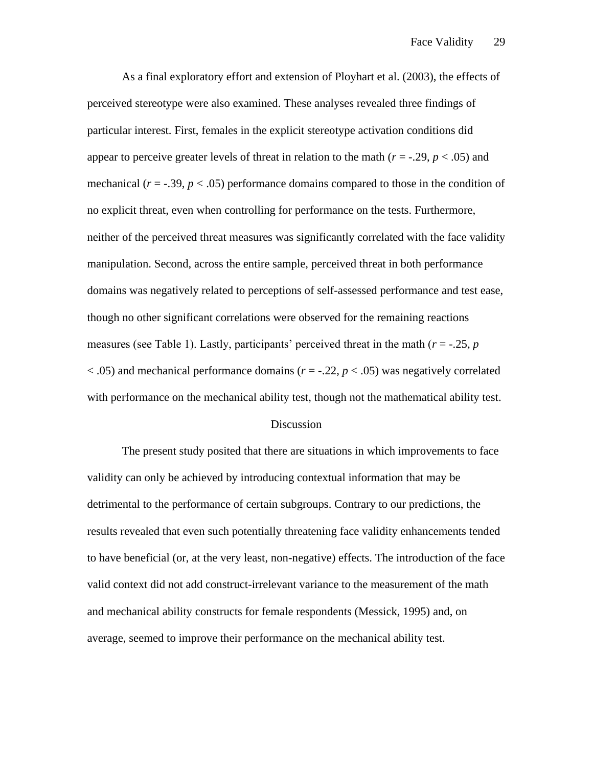As a final exploratory effort and extension of Ployhart et al. (2003), the effects of perceived stereotype were also examined. These analyses revealed three findings of particular interest. First, females in the explicit stereotype activation conditions did appear to perceive greater levels of threat in relation to the math ($r$ = -.29, $p$ < .05) and mechanical ($r$ = -.39, $p$ < .05) performance domains compared to those in the condition of no explicit threat, even when controlling for performance on the tests. Furthermore, neither of the perceived threat measures was significantly correlated with the face validity manipulation. Second, across the entire sample, perceived threat in both performance domains was negatively related to perceptions of self-assessed performance and test ease, though no other significant correlations were observed for the remaining reactions measures (see Table 1). Lastly, participants' perceived threat in the math ($r$ = -.25, $p$ < .05) and mechanical performance domains ($r$ = -.22, $p$ < .05) was negatively correlated with performance on the mechanical ability test, though not the mathematical ability test.

# Discussion

The present study posited that there are situations in which improvements to face validity can only be achieved by introducing contextual information that may be detrimental to the performance of certain subgroups. Contrary to our predictions, the results revealed that even such potentially threatening face validity enhancements tended to have beneficial (or, at the very least, non-negative) effects. The introduction of the face valid context did not add construct-irrelevant variance to the measurement of the math and mechanical ability constructs for female respondents (Messick, 1995) and, on average, seemed to improve their performance on the mechanical ability test.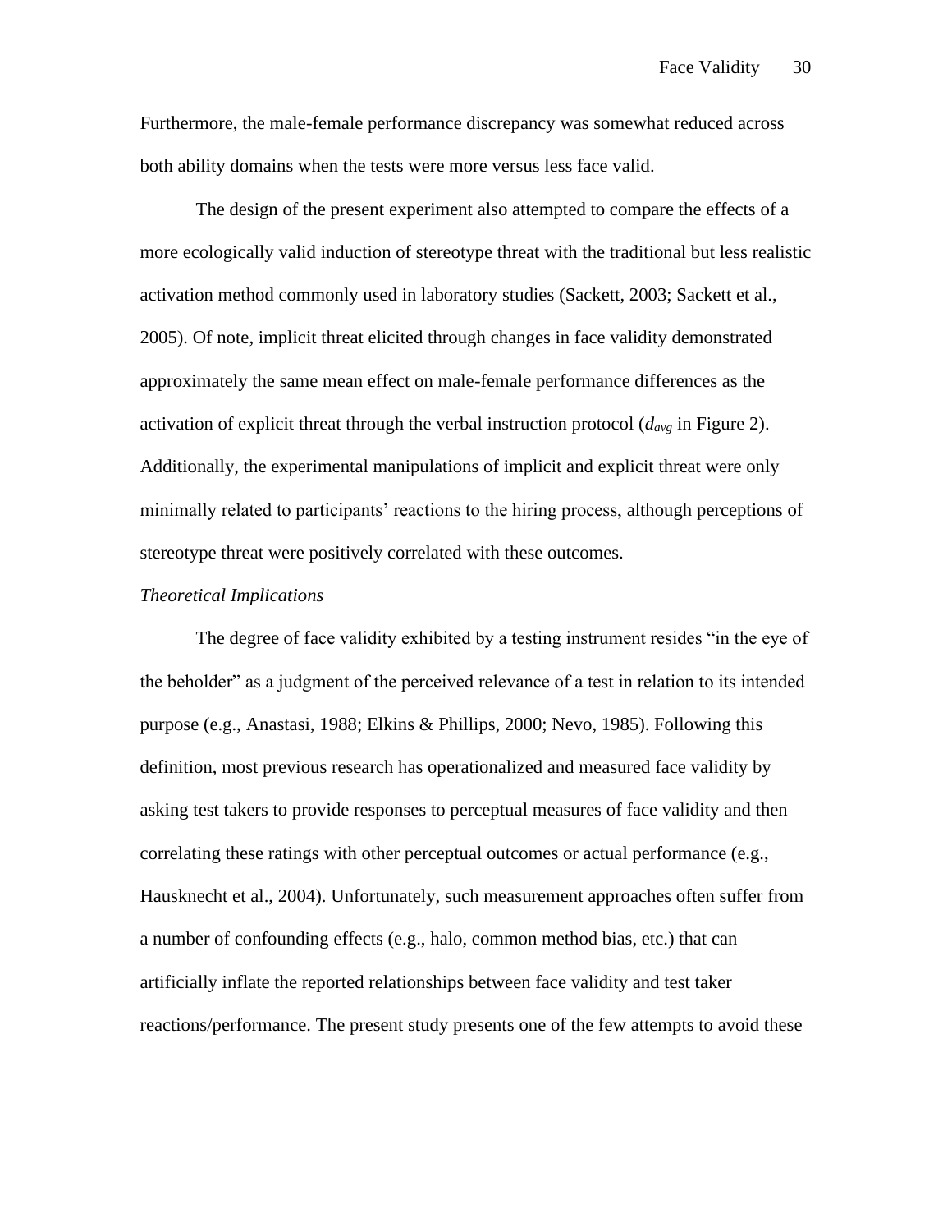Furthermore, the male-female performance discrepancy was somewhat reduced across both ability domains when the tests were more versus less face valid.

The design of the present experiment also attempted to compare the effects of a more ecologically valid induction of stereotype threat with the traditional but less realistic activation method commonly used in laboratory studies (Sackett, 2003; Sackett et al., 2005). Of note, implicit threat elicited through changes in face validity demonstrated approximately the same mean effect on male-female performance differences as the activation of explicit threat through the verbal instruction protocol ($d_{avg}$ in Figure 2). Additionally, the experimental manipulations of implicit and explicit threat were only minimally related to participants' reactions to the hiring process, although perceptions of stereotype threat were positively correlated with these outcomes.

*Theoretical Implications*

The degree of face validity exhibited by a testing instrument resides "in the eye of the beholder" as a judgment of the perceived relevance of a test in relation to its intended purpose (e.g., Anastasi, 1988; Elkins & Phillips, 2000; Nevo, 1985). Following this definition, most previous research has operationalized and measured face validity by asking test takers to provide responses to perceptual measures of face validity and then correlating these ratings with other perceptual outcomes or actual performance (e.g., Hausknecht et al., 2004). Unfortunately, such measurement approaches often suffer from a number of confounding effects (e.g., halo, common method bias, etc.) that can artificially inflate the reported relationships between face validity and test taker reactions/performance. The present study presents one of the few attempts to avoid these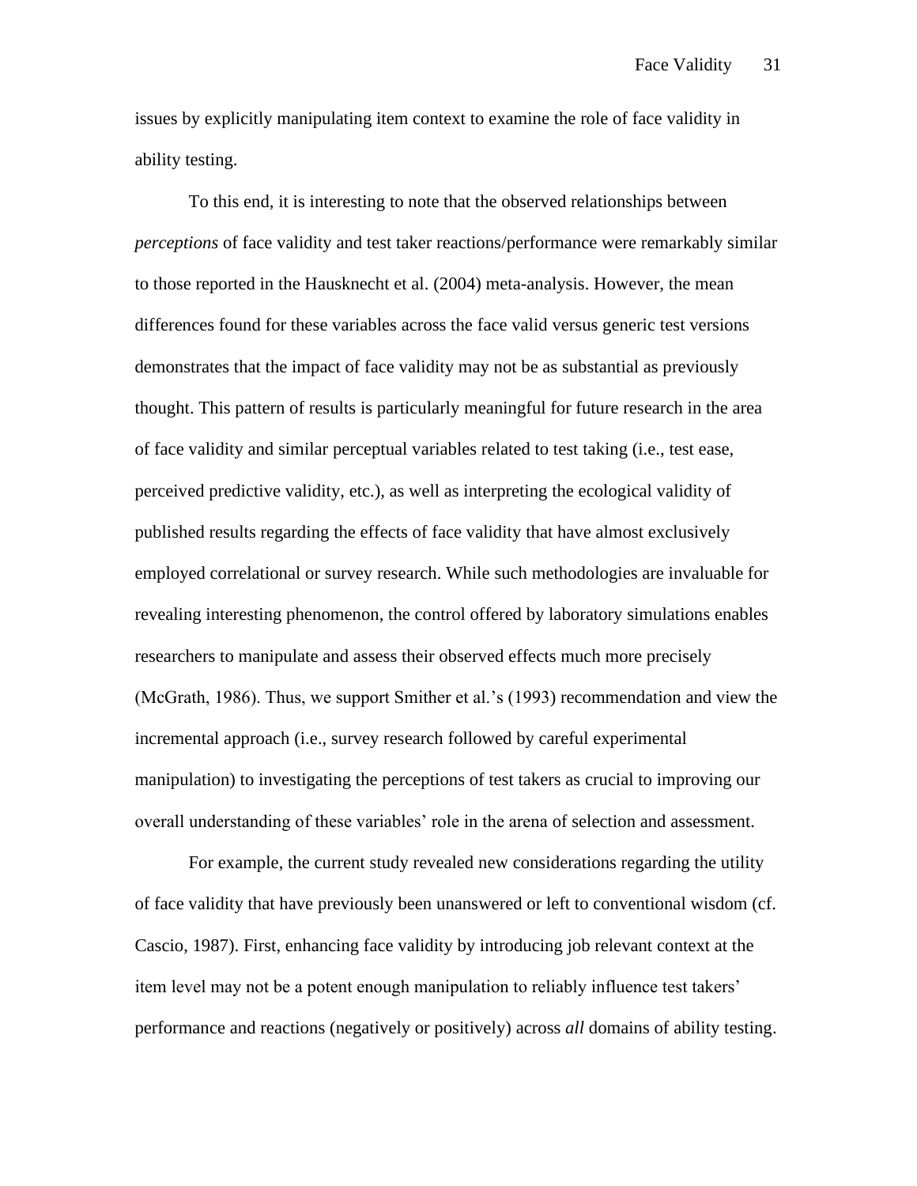issues by explicitly manipulating item context to examine the role of face validity in ability testing.

To this end, it is interesting to note that the observed relationships between *perceptions* of face validity and test taker reactions/performance were remarkably similar to those reported in the Hausknecht et al. (2004) meta-analysis. However, the mean differences found for these variables across the face valid versus generic test versions demonstrates that the impact of face validity may not be as substantial as previously thought. This pattern of results is particularly meaningful for future research in the area of face validity and similar perceptual variables related to test taking (i.e., test ease, perceived predictive validity, etc.), as well as interpreting the ecological validity of published results regarding the effects of face validity that have almost exclusively employed correlational or survey research. While such methodologies are invaluable for revealing interesting phenomenon, the control offered by laboratory simulations enables researchers to manipulate and assess their observed effects much more precisely (McGrath, 1986). Thus, we support Smither et al.'s (1993) recommendation and view the incremental approach (i.e., survey research followed by careful experimental manipulation) to investigating the perceptions of test takers as crucial to improving our overall understanding of these variables' role in the arena of selection and assessment.

For example, the current study revealed new considerations regarding the utility of face validity that have previously been unanswered or left to conventional wisdom (cf. Cascio, 1987). First, enhancing face validity by introducing job relevant context at the item level may not be a potent enough manipulation to reliably influence test takers' performance and reactions (negatively or positively) across *all* domains of ability testing.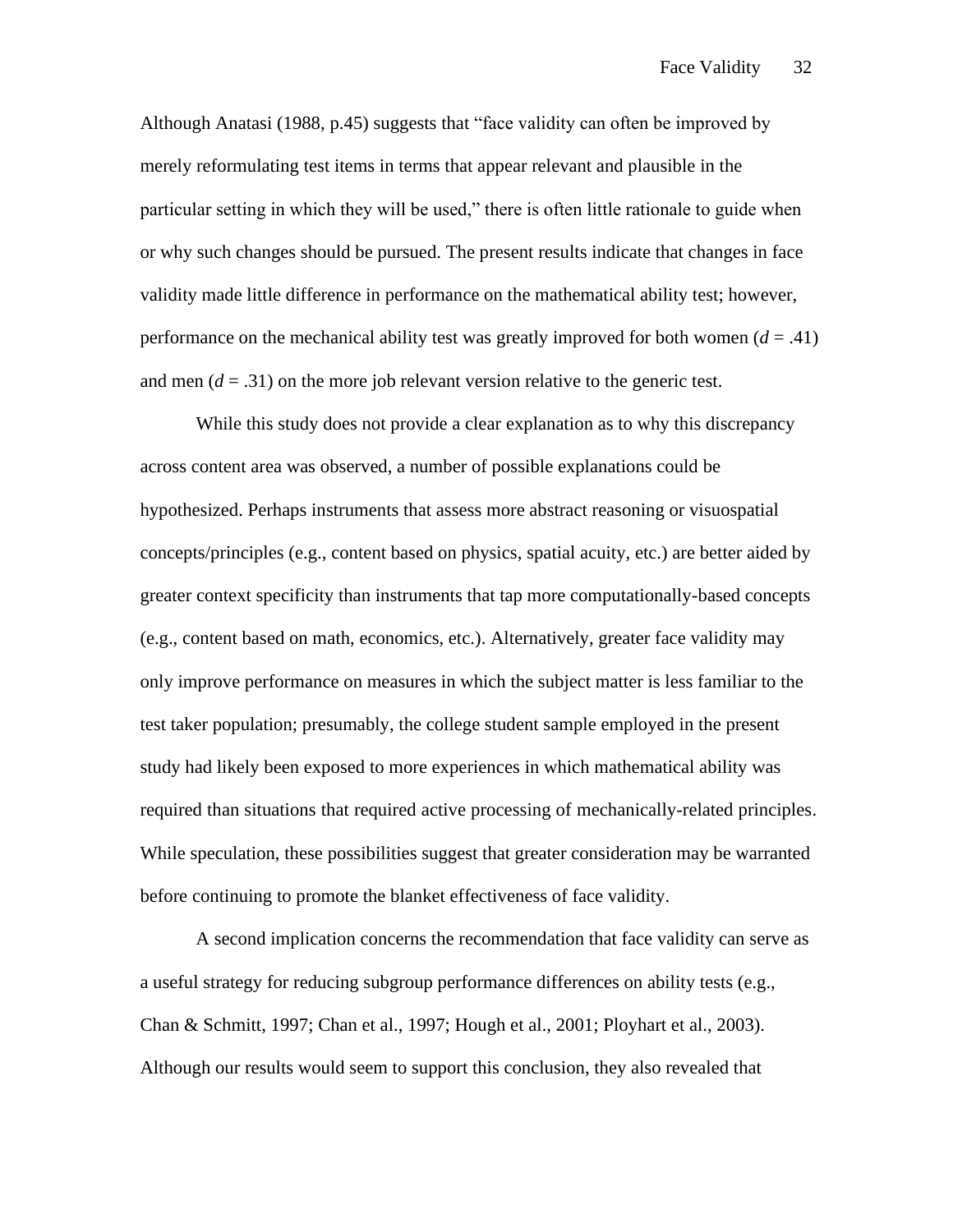Although Anatasi (1988, p.45) suggests that "face validity can often be improved by merely reformulating test items in terms that appear relevant and plausible in the particular setting in which they will be used," there is often little rationale to guide when or why such changes should be pursued. The present results indicate that changes in face validity made little difference in performance on the mathematical ability test; however, performance on the mechanical ability test was greatly improved for both women ($d$ = .41) and men ($d$ = .31) on the more job relevant version relative to the generic test.

While this study does not provide a clear explanation as to why this discrepancy across content area was observed, a number of possible explanations could be hypothesized. Perhaps instruments that assess more abstract reasoning or visuospatial concepts/principles (e.g., content based on physics, spatial acuity, etc.) are better aided by greater context specificity than instruments that tap more computationally-based concepts (e.g., content based on math, economics, etc.). Alternatively, greater face validity may only improve performance on measures in which the subject matter is less familiar to the test taker population; presumably, the college student sample employed in the present study had likely been exposed to more experiences in which mathematical ability was required than situations that required active processing of mechanically-related principles. While speculation, these possibilities suggest that greater consideration may be warranted before continuing to promote the blanket effectiveness of face validity.

A second implication concerns the recommendation that face validity can serve as a useful strategy for reducing subgroup performance differences on ability tests (e.g., Chan & Schmitt, 1997; Chan et al., 1997; Hough et al., 2001; Ployhart et al., 2003). Although our results would seem to support this conclusion, they also revealed that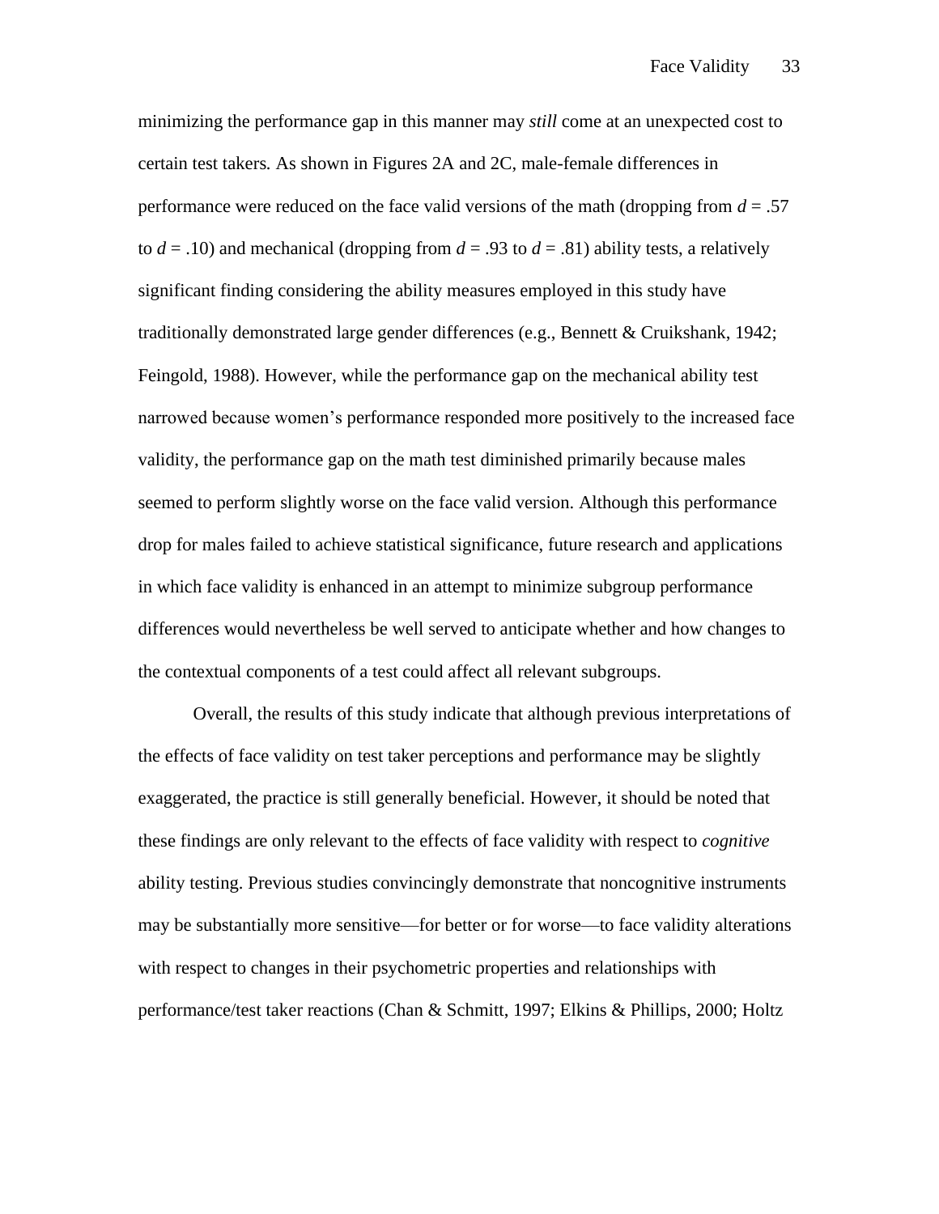minimizing the performance gap in this manner may *still* come at an unexpected cost to certain test takers*.* As shown in Figures 2A and 2C, male-female differences in performance were reduced on the face valid versions of the math (dropping from $d$ = .57 to $d$ = .10) and mechanical (dropping from $d$ = .93 to $d$ = .81) ability tests, a relatively significant finding considering the ability measures employed in this study have traditionally demonstrated large gender differences (e.g., Bennett & Cruikshank, 1942; Feingold, 1988). However, while the performance gap on the mechanical ability test narrowed because women's performance responded more positively to the increased face validity, the performance gap on the math test diminished primarily because males seemed to perform slightly worse on the face valid version. Although this performance drop for males failed to achieve statistical significance, future research and applications in which face validity is enhanced in an attempt to minimize subgroup performance differences would nevertheless be well served to anticipate whether and how changes to the contextual components of a test could affect all relevant subgroups.

Overall, the results of this study indicate that although previous interpretations of the effects of face validity on test taker perceptions and performance may be slightly exaggerated, the practice is still generally beneficial. However, it should be noted that these findings are only relevant to the effects of face validity with respect to *cognitive* ability testing. Previous studies convincingly demonstrate that noncognitive instruments may be substantially more sensitive—for better or for worse—to face validity alterations with respect to changes in their psychometric properties and relationships with performance/test taker reactions (Chan & Schmitt, 1997; Elkins & Phillips, 2000; Holtz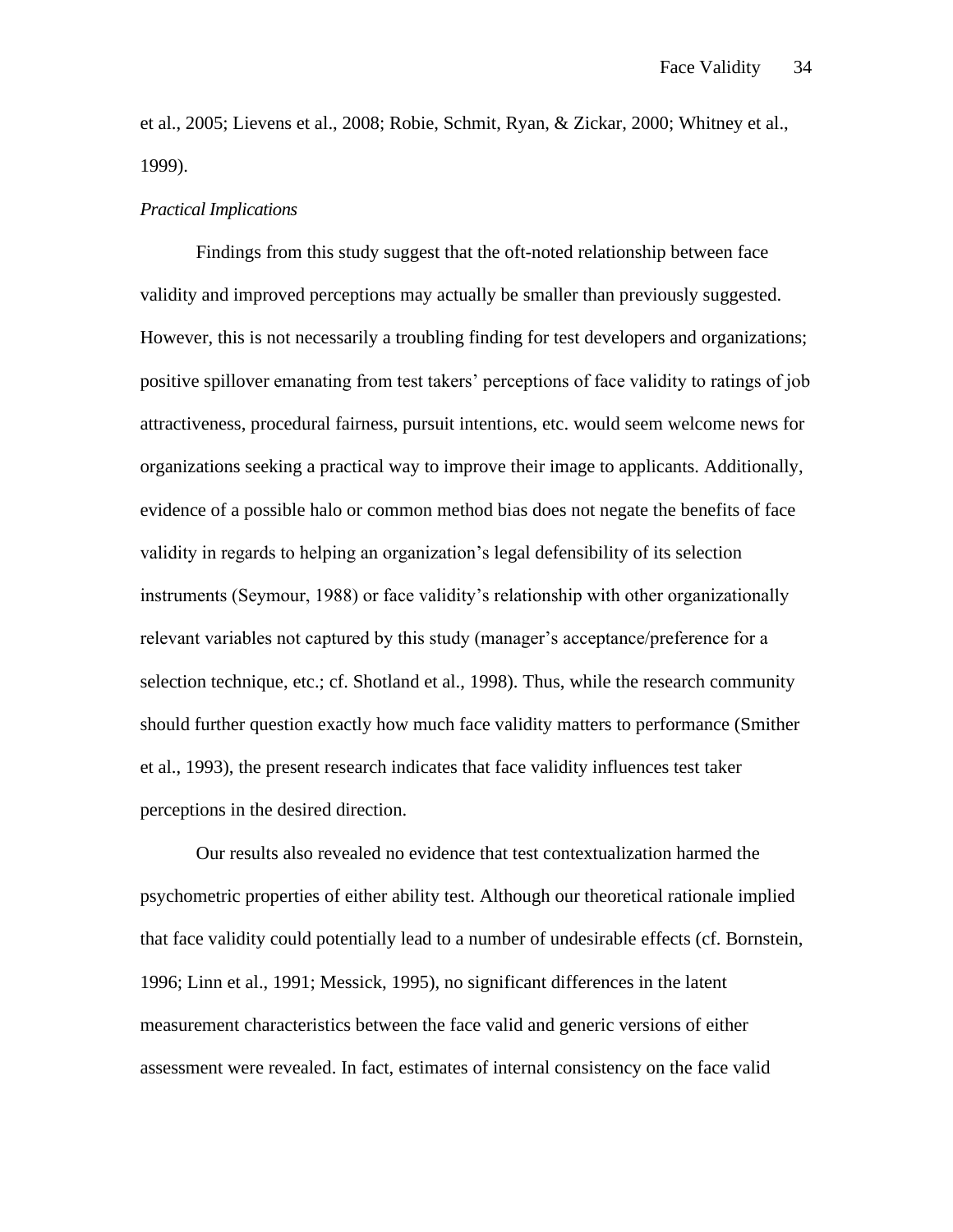et al., 2005; Lievens et al., 2008; Robie, Schmit, Ryan, & Zickar, 2000; Whitney et al., 1999).

### *Practical Implications*

Findings from this study suggest that the oft-noted relationship between face validity and improved perceptions may actually be smaller than previously suggested. However, this is not necessarily a troubling finding for test developers and organizations; positive spillover emanating from test takers' perceptions of face validity to ratings of job attractiveness, procedural fairness, pursuit intentions, etc. would seem welcome news for organizations seeking a practical way to improve their image to applicants. Additionally, evidence of a possible halo or common method bias does not negate the benefits of face validity in regards to helping an organization's legal defensibility of its selection instruments (Seymour, 1988) or face validity's relationship with other organizationally relevant variables not captured by this study (manager's acceptance/preference for a selection technique, etc.; cf. Shotland et al., 1998). Thus, while the research community should further question exactly how much face validity matters to performance (Smither et al., 1993), the present research indicates that face validity influences test taker perceptions in the desired direction.

Our results also revealed no evidence that test contextualization harmed the psychometric properties of either ability test. Although our theoretical rationale implied that face validity could potentially lead to a number of undesirable effects (cf. Bornstein, 1996; Linn et al., 1991; Messick, 1995), no significant differences in the latent measurement characteristics between the face valid and generic versions of either assessment were revealed. In fact, estimates of internal consistency on the face valid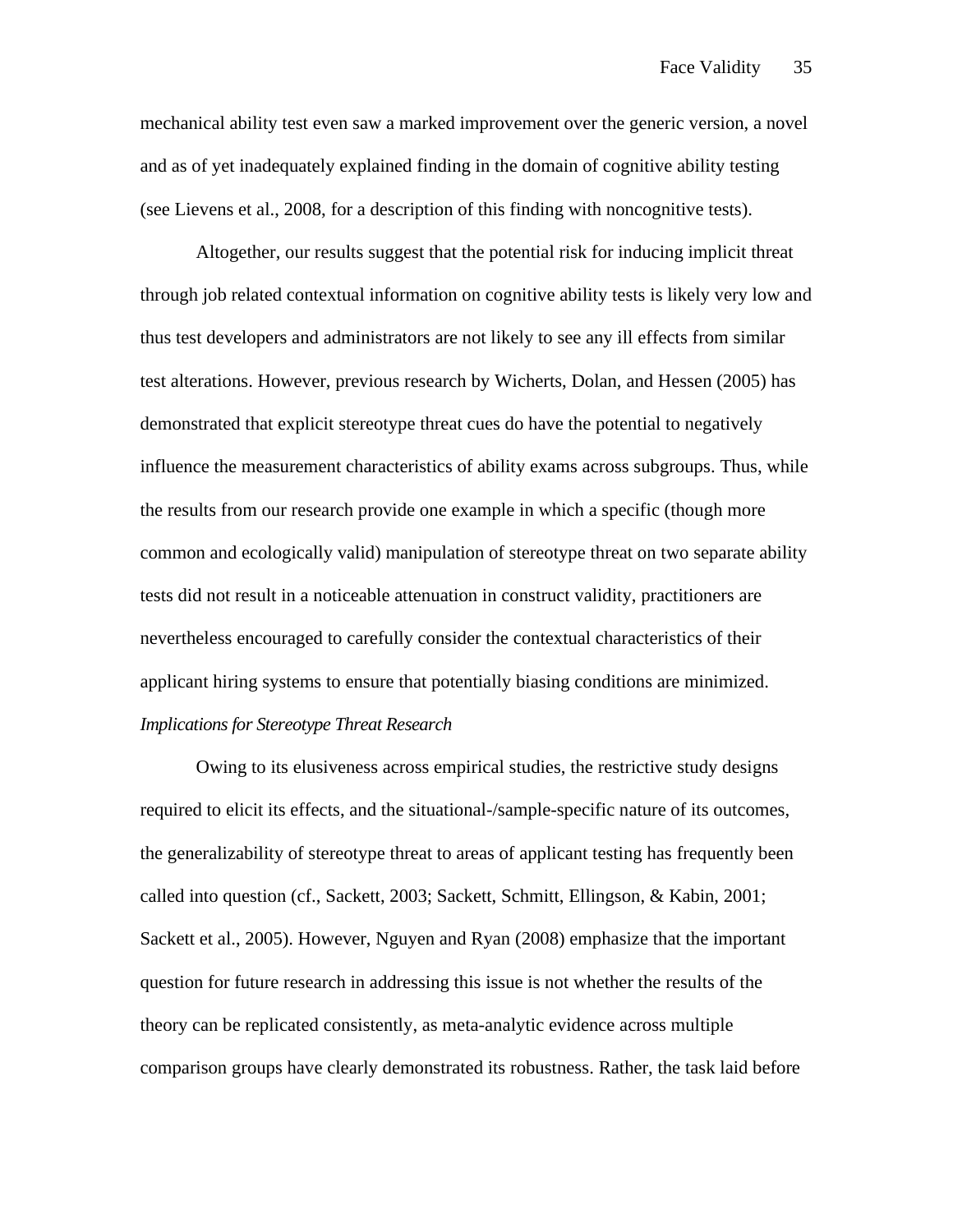mechanical ability test even saw a marked improvement over the generic version, a novel and as of yet inadequately explained finding in the domain of cognitive ability testing (see Lievens et al., 2008, for a description of this finding with noncognitive tests).

Altogether, our results suggest that the potential risk for inducing implicit threat through job related contextual information on cognitive ability tests is likely very low and thus test developers and administrators are not likely to see any ill effects from similar test alterations. However, previous research by Wicherts, Dolan, and Hessen (2005) has demonstrated that explicit stereotype threat cues do have the potential to negatively influence the measurement characteristics of ability exams across subgroups. Thus, while the results from our research provide one example in which a specific (though more common and ecologically valid) manipulation of stereotype threat on two separate ability tests did not result in a noticeable attenuation in construct validity, practitioners are nevertheless encouraged to carefully consider the contextual characteristics of their applicant hiring systems to ensure that potentially biasing conditions are minimized.

*Implications for Stereotype Threat Research*

Owing to its elusiveness across empirical studies, the restrictive study designs required to elicit its effects, and the situational-/sample-specific nature of its outcomes, the generalizability of stereotype threat to areas of applicant testing has frequently been called into question (cf., Sackett, 2003; Sackett, Schmitt, Ellingson, & Kabin, 2001; Sackett et al., 2005). However, Nguyen and Ryan (2008) emphasize that the important question for future research in addressing this issue is not whether the results of the theory can be replicated consistently, as meta-analytic evidence across multiple comparison groups have clearly demonstrated its robustness. Rather, the task laid before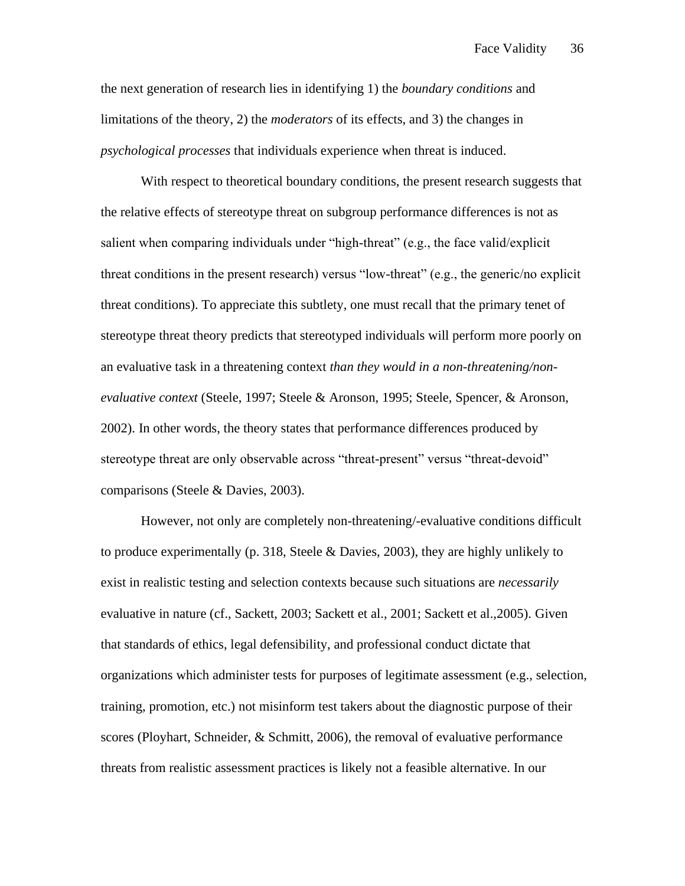the next generation of research lies in identifying 1) the *boundary conditions* and limitations of the theory, 2) the *moderators* of its effects, and 3) the changes in *psychological processes* that individuals experience when threat is induced.

With respect to theoretical boundary conditions, the present research suggests that the relative effects of stereotype threat on subgroup performance differences is not as salient when comparing individuals under "high-threat" (e.g., the face valid/explicit threat conditions in the present research) versus "low-threat" (e.g., the generic/no explicit threat conditions). To appreciate this subtlety, one must recall that the primary tenet of stereotype threat theory predicts that stereotyped individuals will perform more poorly on an evaluative task in a threatening context *than they would in a non-threatening/non-evaluative context* (Steele, 1997; Steele & Aronson, 1995; Steele, Spencer, & Aronson, 2002). In other words, the theory states that performance differences produced by stereotype threat are only observable across "threat-present" versus "threat-devoid" comparisons (Steele & Davies, 2003).

However, not only are completely non-threatening/-evaluative conditions difficult to produce experimentally (p. 318, Steele & Davies, 2003), they are highly unlikely to exist in realistic testing and selection contexts because such situations are *necessarily* evaluative in nature (cf., Sackett, 2003; Sackett et al., 2001; Sackett et al.,2005). Given that standards of ethics, legal defensibility, and professional conduct dictate that organizations which administer tests for purposes of legitimate assessment (e.g., selection, training, promotion, etc.) not misinform test takers about the diagnostic purpose of their scores (Ployhart, Schneider, & Schmitt, 2006), the removal of evaluative performance threats from realistic assessment practices is likely not a feasible alternative. In our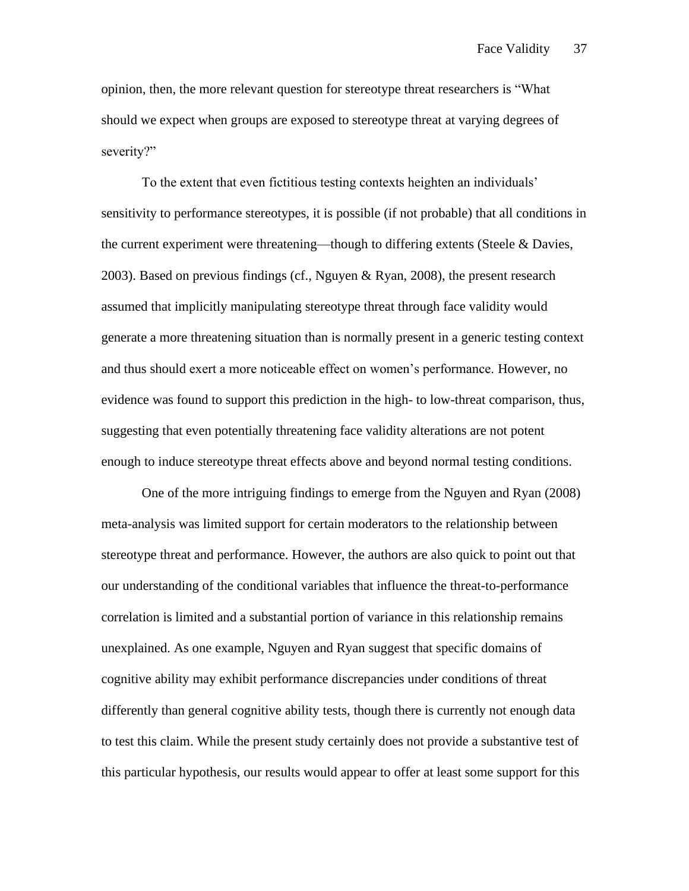opinion, then, the more relevant question for stereotype threat researchers is "What should we expect when groups are exposed to stereotype threat at varying degrees of severity?"

To the extent that even fictitious testing contexts heighten an individuals' sensitivity to performance stereotypes, it is possible (if not probable) that all conditions in the current experiment were threatening—though to differing extents (Steele & Davies, 2003). Based on previous findings (cf., Nguyen & Ryan, 2008), the present research assumed that implicitly manipulating stereotype threat through face validity would generate a more threatening situation than is normally present in a generic testing context and thus should exert a more noticeable effect on women's performance. However, no evidence was found to support this prediction in the high- to low-threat comparison, thus, suggesting that even potentially threatening face validity alterations are not potent enough to induce stereotype threat effects above and beyond normal testing conditions.

One of the more intriguing findings to emerge from the Nguyen and Ryan (2008) meta-analysis was limited support for certain moderators to the relationship between stereotype threat and performance. However, the authors are also quick to point out that our understanding of the conditional variables that influence the threat-to-performance correlation is limited and a substantial portion of variance in this relationship remains unexplained. As one example, Nguyen and Ryan suggest that specific domains of cognitive ability may exhibit performance discrepancies under conditions of threat differently than general cognitive ability tests, though there is currently not enough data to test this claim. While the present study certainly does not provide a substantive test of this particular hypothesis, our results would appear to offer at least some support for this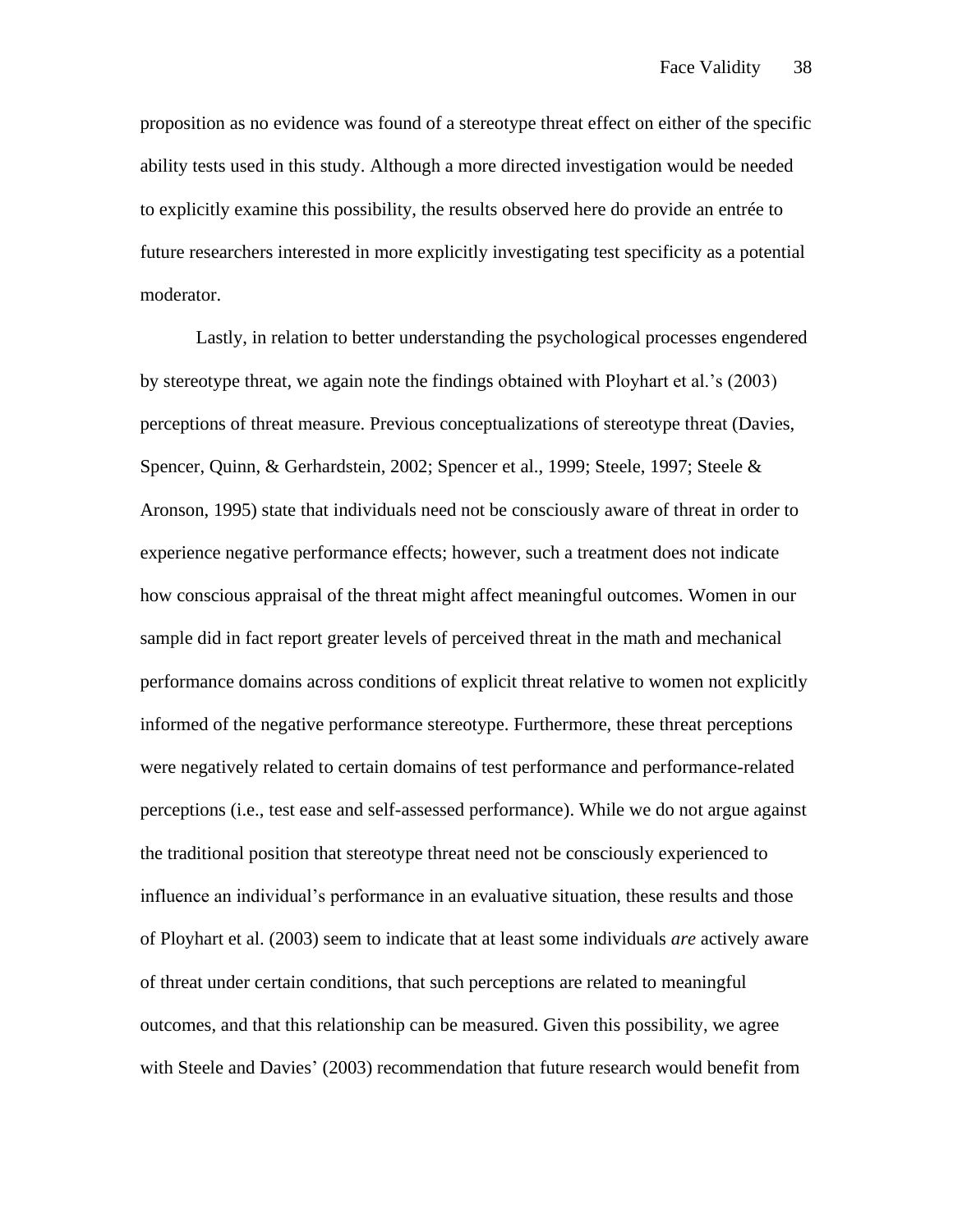proposition as no evidence was found of a stereotype threat effect on either of the specific ability tests used in this study. Although a more directed investigation would be needed to explicitly examine this possibility, the results observed here do provide an entrée to future researchers interested in more explicitly investigating test specificity as a potential moderator.

Lastly, in relation to better understanding the psychological processes engendered by stereotype threat, we again note the findings obtained with Ployhart et al.'s (2003) perceptions of threat measure. Previous conceptualizations of stereotype threat (Davies, Spencer, Quinn, & Gerhardstein, 2002; Spencer et al., 1999; Steele, 1997; Steele & Aronson, 1995) state that individuals need not be consciously aware of threat in order to experience negative performance effects; however, such a treatment does not indicate how conscious appraisal of the threat might affect meaningful outcomes. Women in our sample did in fact report greater levels of perceived threat in the math and mechanical performance domains across conditions of explicit threat relative to women not explicitly informed of the negative performance stereotype. Furthermore, these threat perceptions were negatively related to certain domains of test performance and performance-related perceptions (i.e., test ease and self-assessed performance). While we do not argue against the traditional position that stereotype threat need not be consciously experienced to influence an individual's performance in an evaluative situation, these results and those of Ployhart et al. (2003) seem to indicate that at least some individuals *are* actively aware of threat under certain conditions, that such perceptions are related to meaningful outcomes, and that this relationship can be measured. Given this possibility, we agree with Steele and Davies' (2003) recommendation that future research would benefit from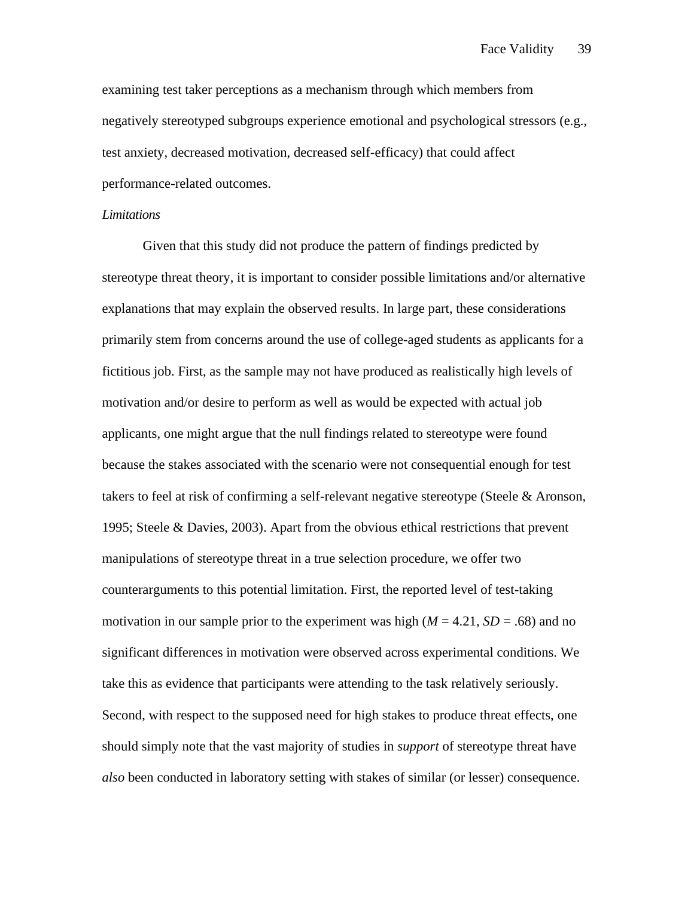examining test taker perceptions as a mechanism through which members from negatively stereotyped subgroups experience emotional and psychological stressors (e.g., test anxiety, decreased motivation, decreased self-efficacy) that could affect performance-related outcomes.

### *Limitations*

Given that this study did not produce the pattern of findings predicted by stereotype threat theory, it is important to consider possible limitations and/or alternative explanations that may explain the observed results. In large part, these considerations primarily stem from concerns around the use of college-aged students as applicants for a fictitious job. First, as the sample may not have produced as realistically high levels of motivation and/or desire to perform as well as would be expected with actual job applicants, one might argue that the null findings related to stereotype were found because the stakes associated with the scenario were not consequential enough for test takers to feel at risk of confirming a self-relevant negative stereotype (Steele & Aronson, 1995; Steele & Davies, 2003). Apart from the obvious ethical restrictions that prevent manipulations of stereotype threat in a true selection procedure, we offer two counterarguments to this potential limitation. First, the reported level of test-taking motivation in our sample prior to the experiment was high ($M$ = 4.21, $SD$ = .68) and no significant differences in motivation were observed across experimental conditions. We take this as evidence that participants were attending to the task relatively seriously. Second, with respect to the supposed need for high stakes to produce threat effects, one should simply note that the vast majority of studies in *support* of stereotype threat have *also* been conducted in laboratory setting with stakes of similar (or lesser) consequence.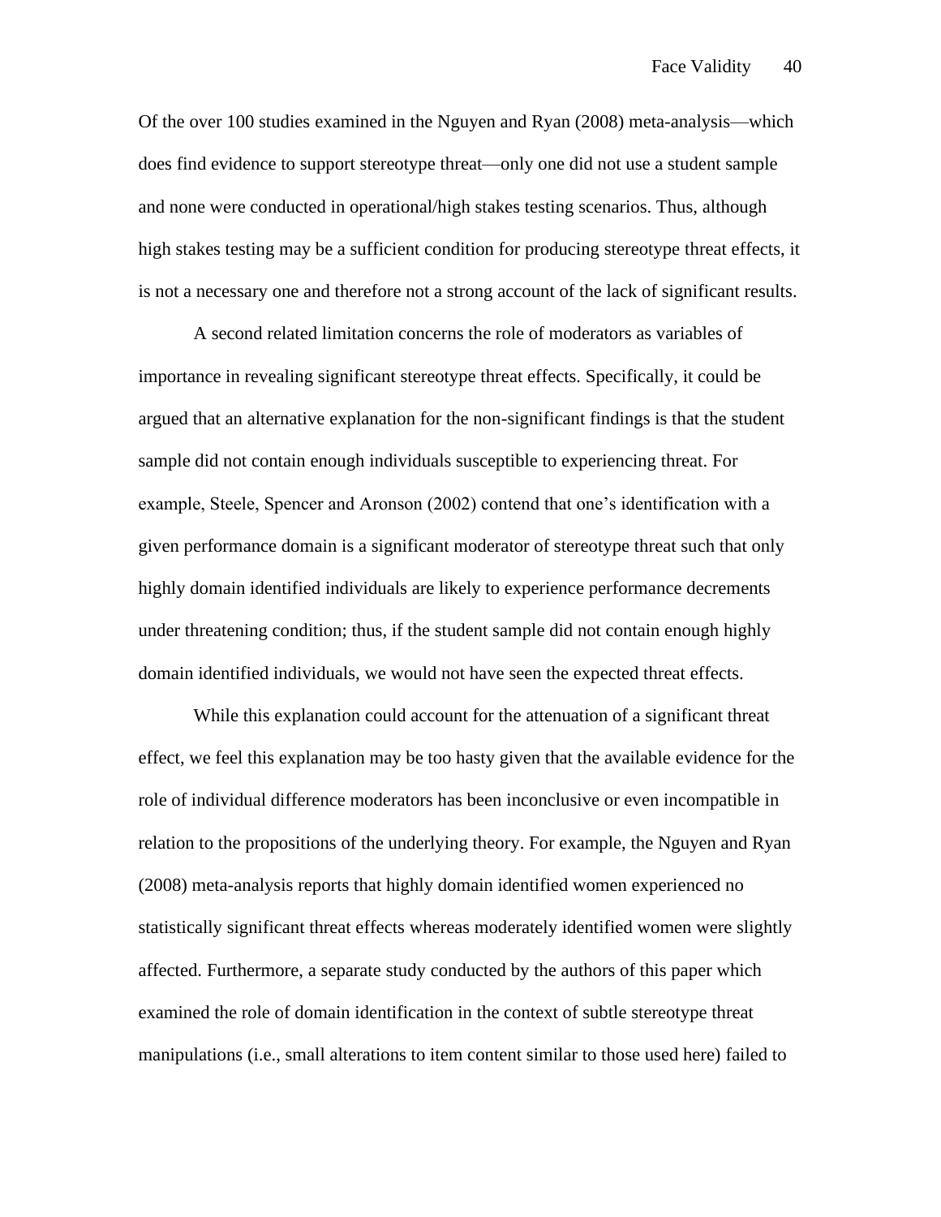Of the over 100 studies examined in the Nguyen and Ryan (2008) meta-analysis—which does find evidence to support stereotype threat—only one did not use a student sample and none were conducted in operational/high stakes testing scenarios. Thus, although high stakes testing may be a sufficient condition for producing stereotype threat effects, it is not a necessary one and therefore not a strong account of the lack of significant results.

A second related limitation concerns the role of moderators as variables of importance in revealing significant stereotype threat effects. Specifically, it could be argued that an alternative explanation for the non-significant findings is that the student sample did not contain enough individuals susceptible to experiencing threat. For example, Steele, Spencer and Aronson (2002) contend that one's identification with a given performance domain is a significant moderator of stereotype threat such that only highly domain identified individuals are likely to experience performance decrements under threatening condition; thus, if the student sample did not contain enough highly domain identified individuals, we would not have seen the expected threat effects.

While this explanation could account for the attenuation of a significant threat effect, we feel this explanation may be too hasty given that the available evidence for the role of individual difference moderators has been inconclusive or even incompatible in relation to the propositions of the underlying theory. For example, the Nguyen and Ryan (2008) meta-analysis reports that highly domain identified women experienced no statistically significant threat effects whereas moderately identified women were slightly affected. Furthermore, a separate study conducted by the authors of this paper which examined the role of domain identification in the context of subtle stereotype threat manipulations (i.e., small alterations to item content similar to those used here) failed to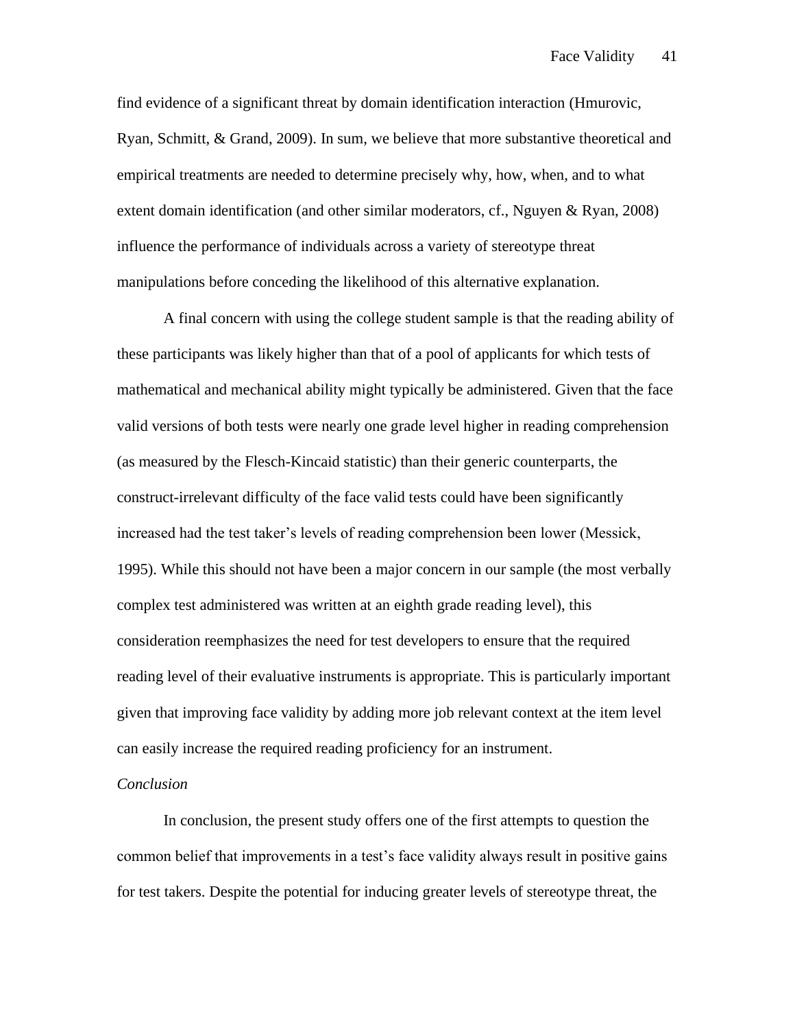find evidence of a significant threat by domain identification interaction (Hmurovic, Ryan, Schmitt, & Grand, 2009). In sum, we believe that more substantive theoretical and empirical treatments are needed to determine precisely why, how, when, and to what extent domain identification (and other similar moderators, cf., Nguyen & Ryan, 2008) influence the performance of individuals across a variety of stereotype threat manipulations before conceding the likelihood of this alternative explanation.

A final concern with using the college student sample is that the reading ability of these participants was likely higher than that of a pool of applicants for which tests of mathematical and mechanical ability might typically be administered. Given that the face valid versions of both tests were nearly one grade level higher in reading comprehension (as measured by the Flesch-Kincaid statistic) than their generic counterparts, the construct-irrelevant difficulty of the face valid tests could have been significantly increased had the test taker's levels of reading comprehension been lower (Messick, 1995). While this should not have been a major concern in our sample (the most verbally complex test administered was written at an eighth grade reading level), this consideration reemphasizes the need for test developers to ensure that the required reading level of their evaluative instruments is appropriate. This is particularly important given that improving face validity by adding more job relevant context at the item level can easily increase the required reading proficiency for an instrument.

*Conclusion*

In conclusion, the present study offers one of the first attempts to question the common belief that improvements in a test's face validity always result in positive gains for test takers. Despite the potential for inducing greater levels of stereotype threat, the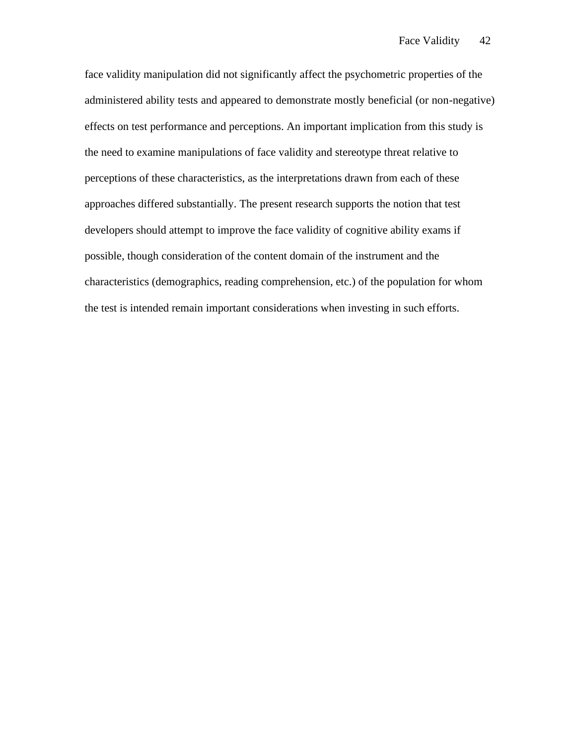face validity manipulation did not significantly affect the psychometric properties of the administered ability tests and appeared to demonstrate mostly beneficial (or non-negative) effects on test performance and perceptions. An important implication from this study is the need to examine manipulations of face validity and stereotype threat relative to perceptions of these characteristics, as the interpretations drawn from each of these approaches differed substantially. The present research supports the notion that test developers should attempt to improve the face validity of cognitive ability exams if possible, though consideration of the content domain of the instrument and the characteristics (demographics, reading comprehension, etc.) of the population for whom the test is intended remain important considerations when investing in such efforts.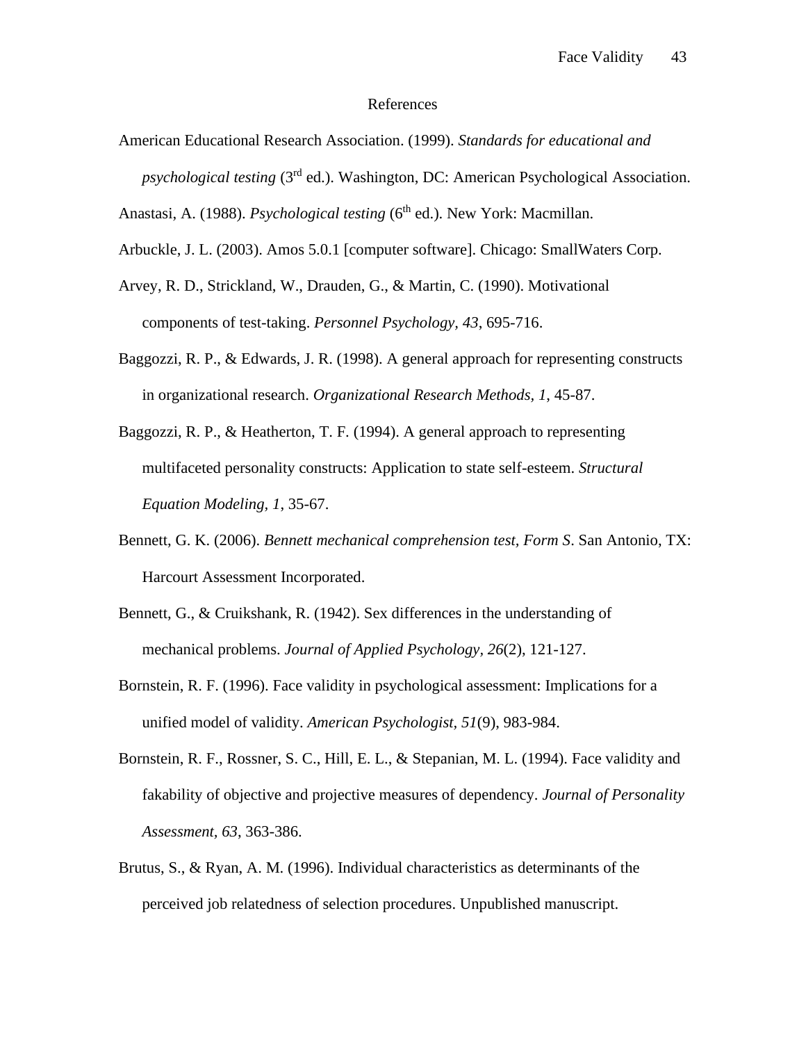# References

American Educational Research Association. (1999). *Standards for educational and psychological testing* (3rd ed.). Washington, DC: American Psychological Association.

Anastasi, A. (1988). *Psychological testing* (6th ed.). New York: Macmillan.

Arbuckle, J. L. (2003). Amos 5.0.1 [computer software]. Chicago: SmallWaters Corp.

Arvey, R. D., Strickland, W., Drauden, G., & Martin, C. (1990). Motivational components of test-taking. *Personnel Psychology, 43*, 695-716.

Baggozzi, R. P., & Edwards, J. R. (1998). A general approach for representing constructs in organizational research. *Organizational Research Methods, 1*, 45-87.

Baggozzi, R. P., & Heatherton, T. F. (1994). A general approach to representing multifaceted personality constructs: Application to state self-esteem. *Structural Equation Modeling, 1*, 35-67.

Bennett, G. K. (2006). *Bennett mechanical comprehension test, Form S*. San Antonio, TX: Harcourt Assessment Incorporated.

Bennett, G., & Cruikshank, R. (1942). Sex differences in the understanding of mechanical problems. *Journal of Applied Psychology, 26*(2), 121-127.

Bornstein, R. F. (1996). Face validity in psychological assessment: Implications for a unified model of validity. *American Psychologist, 51*(9), 983-984.

Bornstein, R. F., Rossner, S. C., Hill, E. L., & Stepanian, M. L. (1994). Face validity and fakability of objective and projective measures of dependency. *Journal of Personality Assessment, 63*, 363-386.

Brutus, S., & Ryan, A. M. (1996). Individual characteristics as determinants of the perceived job relatedness of selection procedures. Unpublished manuscript.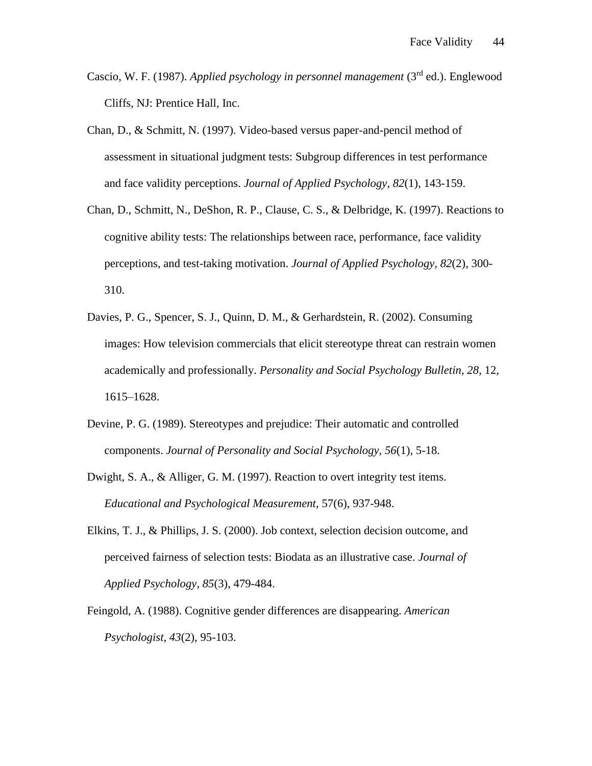Cascio, W. F. (1987). *Applied psychology in personnel management* (3rd ed.). Englewood Cliffs, NJ: Prentice Hall, Inc.

Chan, D., & Schmitt, N. (1997). Video-based versus paper-and-pencil method of assessment in situational judgment tests: Subgroup differences in test performance and face validity perceptions. *Journal of Applied Psychology, 82*(1), 143-159.

Chan, D., Schmitt, N., DeShon, R. P., Clause, C. S., & Delbridge, K. (1997). Reactions to cognitive ability tests: The relationships between race, performance, face validity perceptions, and test-taking motivation. *Journal of Applied Psychology, 82*(2), 300-310.

Davies, P. G., Spencer, S. J., Quinn, D. M., & Gerhardstein, R. (2002). Consuming images: How television commercials that elicit stereotype threat can restrain women academically and professionally. *Personality and Social Psychology Bulletin, 28*, 12, 1615–1628.

Devine, P. G. (1989). Stereotypes and prejudice: Their automatic and controlled components. *Journal of Personality and Social Psychology, 56*(1), 5-18.

Dwight, S. A., & Alliger, G. M. (1997). Reaction to overt integrity test items. *Educational and Psychological Measurement*, 57(6), 937-948.

Elkins, T. J., & Phillips, J. S. (2000). Job context, selection decision outcome, and perceived fairness of selection tests: Biodata as an illustrative case. *Journal of Applied Psychology, 85*(3), 479-484.

Feingold, A. (1988). Cognitive gender differences are disappearing. *American Psychologist, 43*(2), 95-103.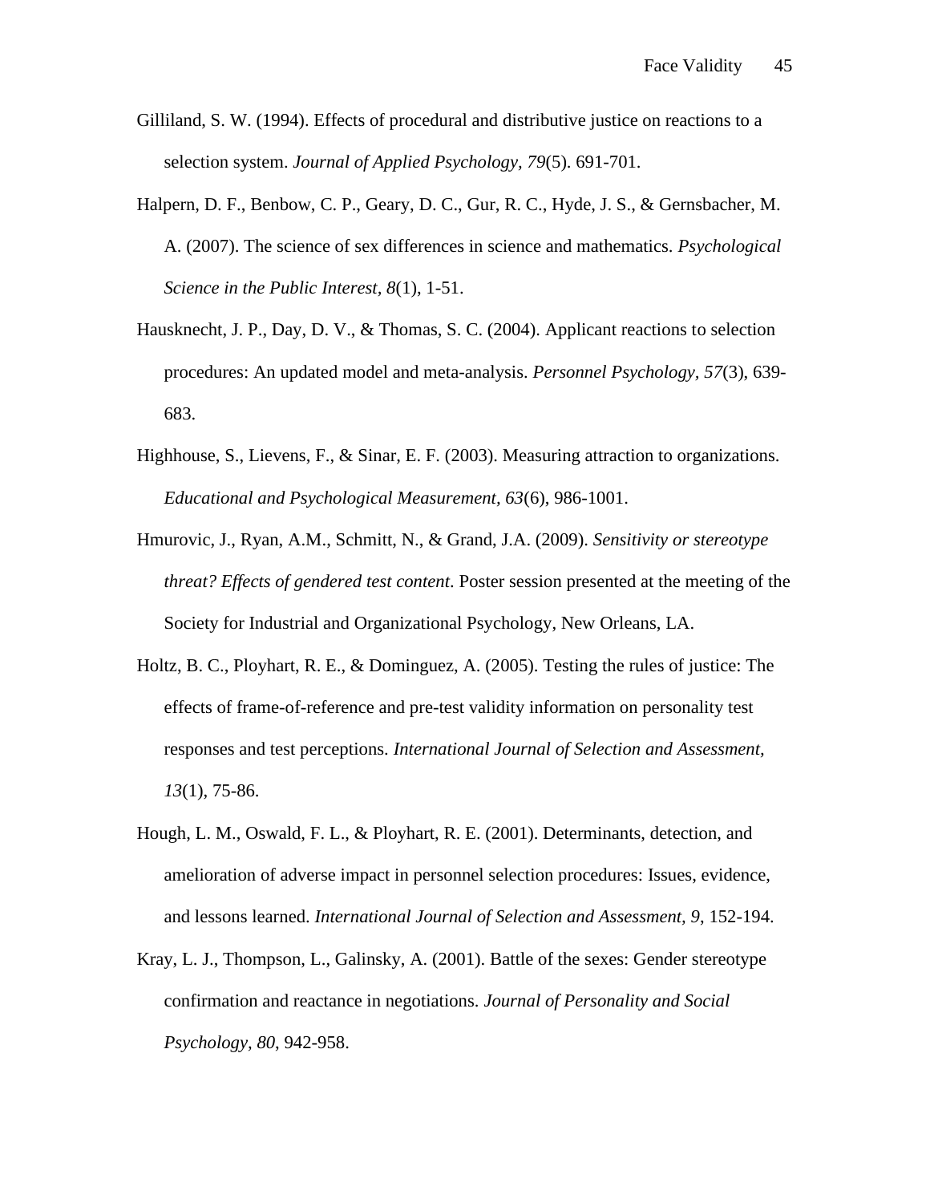Gilliland, S. W. (1994). Effects of procedural and distributive justice on reactions to a selection system. *Journal of Applied Psychology, 79*(5). 691-701.

Halpern, D. F., Benbow, C. P., Geary, D. C., Gur, R. C., Hyde, J. S., & Gernsbacher, M. A. (2007). The science of sex differences in science and mathematics. *Psychological Science in the Public Interest, 8*(1), 1-51.

Hausknecht, J. P., Day, D. V., & Thomas, S. C. (2004). Applicant reactions to selection procedures: An updated model and meta-analysis. *Personnel Psychology, 57*(3), 639-683.

Highhouse, S., Lievens, F., & Sinar, E. F. (2003). Measuring attraction to organizations. *Educational and Psychological Measurement, 63*(6), 986-1001.

Hmurovic, J., Ryan, A.M., Schmitt, N., & Grand, J.A. (2009). *Sensitivity or stereotype threat? Effects of gendered test content*. Poster session presented at the meeting of the Society for Industrial and Organizational Psychology, New Orleans, LA.

Holtz, B. C., Ployhart, R. E., & Dominguez, A. (2005). Testing the rules of justice: The effects of frame-of-reference and pre-test validity information on personality test responses and test perceptions. *International Journal of Selection and Assessment, 13*(1), 75-86.

Hough, L. M., Oswald, F. L., & Ployhart, R. E. (2001). Determinants, detection, and amelioration of adverse impact in personnel selection procedures: Issues, evidence, and lessons learned. *International Journal of Selection and Assessment, 9*, 152-194.

Kray, L. J., Thompson, L., Galinsky, A. (2001). Battle of the sexes: Gender stereotype confirmation and reactance in negotiations. *Journal of Personality and Social Psychology, 80*, 942-958.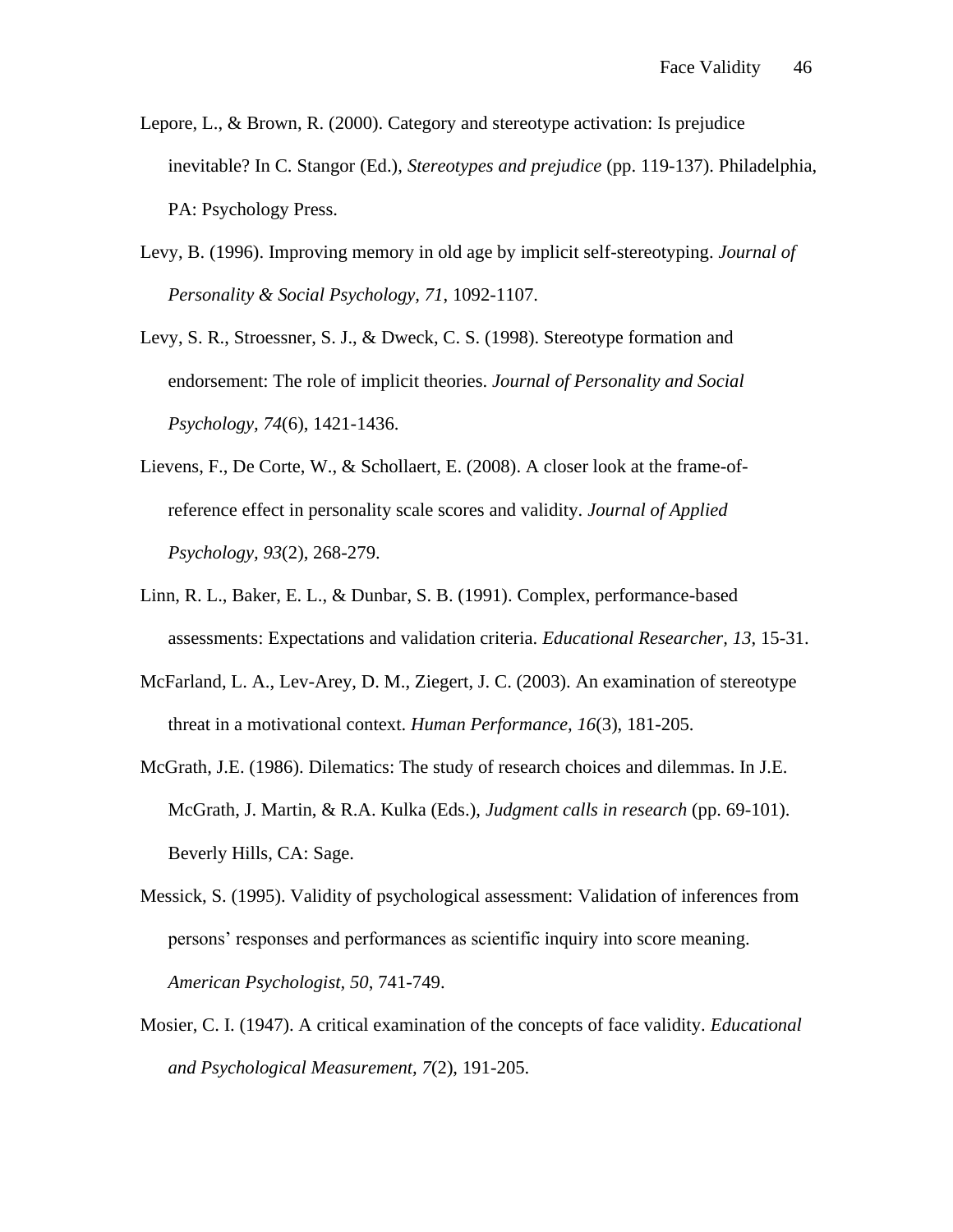Lepore, L., & Brown, R. (2000). Category and stereotype activation: Is prejudice inevitable? In C. Stangor (Ed.), *Stereotypes and prejudice* (pp. 119-137). Philadelphia, PA: Psychology Press.

Levy, B. (1996). Improving memory in old age by implicit self-stereotyping. *Journal of Personality & Social Psychology, 71*, 1092-1107.

Levy, S. R., Stroessner, S. J., & Dweck, C. S. (1998). Stereotype formation and endorsement: The role of implicit theories. *Journal of Personality and Social Psychology, 74*(6), 1421-1436.

Lievens, F., De Corte, W., & Schollaert, E. (2008). A closer look at the frame-of-reference effect in personality scale scores and validity. *Journal of Applied Psychology, 93*(2), 268-279.

Linn, R. L., Baker, E. L., & Dunbar, S. B. (1991). Complex, performance-based assessments: Expectations and validation criteria. *Educational Researcher, 13*, 15-31.

McFarland, L. A., Lev-Arey, D. M., Ziegert, J. C. (2003). An examination of stereotype threat in a motivational context. *Human Performance, 16*(3), 181-205.

McGrath, J.E. (1986). Dilematics: The study of research choices and dilemmas. In J.E. McGrath, J. Martin, & R.A. Kulka (Eds.), *Judgment calls in research* (pp. 69-101). Beverly Hills, CA: Sage.

Messick, S. (1995). Validity of psychological assessment: Validation of inferences from persons' responses and performances as scientific inquiry into score meaning. *American Psychologist, 50*, 741-749.

Mosier, C. I. (1947). A critical examination of the concepts of face validity. *Educational and Psychological Measurement, 7*(2), 191-205.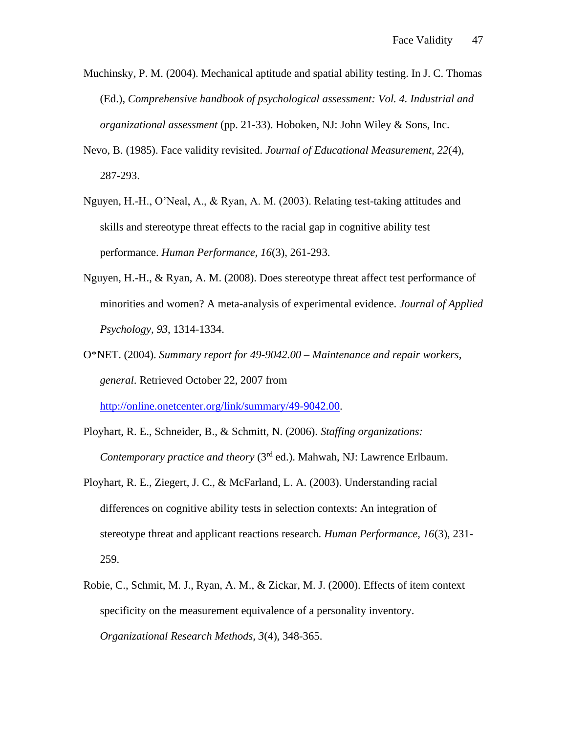Muchinsky, P. M. (2004). Mechanical aptitude and spatial ability testing. In J. C. Thomas (Ed.), *Comprehensive handbook of psychological assessment: Vol. 4. Industrial and organizational assessment* (pp. 21-33). Hoboken, NJ: John Wiley & Sons, Inc.

Nevo, B. (1985). Face validity revisited. *Journal of Educational Measurement, 22*(4), 287-293.

Nguyen, H.-H., O'Neal, A., & Ryan, A. M. (2003). Relating test-taking attitudes and skills and stereotype threat effects to the racial gap in cognitive ability test performance. *Human Performance, 16*(3), 261-293.

Nguyen, H.-H., & Ryan, A. M. (2008). Does stereotype threat affect test performance of minorities and women? A meta-analysis of experimental evidence. *Journal of Applied Psychology, 93*, 1314-1334.

O*NET. (2004). *Summary report for 49-9042.00 – Maintenance and repair workers, general*. Retrieved October 22, 2007 from http://online.onetcenter.org/link/summary/49-9042.00.

Ployhart, R. E., Schneider, B., & Schmitt, N. (2006). *Staffing organizations: Contemporary practice and theory* (3rd ed.). Mahwah, NJ: Lawrence Erlbaum.

Ployhart, R. E., Ziegert, J. C., & McFarland, L. A. (2003). Understanding racial differences on cognitive ability tests in selection contexts: An integration of stereotype threat and applicant reactions research. *Human Performance, 16*(3), 231-259.

Robie, C., Schmit, M. J., Ryan, A. M., & Zickar, M. J. (2000). Effects of item context specificity on the measurement equivalence of a personality inventory. *Organizational Research Methods, 3*(4), 348-365.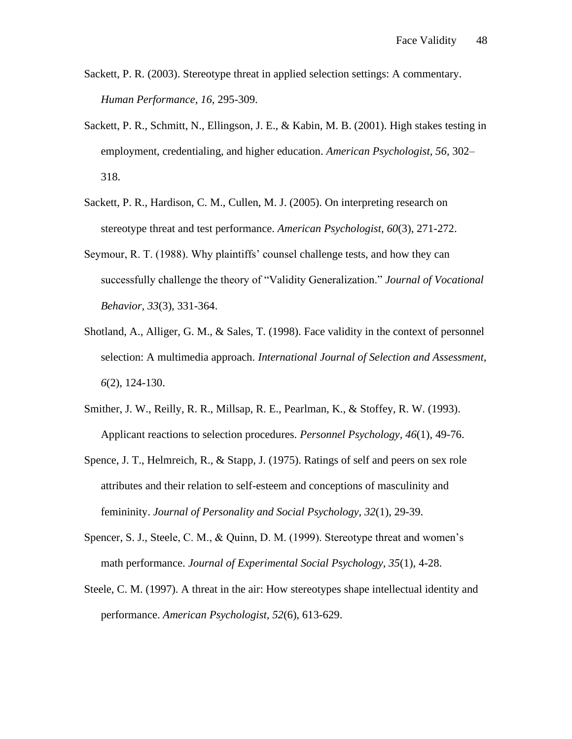Sackett, P. R. (2003). Stereotype threat in applied selection settings: A commentary. *Human Performance*, *16*, 295-309.

Sackett, P. R., Schmitt, N., Ellingson, J. E., & Kabin, M. B. (2001). High stakes testing in employment, credentialing, and higher education. *American Psychologist, 56*, 302–318.

Sackett, P. R., Hardison, C. M., Cullen, M. J. (2005). On interpreting research on stereotype threat and test performance. *American Psychologist, 60*(3), 271-272.

Seymour, R. T. (1988). Why plaintiffs' counsel challenge tests, and how they can successfully challenge the theory of "Validity Generalization." *Journal of Vocational Behavior*, *33*(3), 331-364.

Shotland, A., Alliger, G. M., & Sales, T. (1998). Face validity in the context of personnel selection: A multimedia approach. *International Journal of Selection and Assessment*, *6*(2), 124-130.

Smither, J. W., Reilly, R. R., Millsap, R. E., Pearlman, K., & Stoffey, R. W. (1993). Applicant reactions to selection procedures. *Personnel Psychology*, *46*(1), 49-76.

Spence, J. T., Helmreich, R., & Stapp, J. (1975). Ratings of self and peers on sex role attributes and their relation to self-esteem and conceptions of masculinity and femininity. *Journal of Personality and Social Psychology*, *32*(1), 29-39.

Spencer, S. J., Steele, C. M., & Quinn, D. M. (1999). Stereotype threat and women's math performance. *Journal of Experimental Social Psychology*, *35*(1), 4-28.

Steele, C. M. (1997). A threat in the air: How stereotypes shape intellectual identity and performance. *American Psychologist*, *52*(6), 613-629.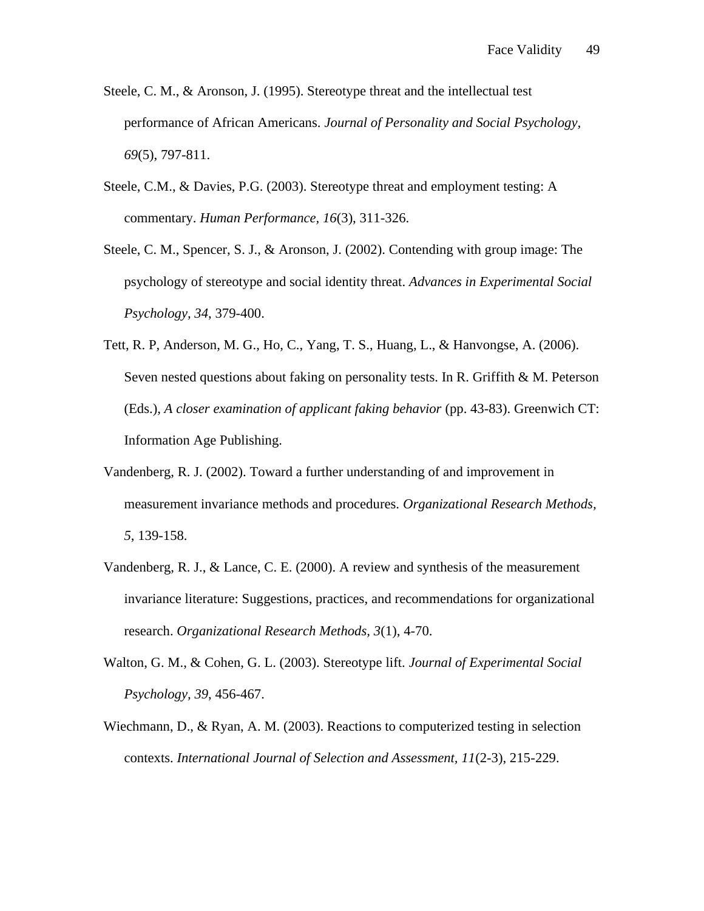Steele, C. M., & Aronson, J. (1995). Stereotype threat and the intellectual test performance of African Americans. *Journal of Personality and Social Psychology, 69*(5), 797-811.

Steele, C.M., & Davies, P.G. (2003). Stereotype threat and employment testing: A commentary. *Human Performance, 16*(3), 311-326.

Steele, C. M., Spencer, S. J., & Aronson, J. (2002). Contending with group image: The psychology of stereotype and social identity threat. *Advances in Experimental Social Psychology, 34*, 379-400.

Tett, R. P, Anderson, M. G., Ho, C., Yang, T. S., Huang, L., & Hanvongse, A. (2006). Seven nested questions about faking on personality tests. In R. Griffith & M. Peterson (Eds.), *A closer examination of applicant faking behavior* (pp. 43-83). Greenwich CT: Information Age Publishing.

Vandenberg, R. J. (2002). Toward a further understanding of and improvement in measurement invariance methods and procedures. *Organizational Research Methods, 5*, 139-158.

Vandenberg, R. J., & Lance, C. E. (2000). A review and synthesis of the measurement invariance literature: Suggestions, practices, and recommendations for organizational research. *Organizational Research Methods, 3*(1), 4-70.

Walton, G. M., & Cohen, G. L. (2003). Stereotype lift. *Journal of Experimental Social Psychology, 39*, 456-467.

Wiechmann, D., & Ryan, A. M. (2003). Reactions to computerized testing in selection contexts. *International Journal of Selection and Assessment, 11*(2-3), 215-229.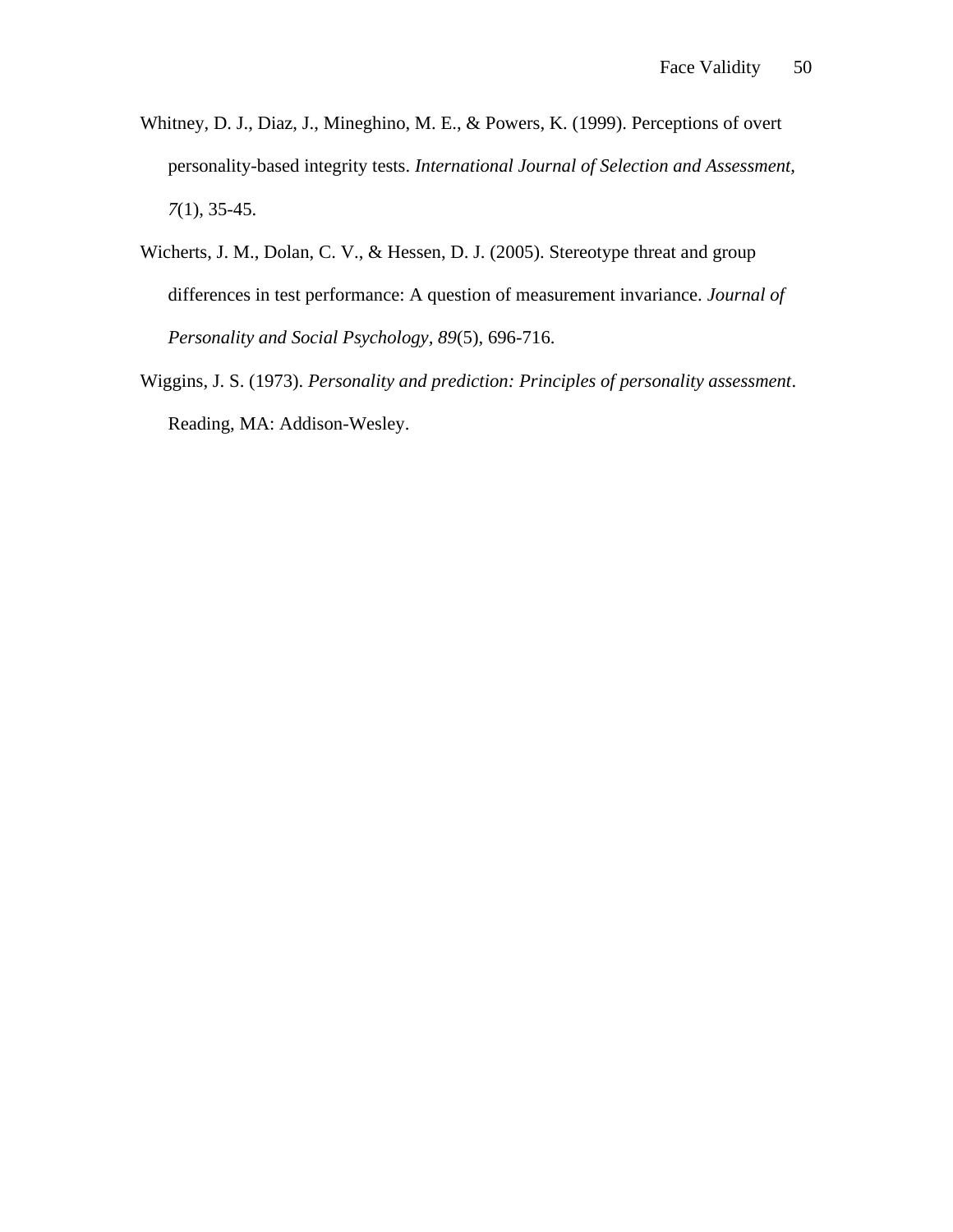Whitney, D. J., Diaz, J., Mineghino, M. E., & Powers, K. (1999). Perceptions of overt personality-based integrity tests. *International Journal of Selection and Assessment, 7*(1), 35-45.

Wicherts, J. M., Dolan, C. V., & Hessen, D. J. (2005). Stereotype threat and group differences in test performance: A question of measurement invariance. *Journal of Personality and Social Psychology*, *89*(5), 696-716.

Wiggins, J. S. (1973). *Personality and prediction: Principles of personality assessment*. Reading, MA: Addison-Wesley.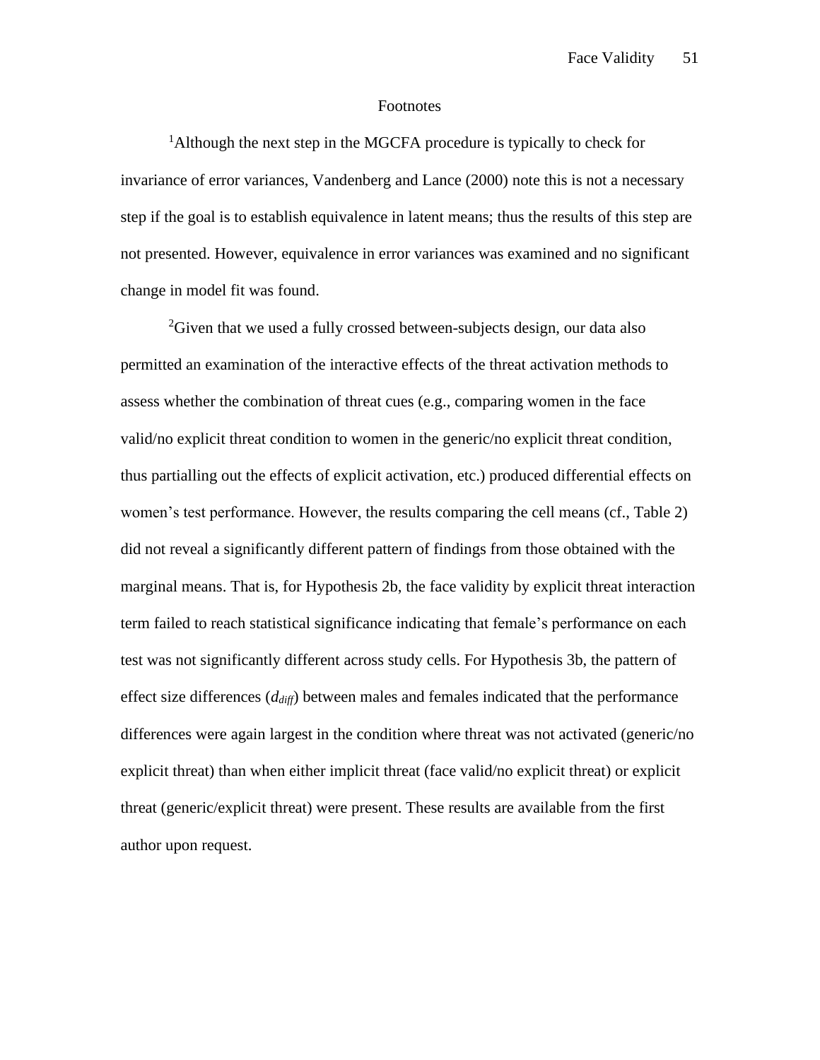## Footnotes

[1]Although the next step in the MGCFA procedure is typically to check for invariance of error variances, Vandenberg and Lance (2000) note this is not a necessary step if the goal is to establish equivalence in latent means; thus the results of this step are not presented. However, equivalence in error variances was examined and no significant change in model fit was found.

[2]Given that we used a fully crossed between-subjects design, our data also permitted an examination of the interactive effects of the threat activation methods to assess whether the combination of threat cues (e.g., comparing women in the face valid/no explicit threat condition to women in the generic/no explicit threat condition, thus partialling out the effects of explicit activation, etc.) produced differential effects on women's test performance. However, the results comparing the cell means (cf., Table 2) did not reveal a significantly different pattern of findings from those obtained with the marginal means. That is, for Hypothesis 2b, the face validity by explicit threat interaction term failed to reach statistical significance indicating that female's performance on each test was not significantly different across study cells. For Hypothesis 3b, the pattern of effect size differences ($d_{diff}$) between males and females indicated that the performance differences were again largest in the condition where threat was not activated (generic/no explicit threat) than when either implicit threat (face valid/no explicit threat) or explicit threat (generic/explicit threat) were present. These results are available from the first author upon request.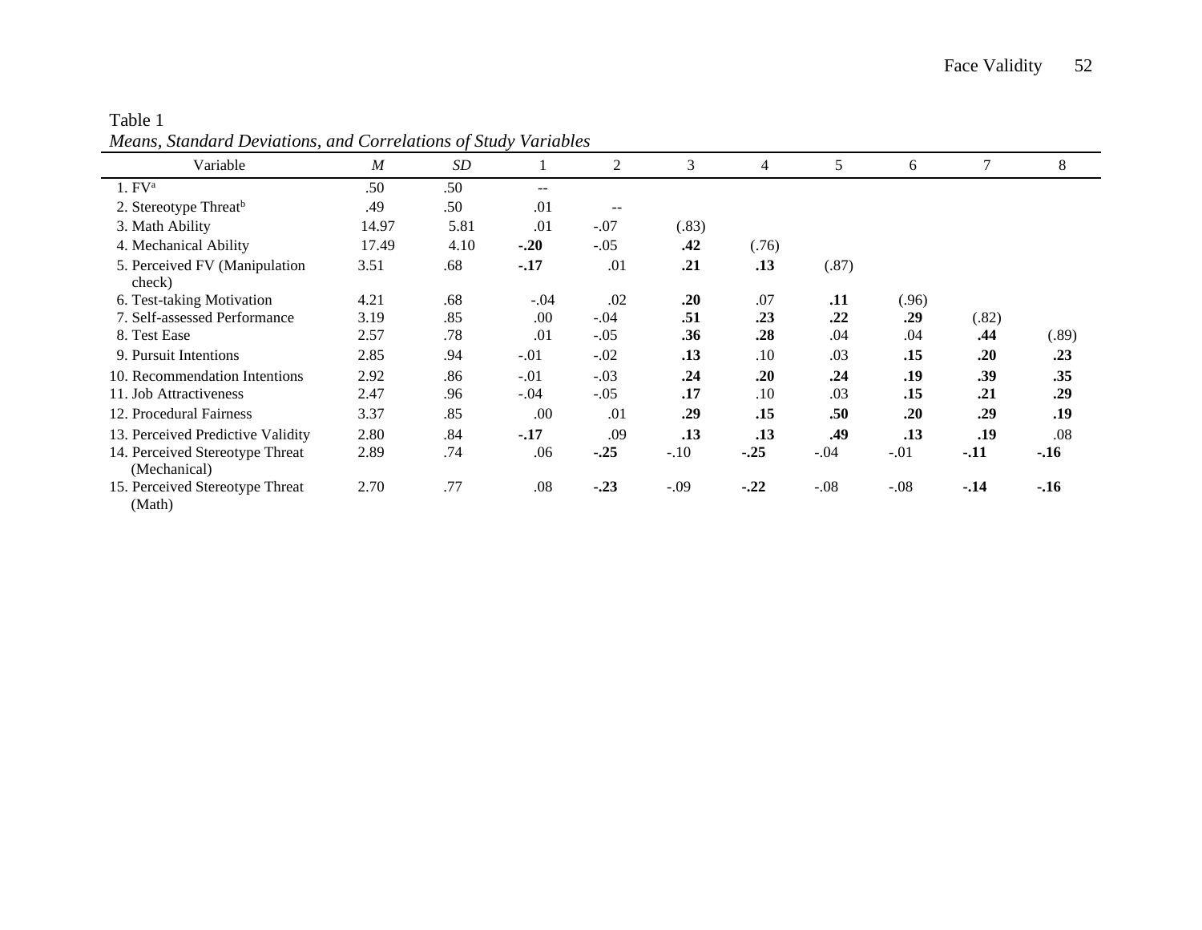Table 1

*Means, Standard Deviations, and Correlations of Study Variables*

| Variable | *M* | *SD* | 1 | 2 | 3 | 4 | 5 | 6 | 7 | 8 |
|---|---|---|---|---|---|---|---|---|---|---|
| 1. FV[a] | .50 | .50 | -- | | | | | | | |
| 2. Stereotype Threat[b] | .49 | .50 | .01 | -- | | | | | | |
| 3. Math Ability | 14.97 | 5.81 | .01 | -.07 | (.83) | | | | | |
| 4. Mechanical Ability | 17.49 | 4.10 | **-.20** | -.05 | **.42** | (.76) | | | | |
| 5. Perceived FV (Manipulation check) | 3.51 | .68 | **-.17** | .01 | **.21** | **.13** | (.87) | | | |
| 6. Test-taking Motivation | 4.21 | .68 | -.04 | .02 | **.20** | .07 | **.11** | (.96) | | |
| 7. Self-assessed Performance | 3.19 | .85 | .00 | -.04 | **.51** | **.23** | **.22** | **.29** | (.82) | |
| 8. Test Ease | 2.57 | .78 | .01 | -.05 | **.36** | **.28** | .04 | .04 | **.44** | (.89) |
| 9. Pursuit Intentions | 2.85 | .94 | -.01 | -.02 | **.13** | .10 | .03 | **.15** | **.20** | **.23** |
| 10. Recommendation Intentions | 2.92 | .86 | -.01 | -.03 | **.24** | **.20** | **.24** | **.19** | **.39** | **.35** |
| 11. Job Attractiveness | 2.47 | .96 | -.04 | -.05 | **.17** | .10 | .03 | **.15** | **.21** | **.29** |
| 12. Procedural Fairness | 3.37 | .85 | .00 | .01 | **.29** | **.15** | **.50** | **.20** | **.29** | **.19** |
| 13. Perceived Predictive Validity | 2.80 | .84 | **-.17** | .09 | **.13** | **.13** | **.49** | **.13** | **.19** | .08 |
| 14. Perceived Stereotype Threat (Mechanical) | 2.89 | .74 | .06 | **-.25** | -.10 | **-.25** | -.04 | -.01 | **-.11** | **-.16** |
| 15. Perceived Stereotype Threat (Math) | 2.70 | .77 | .08 | **-.23** | -.09 | **-.22** | -.08 | -.08 | **-.14** | **-.16** |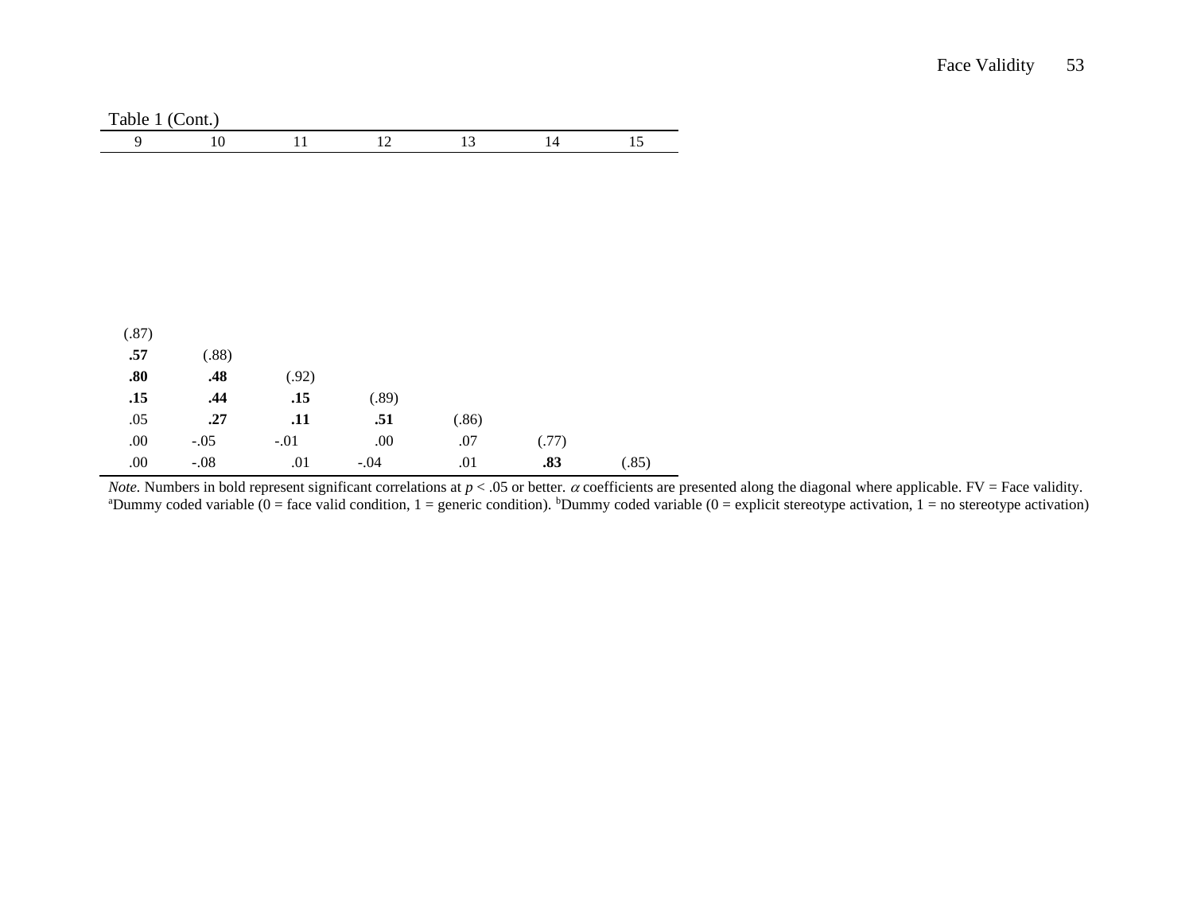Table 1 (Cont.)

| 9 | 10 | 11 | 12 | 13 | 14 | 15 |
|---|---|---|---|---|---|---|
| | | | | | | |
| | | | | | | |
| | | | | | | |
| | | | | | | |
| | | | | | | |
| | | | | | | |
| | | | | | | |
| | | | | | | |
| (.87) | | | | | | |
| **.57** | (.88) | | | | | |
| **.80** | **.48** | (.92) | | | | |
| **.15** | **.44** | **.15** | (.89) | | | |
| .05 | **.27** | **.11** | **.51** | (.86) | | |
| .00 | -.05 | -.01 | .00 | .07 | (.77) | |
| .00 | -.08 | .01 | -.04 | .01 | **.83** | (.85) |

*Note.* Numbers in bold represent significant correlations at $p < .05$ or better. $\alpha$ coefficients are presented along the diagonal where applicable. FV = Face validity. [a]Dummy coded variable (0 = face valid condition, 1 = generic condition). [b]Dummy coded variable (0 = explicit stereotype activation, 1 = no stereotype activation)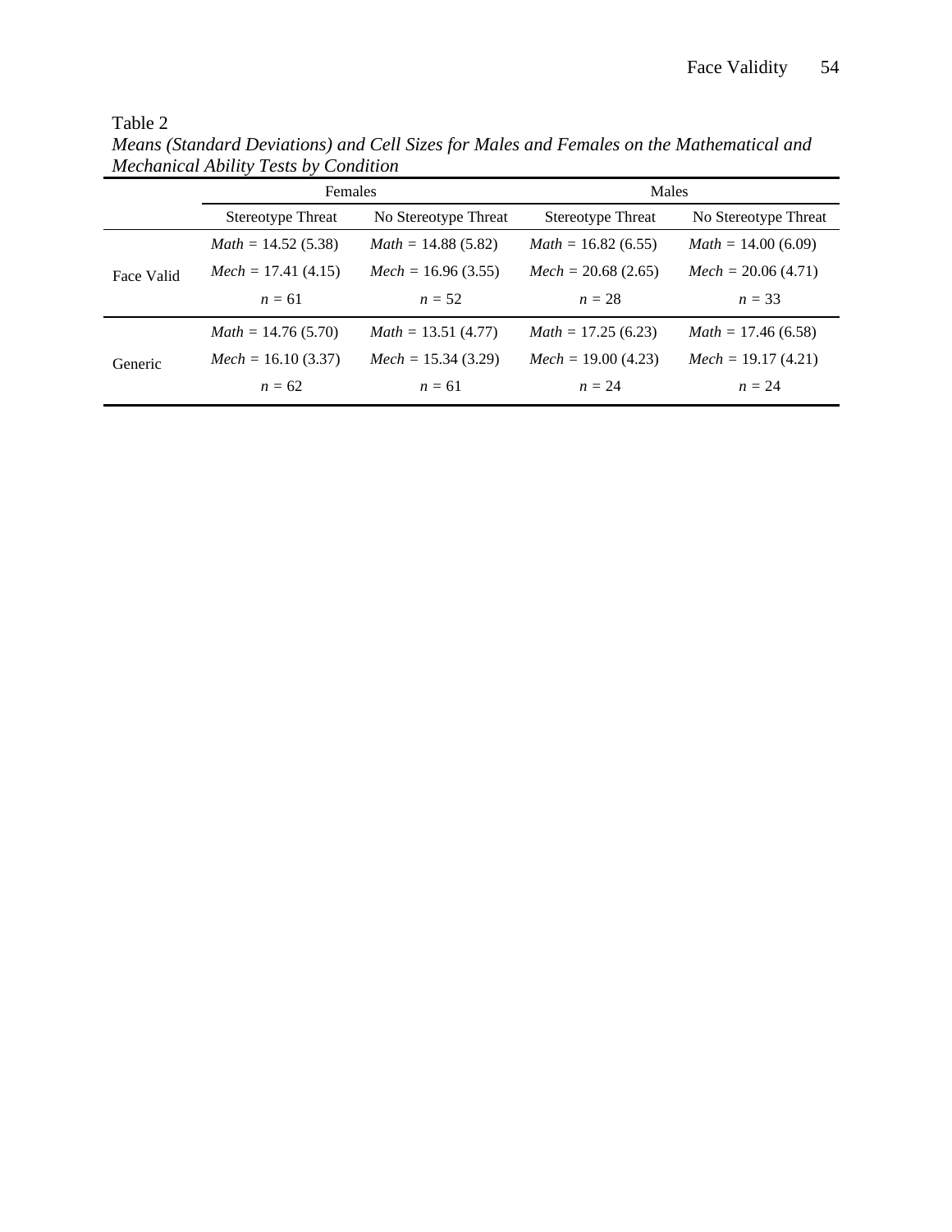Table 2

*Means (Standard Deviations) and Cell Sizes for Males and Females on the Mathematical and Mechanical Ability Tests by Condition*

| | Females | | Males | |
|---|---|---|---|---|
| | Stereotype Threat | No Stereotype Threat | Stereotype Threat | No Stereotype Threat |
| Face Valid | *Math* = 14.52 (5.38)<br>*Mech* = 17.41 (4.15)<br>*n* = 61 | *Math* = 14.88 (5.82)<br>*Mech* = 16.96 (3.55)<br>*n* = 52 | *Math* = 16.82 (6.55)<br>*Mech* = 20.68 (2.65)<br>*n* = 28 | *Math* = 14.00 (6.09)<br>*Mech* = 20.06 (4.71)<br>*n* = 33 |
| Generic | *Math* = 14.76 (5.70)<br>*Mech* = 16.10 (3.37)<br>*n* = 62 | *Math* = 13.51 (4.77)<br>*Mech* = 15.34 (3.29)<br>*n* = 61 | *Math* = 17.25 (6.23)<br>*Mech* = 19.00 (4.23)<br>*n* = 24 | *Math* = 17.46 (6.58)<br>*Mech* = 19.17 (4.21)<br>*n* = 24 |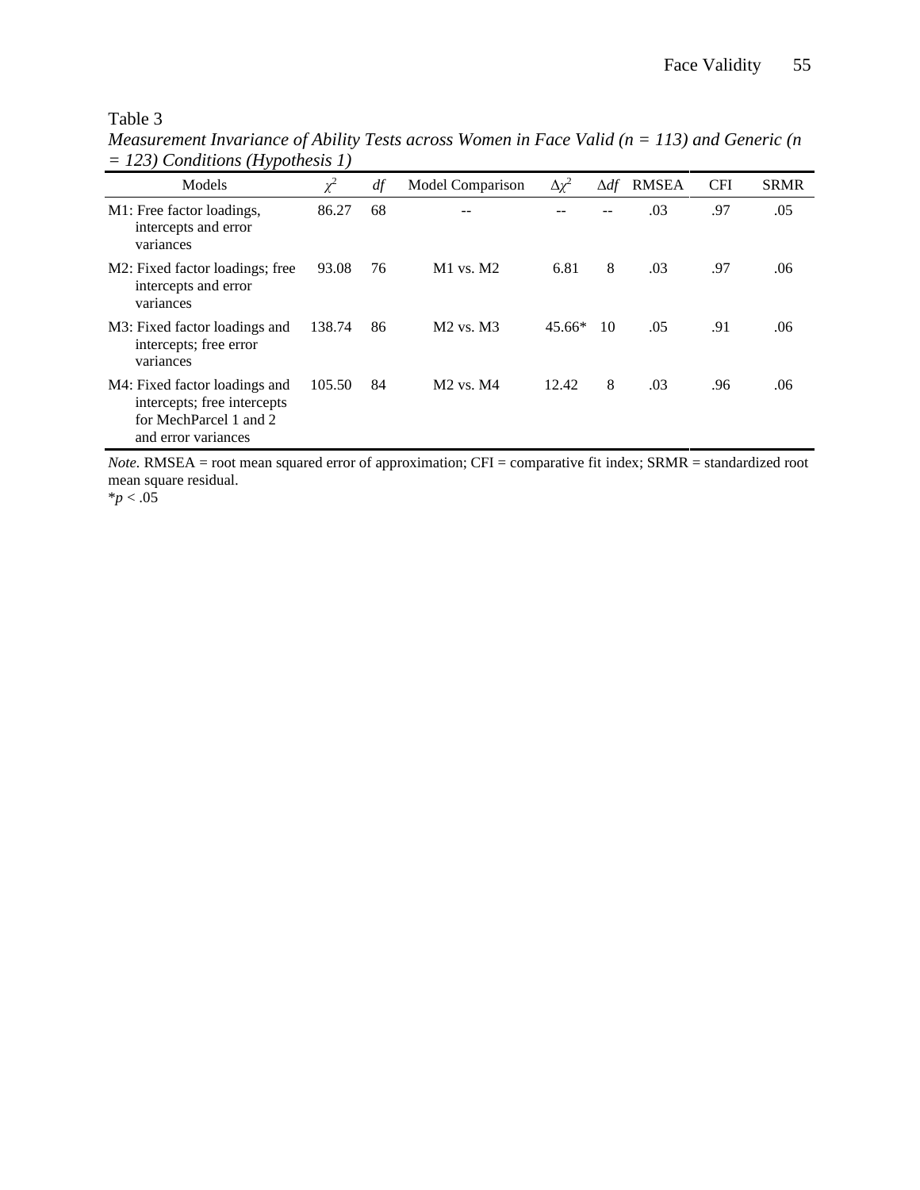Table 3

*Measurement Invariance of Ability Tests across Women in Face Valid (n = 113) and Generic (n = 123) Conditions (Hypothesis 1)*

| Models | $\chi^2$ | *df* | Model Comparison | $\Delta\chi^2$ | $\Delta df$ | RMSEA | CFI | SRMR |
|---|---|---|---|---|---|---|---|---|
| M1: Free factor loadings, intercepts and error variances | 86.27 | 68 | -- | -- | -- | .03 | .97 | .05 |
| M2: Fixed factor loadings; free intercepts and error variances | 93.08 | 76 | M1 vs. M2 | 6.81 | 8 | .03 | .97 | .06 |
| M3: Fixed factor loadings and intercepts; free error variances | 138.74 | 86 | M2 vs. M3 | 45.66* | 10 | .05 | .91 | .06 |
| M4: Fixed factor loadings and intercepts; free intercepts for MechParcel 1 and 2 and error variances | 105.50 | 84 | M2 vs. M4 | 12.42 | 8 | .03 | .96 | .06 |

*Note.* RMSEA = root mean squared error of approximation; CFI = comparative fit index; SRMR = standardized root mean square residual.

*$p < .05$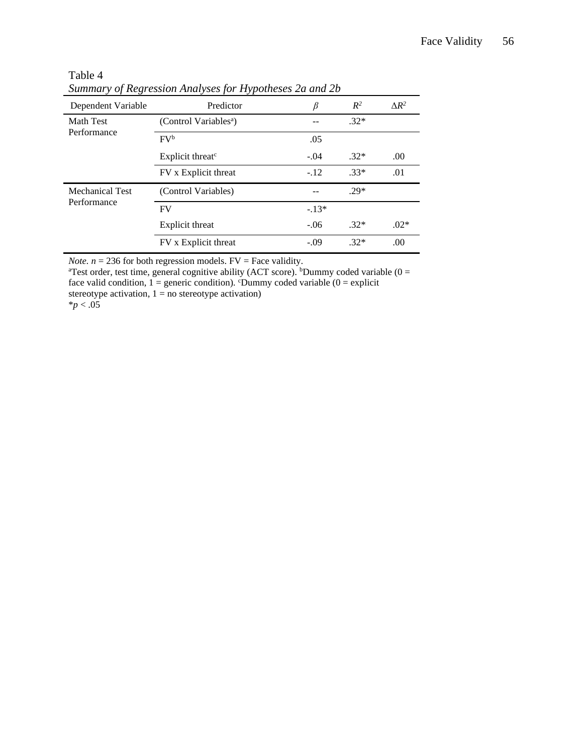Table 4

*Summary of Regression Analyses for Hypotheses 2a and 2b*

| Dependent Variable | Predictor | $\beta$ | $R^2$ | $\Delta R^2$ |
|---|---|---|---|---|
| Math Test Performance | (Control Variables[a]) | -- | .32* | |
| | FV[b] | .05 | | |
| | Explicit threat[c] | -.04 | .32* | .00 |
| | FV x Explicit threat | -.12 | .33* | .01 |
| Mechanical Test Performance | (Control Variables) | -- | .29* | |
| | FV | -.13* | | |
| | Explicit threat | -.06 | .32* | .02* |
| | FV x Explicit threat | -.09 | .32* | .00 |

*Note.* $n = 236$ for both regression models. FV = Face validity.
[a]Test order, test time, general cognitive ability (ACT score). [b]Dummy coded variable (0 = face valid condition, 1 = generic condition). [c]Dummy coded variable (0 = explicit stereotype activation, 1 = no stereotype activation)
*$p < .05$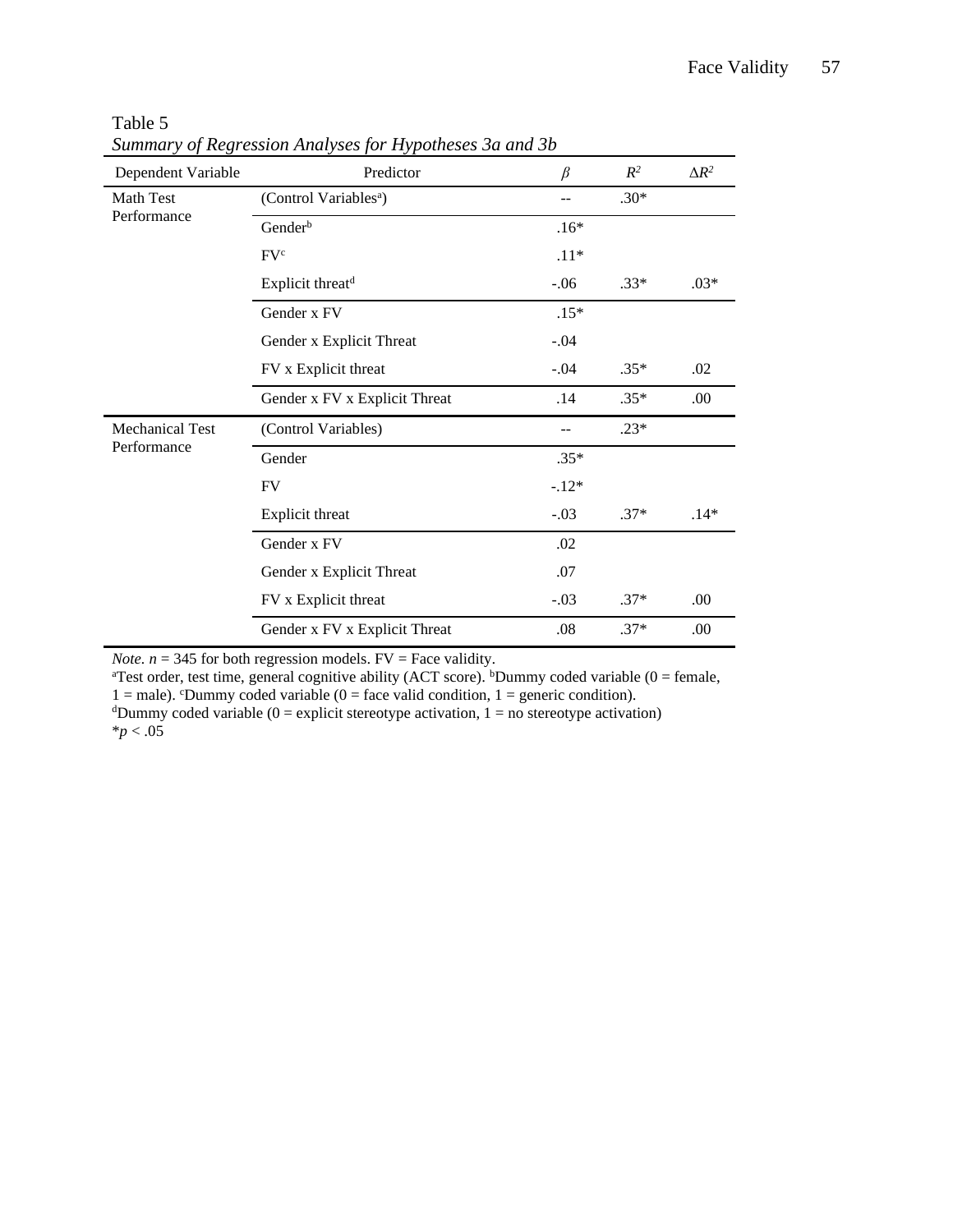Table 5

*Summary of Regression Analyses for Hypotheses 3a and 3b*

| Dependent Variable | Predictor | $\beta$ | $R^2$ | $\Delta R^2$ |
|---|---|---|---|---|
| Math Test Performance | (Control Variables[a]) | -- | .30* | |
| | Gender[b] | .16* | | |
| | FV[c] | .11* | | |
| | Explicit threat[d] | -.06 | .33* | .03* |
| | Gender x FV | .15* | | |
| | Gender x Explicit Threat | -.04 | | |
| | FV x Explicit threat | -.04 | .35* | .02 |
| | Gender x FV x Explicit Threat | .14 | .35* | .00 |
| Mechanical Test Performance | (Control Variables) | -- | .23* | |
| | Gender | .35* | | |
| | FV | -.12* | | |
| | Explicit threat | -.03 | .37* | .14* |
| | Gender x FV | .02 | | |
| | Gender x Explicit Threat | .07 | | |
| | FV x Explicit threat | -.03 | .37* | .00 |
| | Gender x FV x Explicit Threat | .08 | .37* | .00 |

*Note.* $n$ = 345 for both regression models. FV = Face validity.
[a]Test order, test time, general cognitive ability (ACT score). [b]Dummy coded variable (0 = female, 1 = male). [c]Dummy coded variable (0 = face valid condition, 1 = generic condition).
[d]Dummy coded variable (0 = explicit stereotype activation, 1 = no stereotype activation)
*$p < .05$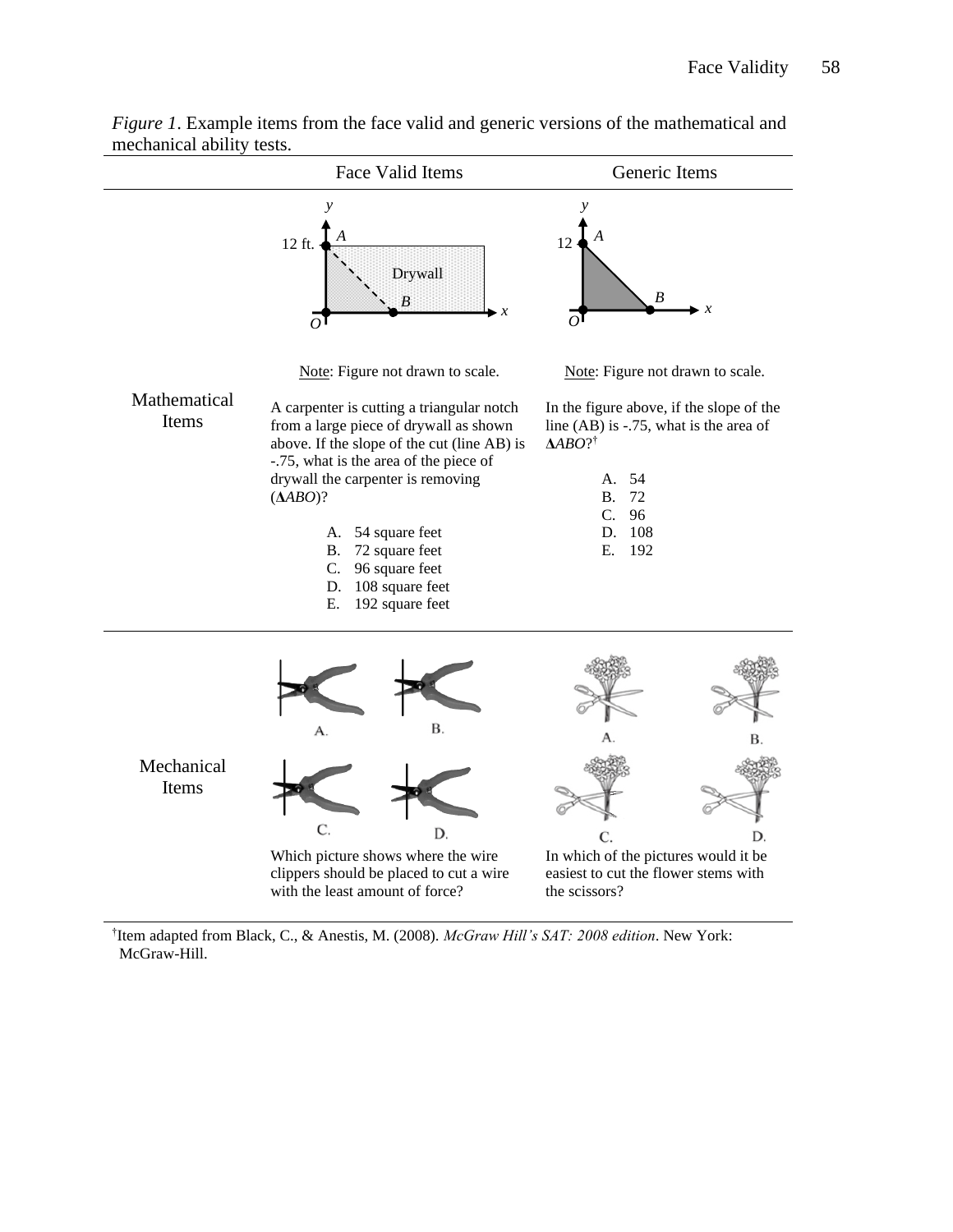*Figure 1*. Example items from the face valid and generic versions of the mathematical and mechanical ability tests.

| | Face Valid Items | Generic Items |
|---|---|---|
| Mathematical Items | Note: Figure not drawn to scale.<br><br>A carpenter is cutting a triangular notch from a large piece of drywall as shown above. If the slope of the cut (line AB) is -.75, what is the area of the piece of drywall the carpenter is removing (**Δ***ABO*)?<br><br>A. 54 square feet<br>B. 72 square feet<br>C. 96 square feet<br>D. 108 square feet<br>E. 192 square feet | Note: Figure not drawn to scale.<br><br>In the figure above, if the slope of the line (AB) is -.75, what is the area of **Δ***ABO*?†<br><br>A. 54<br>B. 72<br>C. 96<br>D. 108<br>E. 192 |
| Mechanical Items | Which picture shows where the wire clippers should be placed to cut a wire with the least amount of force? | In which of the pictures would it be easiest to cut the flower stems with the scissors? |

†Item adapted from Black, C., & Anestis, M. (2008). *McGraw Hill's SAT: 2008 edition*. New York: McGraw-Hill.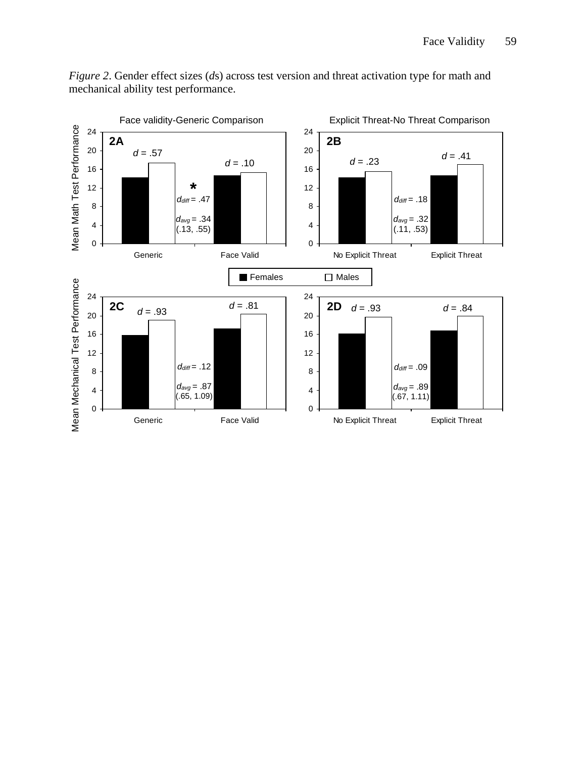*Figure 2*. Gender effect sizes (*d*s) across test version and threat activation type for math and mechanical ability test performance.

Face validity-Generic Comparison

Explicit Threat-No Threat Comparison

Mean Math Test Performance

2A

$d$ = .57

$d$ = .10

*

$d_{diff}$ = .47

$d_{avg}$ = .34 (.13, .55)

Generic

Face Valid

2B

$d$ = .23

$d$ = .41

$d_{diff}$ = .18

$d_{avg}$ = .32 (.11, .53)

No Explicit Threat

Explicit Threat

Females

Males

Mean Mechanical Test Performance

2C

$d$ = .93

$d$ = .81

$d_{diff}$ = .12

$d_{avg}$ = .87 (.65, 1.09)

Generic

Face Valid

2D

$d$ = .93

$d$ = .84

$d_{diff}$ = .09

$d_{avg}$ = .89 (.67, 1.11)

No Explicit Threat

Explicit Threat

0
4
8
12
16
20
24